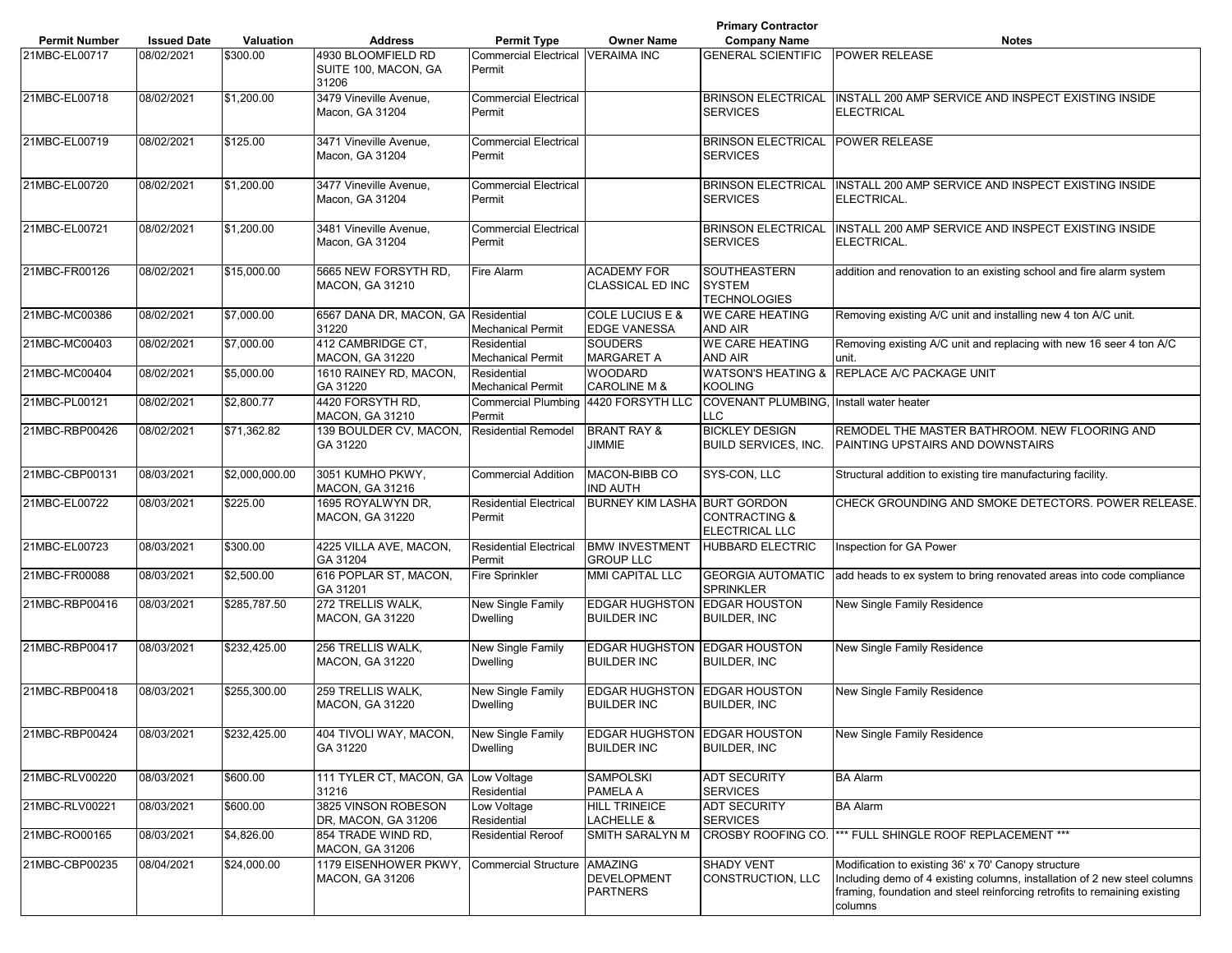| Permit Number | Issued Date | Valuation | Address | Permit Type | Owner Name | Primary Contractor Company Name | Notes |
|---|---|---|---|---|---|---|---|
| 21MBC-EL00717 | 08/02/2021 | $300.00 | 4930 BLOOMFIELD RD SUITE 100, MACON, GA 31206 | Commercial Electrical Permit | VERAIMA INC | GENERAL SCIENTIFIC | POWER RELEASE |
| 21MBC-EL00718 | 08/02/2021 | $1,200.00 | 3479 Vineville Avenue, Macon, GA 31204 | Commercial Electrical Permit | | BRINSON ELECTRICAL SERVICES | INSTALL 200 AMP SERVICE AND INSPECT EXISTING INSIDE ELECTRICAL |
| 21MBC-EL00719 | 08/02/2021 | $125.00 | 3471 Vineville Avenue, Macon, GA 31204 | Commercial Electrical Permit | | BRINSON ELECTRICAL SERVICES | POWER RELEASE |
| 21MBC-EL00720 | 08/02/2021 | $1,200.00 | 3477 Vineville Avenue, Macon, GA 31204 | Commercial Electrical Permit | | BRINSON ELECTRICAL SERVICES | INSTALL 200 AMP SERVICE AND INSPECT EXISTING INSIDE ELECTRICAL. |
| 21MBC-EL00721 | 08/02/2021 | $1,200.00 | 3481 Vineville Avenue, Macon, GA 31204 | Commercial Electrical Permit | | BRINSON ELECTRICAL SERVICES | INSTALL 200 AMP SERVICE AND INSPECT EXISTING INSIDE ELECTRICAL. |
| 21MBC-FR00126 | 08/02/2021 | $15,000.00 | 5665 NEW FORSYTH RD, MACON, GA 31210 | Fire Alarm | ACADEMY FOR CLASSICAL ED INC | SOUTHEASTERN SYSTEM TECHNOLOGIES | addition and renovation to an existing school and fire alarm system |
| 21MBC-MC00386 | 08/02/2021 | $7,000.00 | 6567 DANA DR, MACON, GA 31220 | Residential Mechanical Permit | COLE LUCIUS E & EDGE VANESSA | WE CARE HEATING AND AIR | Removing existing A/C unit and installing new 4 ton A/C unit. |
| 21MBC-MC00403 | 08/02/2021 | $7,000.00 | 412 CAMBRIDGE CT, MACON, GA 31220 | Residential Mechanical Permit | SOUDERS MARGARET A | WE CARE HEATING AND AIR | Removing existing A/C unit and replacing with new 16 seer 4 ton A/C unit. |
| 21MBC-MC00404 | 08/02/2021 | $5,000.00 | 1610 RAINEY RD, MACON, GA 31220 | Residential Mechanical Permit | WOODARD CAROLINE M & | WATSON'S HEATING & KOOLING | REPLACE A/C PACKAGE UNIT |
| 21MBC-PL00121 | 08/02/2021 | $2,800.77 | 4420 FORSYTH RD, MACON, GA 31210 | Commercial Plumbing Permit | 4420 FORSYTH LLC | COVENANT PLUMBING, LLC | Install water heater |
| 21MBC-RBP00426 | 08/02/2021 | $71,362.82 | 139 BOULDER CV, MACON, GA 31220 | Residential Remodel | BRANT RAY & JIMMIE | BICKLEY DESIGN BUILD SERVICES, INC. | REMODEL THE MASTER BATHROOM. NEW FLOORING AND PAINTING UPSTAIRS AND DOWNSTAIRS |
| 21MBC-CBP00131 | 08/03/2021 | $2,000,000.00 | 3051 KUMHO PKWY, MACON, GA 31216 | Commercial Addition | MACON-BIBB CO IND AUTH | SYS-CON, LLC | Structural addition to existing tire manufacturing facility. |
| 21MBC-EL00722 | 08/03/2021 | $225.00 | 1695 ROYALWYN DR, MACON, GA 31220 | Residential Electrical Permit | BURNEY KIM LASHA | BURT GORDON CONTRACTING & ELECTRICAL LLC | CHECK GROUNDING AND SMOKE DETECTORS. POWER RELEASE. |
| 21MBC-EL00723 | 08/03/2021 | $300.00 | 4225 VILLA AVE, MACON, GA 31204 | Residential Electrical Permit | BMW INVESTMENT GROUP LLC | HUBBARD ELECTRIC | Inspection for GA Power |
| 21MBC-FR00088 | 08/03/2021 | $2,500.00 | 616 POPLAR ST, MACON, GA 31201 | Fire Sprinkler | MMI CAPITAL LLC | GEORGIA AUTOMATIC SPRINKLER | add heads to ex system to bring renovated areas into code compliance |
| 21MBC-RBP00416 | 08/03/2021 | $285,787.50 | 272 TRELLIS WALK, MACON, GA 31220 | New Single Family Dwelling | EDGAR HUGHSTON BUILDER INC | EDGAR HOUSTON BUILDER, INC | New Single Family Residence |
| 21MBC-RBP00417 | 08/03/2021 | $232,425.00 | 256 TRELLIS WALK, MACON, GA 31220 | New Single Family Dwelling | EDGAR HUGHSTON BUILDER INC | EDGAR HOUSTON BUILDER, INC | New Single Family Residence |
| 21MBC-RBP00418 | 08/03/2021 | $255,300.00 | 259 TRELLIS WALK, MACON, GA 31220 | New Single Family Dwelling | EDGAR HUGHSTON BUILDER INC | EDGAR HOUSTON BUILDER, INC | New Single Family Residence |
| 21MBC-RBP00424 | 08/03/2021 | $232,425.00 | 404 TIVOLI WAY, MACON, GA 31220 | New Single Family Dwelling | EDGAR HUGHSTON BUILDER INC | EDGAR HOUSTON BUILDER, INC | New Single Family Residence |
| 21MBC-RLV00220 | 08/03/2021 | $600.00 | 111 TYLER CT, MACON, GA 31216 | Low Voltage Residential | SAMPOLSKI PAMELA A | ADT SECURITY SERVICES | BA Alarm |
| 21MBC-RLV00221 | 08/03/2021 | $600.00 | 3825 VINSON ROBESON DR, MACON, GA 31206 | Low Voltage Residential | HILL TRINEICE LACHELLE & | ADT SECURITY SERVICES | BA Alarm |
| 21MBC-RO00165 | 08/03/2021 | $4,826.00 | 854 TRADE WIND RD, MACON, GA 31206 | Residential Reroof | SMITH SARALYN M | CROSBY ROOFING CO. | *** FULL SHINGLE ROOF REPLACEMENT *** |
| 21MBC-CBP00235 | 08/04/2021 | $24,000.00 | 1179 EISENHOWER PKWY, MACON, GA 31206 | Commercial Structure | AMAZING DEVELOPMENT PARTNERS | SHADY VENT CONSTRUCTION, LLC | Modification to existing 36' x 70' Canopy structure Including demo of 4 existing columns, installation of 2 new steel columns framing, foundation and steel reinforcing retrofits to remaining existing columns |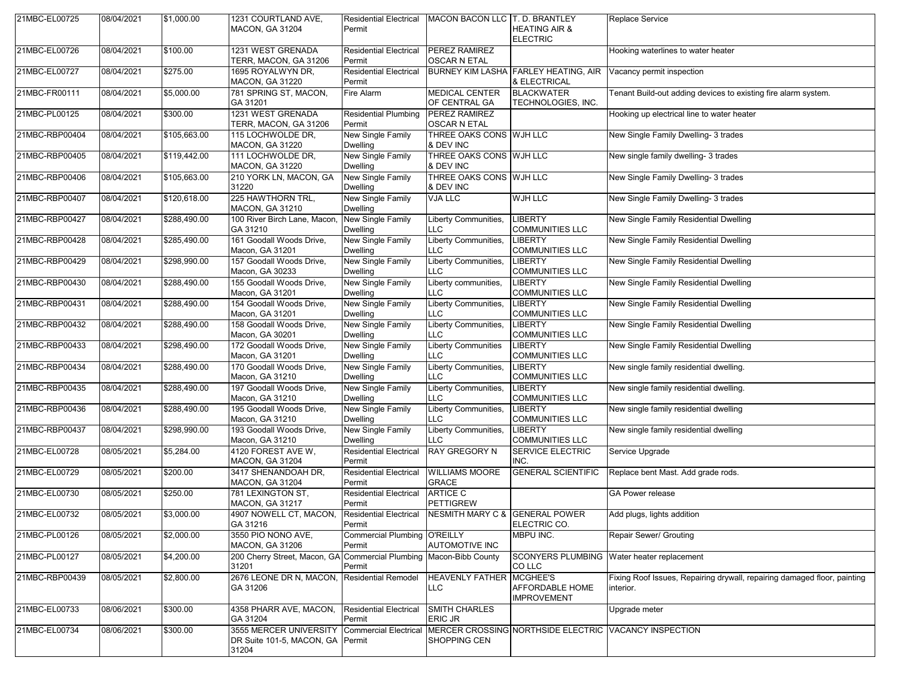| 21MBC-EL00725 | 08/04/2021 | $1,000.00 | 1231 COURTLAND AVE, MACON, GA 31204 | Residential Electrical Permit | MACON BACON LLC | T. D. BRANTLEY HEATING AIR & ELECTRIC | Replace Service |
|---|---|---|---|---|---|---|---|
| 21MBC-EL00726 | 08/04/2021 | $100.00 | 1231 WEST GRENADA TERR, MACON, GA 31206 | Residential Electrical Permit | PEREZ RAMIREZ OSCAR N ETAL | | Hooking waterlines to water heater |
| 21MBC-EL00727 | 08/04/2021 | $275.00 | 1695 ROYALWYN DR, MACON, GA 31220 | Residential Electrical Permit | BURNEY KIM LASHA | FARLEY HEATING, AIR & ELECTRICAL | Vacancy permit inspection |
| 21MBC-FR00111 | 08/04/2021 | $5,000.00 | 781 SPRING ST, MACON, GA 31201 | Fire Alarm | MEDICAL CENTER OF CENTRAL GA | BLACKWATER TECHNOLOGIES, INC. | Tenant Build-out adding devices to existing fire alarm system. |
| 21MBC-PL00125 | 08/04/2021 | $300.00 | 1231 WEST GRENADA TERR, MACON, GA 31206 | Residential Plumbing Permit | PEREZ RAMIREZ OSCAR N ETAL | | Hooking up electrical line to water heater |
| 21MBC-RBP00404 | 08/04/2021 | $105,663.00 | 115 LOCHWOLDE DR, MACON, GA 31220 | New Single Family Dwelling | THREE OAKS CONS & DEV INC | WJH LLC | New Single Family Dwelling- 3 trades |
| 21MBC-RBP00405 | 08/04/2021 | $119,442.00 | 111 LOCHWOLDE DR, MACON, GA 31220 | New Single Family Dwelling | THREE OAKS CONS & DEV INC | WJH LLC | New single family dwelling- 3 trades |
| 21MBC-RBP00406 | 08/04/2021 | $105,663.00 | 210 YORK LN, MACON, GA 31220 | New Single Family Dwelling | THREE OAKS CONS & DEV INC | WJH LLC | New Single Family Dwelling- 3 trades |
| 21MBC-RBP00407 | 08/04/2021 | $120,618.00 | 225 HAWTHORN TRL, MACON, GA 31210 | New Single Family Dwelling | VJA LLC | WJH LLC | New Single Family Dwelling- 3 trades |
| 21MBC-RBP00427 | 08/04/2021 | $288,490.00 | 100 River Birch Lane, Macon, GA 31210 | New Single Family Dwelling | Liberty Communities, LLC | LIBERTY COMMUNITIES LLC | New Single Family Residential Dwelling |
| 21MBC-RBP00428 | 08/04/2021 | $285,490.00 | 161 Goodall Woods Drive, Macon, GA 31201 | New Single Family Dwelling | Liberty Communities, LLC | LIBERTY COMMUNITIES LLC | New Single Family Residential Dwelling |
| 21MBC-RBP00429 | 08/04/2021 | $298,990.00 | 157 Goodall Woods Drive, Macon, GA 30233 | New Single Family Dwelling | Liberty Communities, LLC | LIBERTY COMMUNITIES LLC | New Single Family Residential Dwelling |
| 21MBC-RBP00430 | 08/04/2021 | $288,490.00 | 155 Goodall Woods Drive, Macon, GA 31201 | New Single Family Dwelling | Liberty communities, LLC | LIBERTY COMMUNITIES LLC | New Single Family Residential Dwelling |
| 21MBC-RBP00431 | 08/04/2021 | $288,490.00 | 154 Goodall Woods Drive, Macon, GA 31201 | New Single Family Dwelling | Liberty Communities, LLC | LIBERTY COMMUNITIES LLC | New Single Family Residential Dwelling |
| 21MBC-RBP00432 | 08/04/2021 | $288,490.00 | 158 Goodall Woods Drive, Macon, GA 30201 | New Single Family Dwelling | Liberty Communities, LLC | LIBERTY COMMUNITIES LLC | New Single Family Residential Dwelling |
| 21MBC-RBP00433 | 08/04/2021 | $298,490.00 | 172 Goodall Woods Drive, Macon, GA 31201 | New Single Family Dwelling | Liberty Communities LLC | LIBERTY COMMUNITIES LLC | New Single Family Residential Dwelling |
| 21MBC-RBP00434 | 08/04/2021 | $288,490.00 | 170 Goodall Woods Drive, Macon, GA 31210 | New Single Family Dwelling | Liberty Communities, LLC | LIBERTY COMMUNITIES LLC | New single family residential dwelling. |
| 21MBC-RBP00435 | 08/04/2021 | $288,490.00 | 197 Goodall Woods Drive, Macon, GA 31210 | New Single Family Dwelling | Liberty Communities, LLC | LIBERTY COMMUNITIES LLC | New single family residential dwelling. |
| 21MBC-RBP00436 | 08/04/2021 | $288,490.00 | 195 Goodall Woods Drive, Macon, GA 31210 | New Single Family Dwelling | Liberty Communities, LLC | LIBERTY COMMUNITIES LLC | New single family residential dwelling |
| 21MBC-RBP00437 | 08/04/2021 | $298,990.00 | 193 Goodall Woods Drive, Macon, GA 31210 | New Single Family Dwelling | Liberty Communities, LLC | LIBERTY COMMUNITIES LLC | New single family residential dwelling |
| 21MBC-EL00728 | 08/05/2021 | $5,284.00 | 4120 FOREST AVE W, MACON, GA 31204 | Residential Electrical Permit | RAY GREGORY N | SERVICE ELECTRIC INC. | Service Upgrade |
| 21MBC-EL00729 | 08/05/2021 | $200.00 | 3417 SHENANDOAH DR, MACON, GA 31204 | Residential Electrical Permit | WILLIAMS MOORE GRACE | GENERAL SCIENTIFIC | Replace bent Mast. Add grade rods. |
| 21MBC-EL00730 | 08/05/2021 | $250.00 | 781 LEXINGTON ST, MACON, GA 31217 | Residential Electrical Permit | ARTICE C PETTIGREW | | GA Power release |
| 21MBC-EL00732 | 08/05/2021 | $3,000.00 | 4907 NOWELL CT, MACON, GA 31216 | Residential Electrical Permit | NESMITH MARY C & | GENERAL POWER ELECTRIC CO. | Add plugs, lights addition |
| 21MBC-PL00126 | 08/05/2021 | $2,000.00 | 3550 PIO NONO AVE, MACON, GA 31206 | Commercial Plumbing Permit | O'REILLY AUTOMOTIVE INC | MBPU INC. | Repair Sewer/ Grouting |
| 21MBC-PL00127 | 08/05/2021 | $4,200.00 | 200 Cherry Street, Macon, GA 31201 | Commercial Plumbing Permit | Macon-Bibb County | SCONYERS PLUMBING CO LLC | Water heater replacement |
| 21MBC-RBP00439 | 08/05/2021 | $2,800.00 | 2676 LEONE DR N, MACON, GA 31206 | Residential Remodel | HEAVENLY FATHER LLC | MCGHEE'S AFFORDABLE HOME IMPROVEMENT | Fixing Roof Issues, Repairing drywall, repairing damaged floor, painting interior. |
| 21MBC-EL00733 | 08/06/2021 | $300.00 | 4358 PHARR AVE, MACON, GA 31204 | Residential Electrical Permit | SMITH CHARLES ERIC JR | | Upgrade meter |
| 21MBC-EL00734 | 08/06/2021 | $300.00 | 3555 MERCER UNIVERSITY DR Suite 101-5, MACON, GA 31204 | Commercial Electrical Permit | MERCER CROSSING SHOPPING CEN | NORTHSIDE ELECTRIC | VACANCY INSPECTION |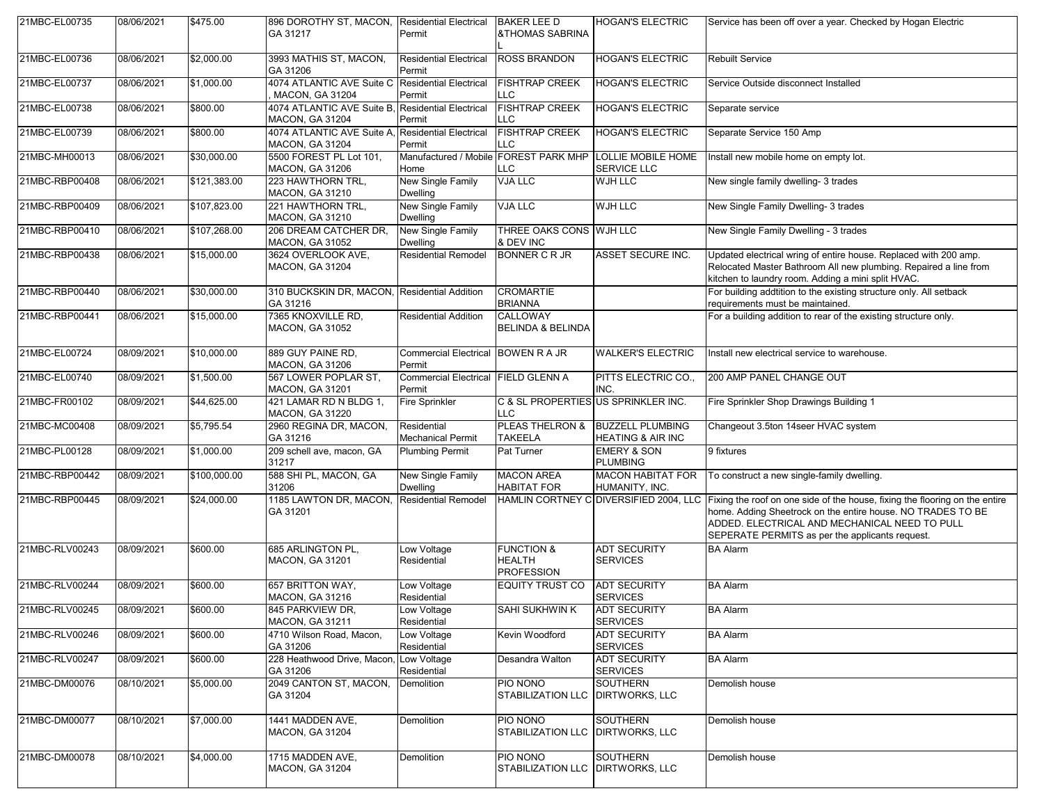| 21MBC-EL00735 | 08/06/2021 | $475.00 | 896 DOROTHY ST, MACON, GA 31217 | Residential Electrical Permit | BAKER LEE D &THOMAS SABRINA L | HOGAN'S ELECTRIC | Service has been off over a year. Checked by Hogan Electric |
|---|---|---|---|---|---|---|---|
| 21MBC-EL00736 | 08/06/2021 | $2,000.00 | 3993 MATHIS ST, MACON, GA 31206 | Residential Electrical Permit | ROSS BRANDON | HOGAN'S ELECTRIC | Rebuilt Service |
| 21MBC-EL00737 | 08/06/2021 | $1,000.00 | 4074 ATLANTIC AVE Suite C , MACON, GA 31204 | Residential Electrical Permit | FISHTRAP CREEK LLC | HOGAN'S ELECTRIC | Service Outside disconnect Installed |
| 21MBC-EL00738 | 08/06/2021 | $800.00 | 4074 ATLANTIC AVE Suite B, MACON, GA 31204 | Residential Electrical Permit | FISHTRAP CREEK LLC | HOGAN'S ELECTRIC | Separate service |
| 21MBC-EL00739 | 08/06/2021 | $800.00 | 4074 ATLANTIC AVE Suite A, MACON, GA 31204 | Residential Electrical Permit | FISHTRAP CREEK LLC | HOGAN'S ELECTRIC | Separate Service 150 Amp |
| 21MBC-MH00013 | 08/06/2021 | $30,000.00 | 5500 FOREST PL Lot 101, MACON, GA 31206 | Manufactured / Mobile Home | FOREST PARK MHP LLC | LOLLIE MOBILE HOME SERVICE LLC | Install new mobile home on empty lot. |
| 21MBC-RBP00408 | 08/06/2021 | $121,383.00 | 223 HAWTHORN TRL, MACON, GA 31210 | New Single Family Dwelling | VJA LLC | WJH LLC | New single family dwelling- 3 trades |
| 21MBC-RBP00409 | 08/06/2021 | $107,823.00 | 221 HAWTHORN TRL, MACON, GA 31210 | New Single Family Dwelling | VJA LLC | WJH LLC | New Single Family Dwelling- 3 trades |
| 21MBC-RBP00410 | 08/06/2021 | $107,268.00 | 206 DREAM CATCHER DR, MACON, GA 31052 | New Single Family Dwelling | THREE OAKS CONS & DEV INC | WJH LLC | New Single Family Dwelling - 3 trades |
| 21MBC-RBP00438 | 08/06/2021 | $15,000.00 | 3624 OVERLOOK AVE, MACON, GA 31204 | Residential Remodel | BONNER C R JR | ASSET SECURE INC. | Updated electrical wring of entire house. Replaced with 200 amp. Relocated Master Bathroom All new plumbing. Repaired a line from kitchen to laundry room. Adding a mini split HVAC. |
| 21MBC-RBP00440 | 08/06/2021 | $30,000.00 | 310 BUCKSKIN DR, MACON, GA 31216 | Residential Addition | CROMARTIE BRIANNA | | For building addtition to the existing structure only. All setback requirements must be maintained. |
| 21MBC-RBP00441 | 08/06/2021 | $15,000.00 | 7365 KNOXVILLE RD, MACON, GA 31052 | Residential Addition | CALLOWAY BELINDA & BELINDA | | For a building addition to rear of the existing structure only. |
| 21MBC-EL00724 | 08/09/2021 | $10,000.00 | 889 GUY PAINE RD, MACON, GA 31206 | Commercial Electrical Permit | BOWEN R A JR | WALKER'S ELECTRIC | Install new electrical service to warehouse. |
| 21MBC-EL00740 | 08/09/2021 | $1,500.00 | 567 LOWER POPLAR ST, MACON, GA 31201 | Commercial Electrical Permit | FIELD GLENN A | PITTS ELECTRIC CO., INC. | 200 AMP PANEL CHANGE OUT |
| 21MBC-FR00102 | 08/09/2021 | $44,625.00 | 421 LAMAR RD N BLDG 1, MACON, GA 31220 | Fire Sprinkler | C & SL PROPERTIES LLC | US SPRINKLER INC. | Fire Sprinkler Shop Drawings Building 1 |
| 21MBC-MC00408 | 08/09/2021 | $5,795.54 | 2960 REGINA DR, MACON, GA 31216 | Residential Mechanical Permit | PLEAS THELRON & TAKEELA | BUZZELL PLUMBING HEATING & AIR INC | Changeout 3.5ton 14seer HVAC system |
| 21MBC-PL00128 | 08/09/2021 | $1,000.00 | 209 schell ave, macon, GA 31217 | Plumbing Permit | Pat Turner | EMERY & SON PLUMBING | 9 fixtures |
| 21MBC-RBP00442 | 08/09/2021 | $100,000.00 | 588 SHI PL, MACON, GA 31206 | New Single Family Dwelling | MACON AREA HABITAT FOR | MACON HABITAT FOR HUMANITY, INC. | To construct a new single-family dwelling. |
| 21MBC-RBP00445 | 08/09/2021 | $24,000.00 | 1185 LAWTON DR, MACON, GA 31201 | Residential Remodel | HAMLIN CORTNEY C | DIVERSIFIED 2004, LLC | Fixing the roof on one side of the house, fixing the flooring on the entire home. Adding Sheetrock on the entire house. NO TRADES TO BE ADDED. ELECTRICAL AND MECHANICAL NEED TO PULL SEPERATE PERMITS as per the applicants request. |
| 21MBC-RLV00243 | 08/09/2021 | $600.00 | 685 ARLINGTON PL, MACON, GA 31201 | Low Voltage Residential | FUNCTION & HEALTH PROFESSION | ADT SECURITY SERVICES | BA Alarm |
| 21MBC-RLV00244 | 08/09/2021 | $600.00 | 657 BRITTON WAY, MACON, GA 31216 | Low Voltage Residential | EQUITY TRUST CO | ADT SECURITY SERVICES | BA Alarm |
| 21MBC-RLV00245 | 08/09/2021 | $600.00 | 845 PARKVIEW DR, MACON, GA 31211 | Low Voltage Residential | SAHI SUKHWIN K | ADT SECURITY SERVICES | BA Alarm |
| 21MBC-RLV00246 | 08/09/2021 | $600.00 | 4710 Wilson Road, Macon, GA 31206 | Low Voltage Residential | Kevin Woodford | ADT SECURITY SERVICES | BA Alarm |
| 21MBC-RLV00247 | 08/09/2021 | $600.00 | 228 Heathwood Drive, Macon, GA 31206 | Low Voltage Residential | Desandra Walton | ADT SECURITY SERVICES | BA Alarm |
| 21MBC-DM00076 | 08/10/2021 | $5,000.00 | 2049 CANTON ST, MACON, GA 31204 | Demolition | PIO NONO STABILIZATION LLC | SOUTHERN DIRTWORKS, LLC | Demolish house |
| 21MBC-DM00077 | 08/10/2021 | $7,000.00 | 1441 MADDEN AVE, MACON, GA 31204 | Demolition | PIO NONO STABILIZATION LLC | SOUTHERN DIRTWORKS, LLC | Demolish house |
| 21MBC-DM00078 | 08/10/2021 | $4,000.00 | 1715 MADDEN AVE, MACON, GA 31204 | Demolition | PIO NONO STABILIZATION LLC | SOUTHERN DIRTWORKS, LLC | Demolish house |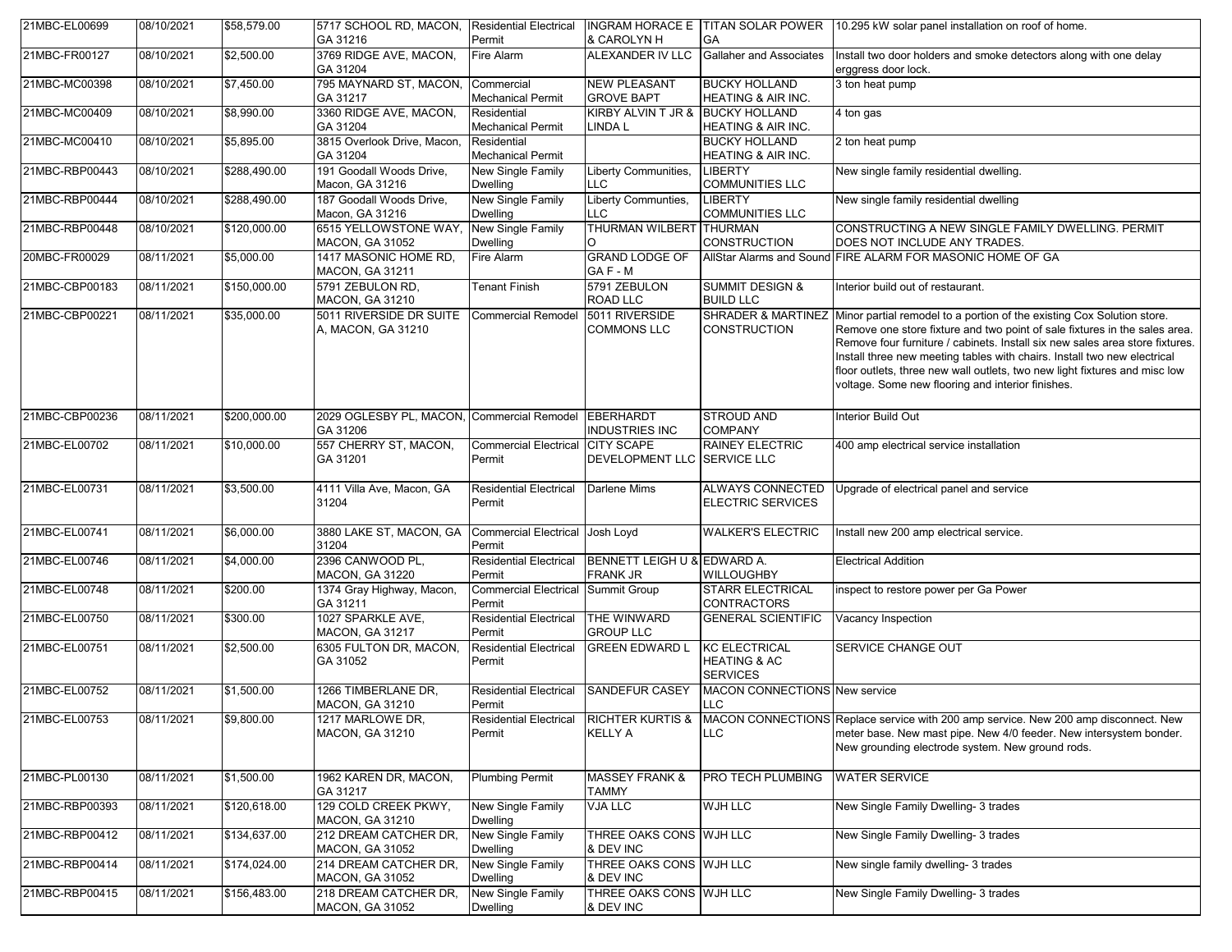| | | | | | | | |
|---|---|---|---|---|---|---|---|
| 21MBC-EL00699 | 08/10/2021 | $58,579.00 | 5717 SCHOOL RD, MACON, GA 31216 | Residential Electrical Permit | INGRAM HORACE E & CAROLYN H | TITAN SOLAR POWER GA | 10.295 kW solar panel installation on roof of home. |
| 21MBC-FR00127 | 08/10/2021 | $2,500.00 | 3769 RIDGE AVE, MACON, GA 31204 | Fire Alarm | ALEXANDER IV LLC | Gallaher and Associates | Install two door holders and smoke detectors along with one delay erggress door lock. |
| 21MBC-MC00398 | 08/10/2021 | $7,450.00 | 795 MAYNARD ST, MACON, GA 31217 | Commercial Mechanical Permit | NEW PLEASANT GROVE BAPT | BUCKY HOLLAND HEATING & AIR INC. | 3 ton heat pump |
| 21MBC-MC00409 | 08/10/2021 | $8,990.00 | 3360 RIDGE AVE, MACON, GA 31204 | Residential Mechanical Permit | KIRBY ALVIN T JR & LINDA L | BUCKY HOLLAND HEATING & AIR INC. | 4 ton gas |
| 21MBC-MC00410 | 08/10/2021 | $5,895.00 | 3815 Overlook Drive, Macon, GA 31204 | Residential Mechanical Permit | | BUCKY HOLLAND HEATING & AIR INC. | 2 ton heat pump |
| 21MBC-RBP00443 | 08/10/2021 | $288,490.00 | 191 Goodall Woods Drive, Macon, GA 31216 | New Single Family Dwelling | Liberty Communities, LLC | LIBERTY COMMUNITIES LLC | New single family residential dwelling. |
| 21MBC-RBP00444 | 08/10/2021 | $288,490.00 | 187 Goodall Woods Drive, Macon, GA 31216 | New Single Family Dwelling | Liberty Communties, LLC | LIBERTY COMMUNITIES LLC | New single family residential dwelling |
| 21MBC-RBP00448 | 08/10/2021 | $120,000.00 | 6515 YELLOWSTONE WAY, MACON, GA 31052 | New Single Family Dwelling | THURMAN WILBERT O | THURMAN CONSTRUCTION | CONSTRUCTING A NEW SINGLE FAMILY DWELLING. PERMIT DOES NOT INCLUDE ANY TRADES. |
| 20MBC-FR00029 | 08/11/2021 | $5,000.00 | 1417 MASONIC HOME RD, MACON, GA 31211 | Fire Alarm | GRAND LODGE OF GA F - M | AllStar Alarms and Sound | FIRE ALARM FOR MASONIC HOME OF GA |
| 21MBC-CBP00183 | 08/11/2021 | $150,000.00 | 5791 ZEBULON RD, MACON, GA 31210 | Tenant Finish | 5791 ZEBULON ROAD LLC | SUMMIT DESIGN & BUILD LLC | Interior build out of restaurant. |
| 21MBC-CBP00221 | 08/11/2021 | $35,000.00 | 5011 RIVERSIDE DR SUITE A, MACON, GA 31210 | Commercial Remodel | 5011 RIVERSIDE COMMONS LLC | SHRADER & MARTINEZ CONSTRUCTION | Minor partial remodel to a portion of the existing Cox Solution store. Remove one store fixture and two point of sale fixtures in the sales area. Remove four furniture / cabinets. Install six new sales area store fixtures. Install three new meeting tables with chairs. Install two new electrical floor outlets, three new wall outlets, two new light fixtures and misc low voltage. Some new flooring and interior finishes. |
| 21MBC-CBP00236 | 08/11/2021 | $200,000.00 | 2029 OGLESBY PL, MACON, GA 31206 | Commercial Remodel | EBERHARDT INDUSTRIES INC | STROUD AND COMPANY | Interior Build Out |
| 21MBC-EL00702 | 08/11/2021 | $10,000.00 | 557 CHERRY ST, MACON, GA 31201 | Commercial Electrical Permit | CITY SCAPE DEVELOPMENT LLC | RAINEY ELECTRIC SERVICE LLC | 400 amp electrical service installation |
| 21MBC-EL00731 | 08/11/2021 | $3,500.00 | 4111 Villa Ave, Macon, GA 31204 | Residential Electrical Permit | Darlene Mims | ALWAYS CONNECTED ELECTRIC SERVICES | Upgrade of electrical panel and service |
| 21MBC-EL00741 | 08/11/2021 | $6,000.00 | 3880 LAKE ST, MACON, GA 31204 | Commercial Electrical Permit | Josh Loyd | WALKER'S ELECTRIC | Install new 200 amp electrical service. |
| 21MBC-EL00746 | 08/11/2021 | $4,000.00 | 2396 CANWOOD PL, MACON, GA 31220 | Residential Electrical Permit | BENNETT LEIGH U & FRANK JR | EDWARD A. WILLOUGHBY | Electrical Addition |
| 21MBC-EL00748 | 08/11/2021 | $200.00 | 1374 Gray Highway, Macon, GA 31211 | Commercial Electrical Permit | Summit Group | STARR ELECTRICAL CONTRACTORS | inspect to restore power per Ga Power |
| 21MBC-EL00750 | 08/11/2021 | $300.00 | 1027 SPARKLE AVE, MACON, GA 31217 | Residential Electrical Permit | THE WINWARD GROUP LLC | GENERAL SCIENTIFIC | Vacancy Inspection |
| 21MBC-EL00751 | 08/11/2021 | $2,500.00 | 6305 FULTON DR, MACON, GA 31052 | Residential Electrical Permit | GREEN EDWARD L | KC ELECTRICAL HEATING & AC SERVICES | SERVICE CHANGE OUT |
| 21MBC-EL00752 | 08/11/2021 | $1,500.00 | 1266 TIMBERLANE DR, MACON, GA 31210 | Residential Electrical Permit | SANDEFUR CASEY | MACON CONNECTIONS LLC | New service |
| 21MBC-EL00753 | 08/11/2021 | $9,800.00 | 1217 MARLOWE DR, MACON, GA 31210 | Residential Electrical Permit | RICHTER KURTIS & KELLY A | MACON CONNECTIONS LLC | Replace service with 200 amp service. New 200 amp disconnect. New meter base. New mast pipe. New 4/0 feeder. New intersystem bonder. New grounding electrode system. New ground rods. |
| 21MBC-PL00130 | 08/11/2021 | $1,500.00 | 1962 KAREN DR, MACON, GA 31217 | Plumbing Permit | MASSEY FRANK & TAMMY | PRO TECH PLUMBING | WATER SERVICE |
| 21MBC-RBP00393 | 08/11/2021 | $120,618.00 | 129 COLD CREEK PKWY, MACON, GA 31210 | New Single Family Dwelling | VJA LLC | WJH LLC | New Single Family Dwelling- 3 trades |
| 21MBC-RBP00412 | 08/11/2021 | $134,637.00 | 212 DREAM CATCHER DR, MACON, GA 31052 | New Single Family Dwelling | THREE OAKS CONS & DEV INC | WJH LLC | New Single Family Dwelling- 3 trades |
| 21MBC-RBP00414 | 08/11/2021 | $174,024.00 | 214 DREAM CATCHER DR, MACON, GA 31052 | New Single Family Dwelling | THREE OAKS CONS & DEV INC | WJH LLC | New single family dwelling- 3 trades |
| 21MBC-RBP00415 | 08/11/2021 | $156,483.00 | 218 DREAM CATCHER DR, MACON, GA 31052 | New Single Family Dwelling | THREE OAKS CONS & DEV INC | WJH LLC | New Single Family Dwelling- 3 trades |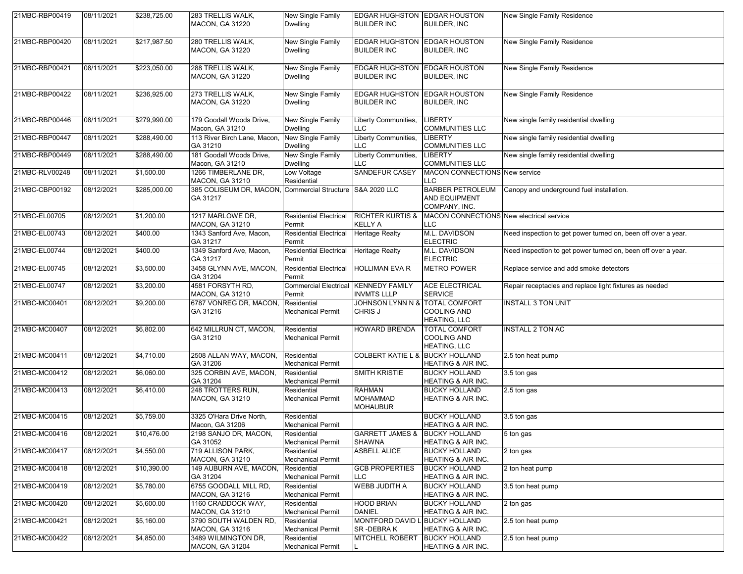| 21MBC-RBP00419 | 08/11/2021 | $238,725.00 | 283 TRELLIS WALK, MACON, GA 31220 | New Single Family Dwelling | EDGAR HUGHSTON BUILDER INC | EDGAR HOUSTON BUILDER, INC | New Single Family Residence |
|---|---|---|---|---|---|---|---|
| 21MBC-RBP00420 | 08/11/2021 | $217,987.50 | 280 TRELLIS WALK, MACON, GA 31220 | New Single Family Dwelling | EDGAR HUGHSTON BUILDER INC | EDGAR HOUSTON BUILDER, INC | New Single Family Residence |
| 21MBC-RBP00421 | 08/11/2021 | $223,050.00 | 288 TRELLIS WALK, MACON, GA 31220 | New Single Family Dwelling | EDGAR HUGHSTON BUILDER INC | EDGAR HOUSTON BUILDER, INC | New Single Family Residence |
| 21MBC-RBP00422 | 08/11/2021 | $236,925.00 | 273 TRELLIS WALK, MACON, GA 31220 | New Single Family Dwelling | EDGAR HUGHSTON BUILDER INC | EDGAR HOUSTON BUILDER, INC | New Single Family Residence |
| 21MBC-RBP00446 | 08/11/2021 | $279,990.00 | 179 Goodall Woods Drive, Macon, GA 31210 | New Single Family Dwelling | Liberty Communities, LLC | LIBERTY COMMUNITIES LLC | New single family residential dwelling |
| 21MBC-RBP00447 | 08/11/2021 | $288,490.00 | 113 River Birch Lane, Macon, GA 31210 | New Single Family Dwelling | Liberty Communities, LLC | LIBERTY COMMUNITIES LLC | New single family residential dwelling |
| 21MBC-RBP00449 | 08/11/2021 | $288,490.00 | 181 Goodall Woods Drive, Macon, GA 31210 | New Single Family Dwelling | Liberty Communities, LLC | LIBERTY COMMUNITIES LLC | New single family residential dwelling |
| 21MBC-RLV00248 | 08/11/2021 | $1,500.00 | 1266 TIMBERLANE DR, MACON, GA 31210 | Low Voltage Residential | SANDEFUR CASEY | MACON CONNECTIONS LLC | New service |
| 21MBC-CBP00192 | 08/12/2021 | $285,000.00 | 385 COLISEUM DR, MACON, GA 31217 | Commercial Structure | S&A 2020 LLC | BARBER PETROLEUM AND EQUIPMENT COMPANY, INC. | Canopy and underground fuel installation. |
| 21MBC-EL00705 | 08/12/2021 | $1,200.00 | 1217 MARLOWE DR, MACON, GA 31210 | Residential Electrical Permit | RICHTER KURTIS & KELLY A | MACON CONNECTIONS LLC | New electrical service |
| 21MBC-EL00743 | 08/12/2021 | $400.00 | 1343 Sanford Ave, Macon, GA 31217 | Residential Electrical Permit | Heritage Realty | M.L. DAVIDSON ELECTRIC | Need inspection to get power turned on, been off over a year. |
| 21MBC-EL00744 | 08/12/2021 | $400.00 | 1349 Sanford Ave, Macon, GA 31217 | Residential Electrical Permit | Heritage Realty | M.L. DAVIDSON ELECTRIC | Need inspection to get power turned on, been off over a year. |
| 21MBC-EL00745 | 08/12/2021 | $3,500.00 | 3458 GLYNN AVE, MACON, GA 31204 | Residential Electrical Permit | HOLLIMAN EVA R | METRO POWER | Replace service and add smoke detectors |
| 21MBC-EL00747 | 08/12/2021 | $3,200.00 | 4581 FORSYTH RD, MACON, GA 31210 | Commercial Electrical Permit | KENNEDY FAMILY INVMTS LLLP | ACE ELECTRICAL SERVICE | Repair receptacles and replace light fixtures as needed |
| 21MBC-MC00401 | 08/12/2021 | $9,200.00 | 6787 VONREG DR, MACON, GA 31216 | Residential Mechanical Permit | JOHNSON LYNN N & CHRIS J | TOTAL COMFORT COOLING AND HEATING, LLC | INSTALL 3 TON UNIT |
| 21MBC-MC00407 | 08/12/2021 | $6,802.00 | 642 MILLRUN CT, MACON, GA 31210 | Residential Mechanical Permit | HOWARD BRENDA | TOTAL COMFORT COOLING AND HEATING, LLC | INSTALL 2 TON AC |
| 21MBC-MC00411 | 08/12/2021 | $4,710.00 | 2508 ALLAN WAY, MACON, GA 31206 | Residential Mechanical Permit | COLBERT KATIE L & | BUCKY HOLLAND HEATING & AIR INC. | 2.5 ton heat pump |
| 21MBC-MC00412 | 08/12/2021 | $6,060.00 | 325 CORBIN AVE, MACON, GA 31204 | Residential Mechanical Permit | SMITH KRISTIE | BUCKY HOLLAND HEATING & AIR INC. | 3.5 ton gas |
| 21MBC-MC00413 | 08/12/2021 | $6,410.00 | 248 TROTTERS RUN, MACON, GA 31210 | Residential Mechanical Permit | RAHMAN MOHAMMAD MOHAUBUR | BUCKY HOLLAND HEATING & AIR INC. | 2.5 ton gas |
| 21MBC-MC00415 | 08/12/2021 | $5,759.00 | 3325 O'Hara Drive North, Macon, GA 31206 | Residential Mechanical Permit | | BUCKY HOLLAND HEATING & AIR INC. | 3.5 ton gas |
| 21MBC-MC00416 | 08/12/2021 | $10,476.00 | 2198 SANJO DR, MACON, GA 31052 | Residential Mechanical Permit | GARRETT JAMES & SHAWNA | BUCKY HOLLAND HEATING & AIR INC. | 5 ton gas |
| 21MBC-MC00417 | 08/12/2021 | $4,550.00 | 719 ALLISON PARK, MACON, GA 31210 | Residential Mechanical Permit | ASBELL ALICE | BUCKY HOLLAND HEATING & AIR INC. | 2 ton gas |
| 21MBC-MC00418 | 08/12/2021 | $10,390.00 | 149 AUBURN AVE, MACON, GA 31204 | Residential Mechanical Permit | GCB PROPERTIES LLC | BUCKY HOLLAND HEATING & AIR INC. | 2 ton heat pump |
| 21MBC-MC00419 | 08/12/2021 | $5,780.00 | 6755 GOODALL MILL RD, MACON, GA 31216 | Residential Mechanical Permit | WEBB JUDITH A | BUCKY HOLLAND HEATING & AIR INC. | 3.5 ton heat pump |
| 21MBC-MC00420 | 08/12/2021 | $5,600.00 | 1160 CRADDOCK WAY, MACON, GA 31210 | Residential Mechanical Permit | HOOD BRIAN DANIEL | BUCKY HOLLAND HEATING & AIR INC. | 2 ton gas |
| 21MBC-MC00421 | 08/12/2021 | $5,160.00 | 3790 SOUTH WALDEN RD, MACON, GA 31216 | Residential Mechanical Permit | MONTFORD DAVID L SR -DEBRA K | BUCKY HOLLAND HEATING & AIR INC. | 2.5 ton heat pump |
| 21MBC-MC00422 | 08/12/2021 | $4,850.00 | 3489 WILMINGTON DR, MACON, GA 31204 | Residential Mechanical Permit | MITCHELL ROBERT L | BUCKY HOLLAND HEATING & AIR INC. | 2.5 ton heat pump |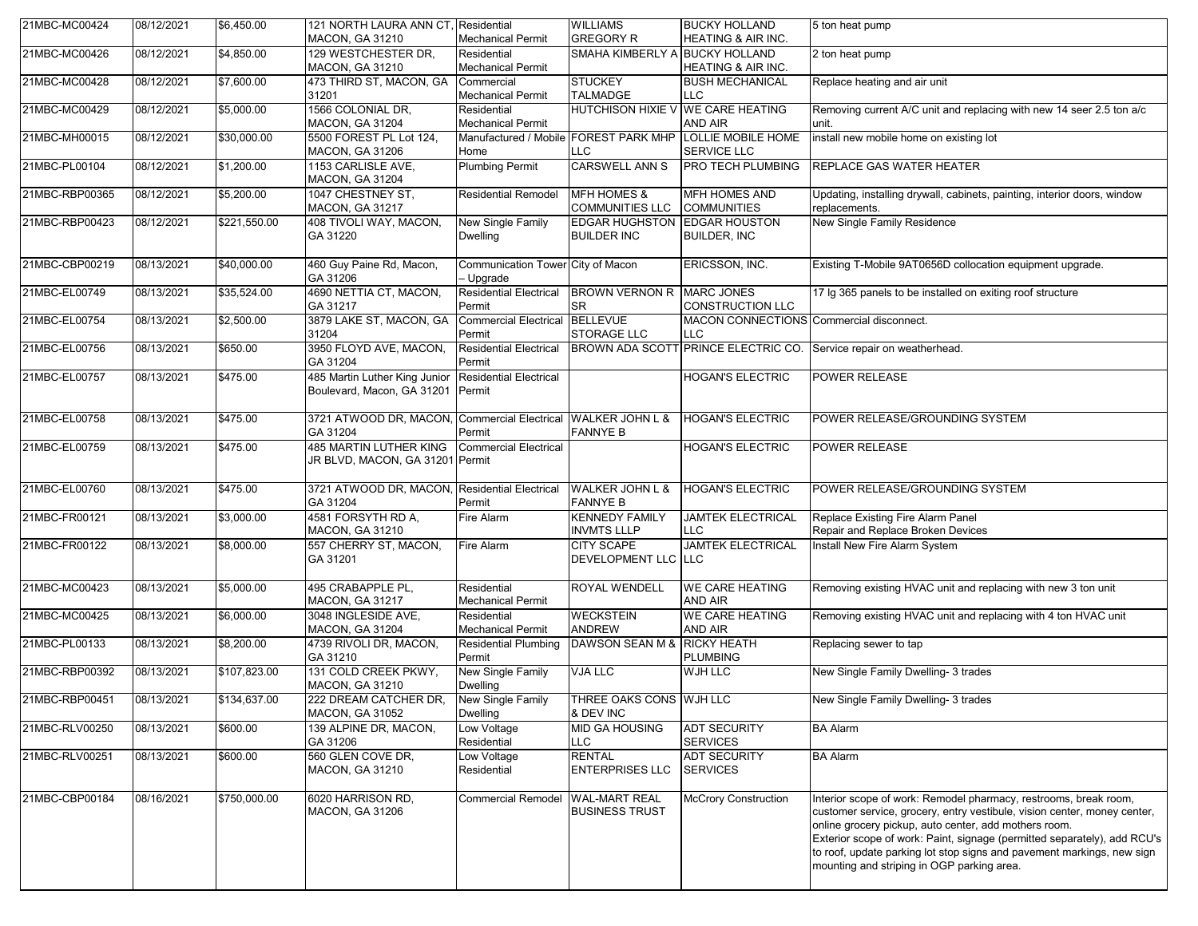| 21MBC-MC00424 | 08/12/2021 | $6,450.00 | 121 NORTH LAURA ANN CT, MACON, GA 31210 | Residential Mechanical Permit | WILLIAMS GREGORY R | BUCKY HOLLAND HEATING & AIR INC. | 5 ton heat pump |
|---|---|---|---|---|---|---|---|
| 21MBC-MC00426 | 08/12/2021 | $4,850.00 | 129 WESTCHESTER DR, MACON, GA 31210 | Residential Mechanical Permit | SMAHA KIMBERLY A | BUCKY HOLLAND HEATING & AIR INC. | 2 ton heat pump |
| 21MBC-MC00428 | 08/12/2021 | $7,600.00 | 473 THIRD ST, MACON, GA 31201 | Commercial Mechanical Permit | STUCKEY TALMADGE | BUSH MECHANICAL LLC | Replace heating and air unit |
| 21MBC-MC00429 | 08/12/2021 | $5,000.00 | 1566 COLONIAL DR, MACON, GA 31204 | Residential Mechanical Permit | HUTCHISON HIXIE V | WE CARE HEATING AND AIR | Removing current A/C unit and replacing with new 14 seer 2.5 ton a/c unit. |
| 21MBC-MH00015 | 08/12/2021 | $30,000.00 | 5500 FOREST PL Lot 124, MACON, GA 31206 | Manufactured / Mobile Home | FOREST PARK MHP LLC | LOLLIE MOBILE HOME SERVICE LLC | install new mobile home on existing lot |
| 21MBC-PL00104 | 08/12/2021 | $1,200.00 | 1153 CARLISLE AVE, MACON, GA 31204 | Plumbing Permit | CARSWELL ANN S | PRO TECH PLUMBING | REPLACE GAS WATER HEATER |
| 21MBC-RBP00365 | 08/12/2021 | $5,200.00 | 1047 CHESTNEY ST, MACON, GA 31217 | Residential Remodel | MFH HOMES & COMMUNITIES LLC | MFH HOMES AND COMMUNITIES | Updating, installing drywall, cabinets, painting, interior doors, window replacements. |
| 21MBC-RBP00423 | 08/12/2021 | $221,550.00 | 408 TIVOLI WAY, MACON, GA 31220 | New Single Family Dwelling | EDGAR HUGHSTON BUILDER INC | EDGAR HOUSTON BUILDER, INC | New Single Family Residence |
| 21MBC-CBP00219 | 08/13/2021 | $40,000.00 | 460 Guy Paine Rd, Macon, GA 31206 | Communication Tower – Upgrade | City of Macon | ERICSSON, INC. | Existing T-Mobile 9AT0656D collocation equipment upgrade. |
| 21MBC-EL00749 | 08/13/2021 | $35,524.00 | 4690 NETTIA CT, MACON, GA 31217 | Residential Electrical Permit | BROWN VERNON R SR | MARC JONES CONSTRUCTION LLC | 17 lg 365 panels to be installed on exiting roof structure |
| 21MBC-EL00754 | 08/13/2021 | $2,500.00 | 3879 LAKE ST, MACON, GA 31204 | Commercial Electrical Permit | BELLEVUE STORAGE LLC | MACON CONNECTIONS LLC | Commercial disconnect. |
| 21MBC-EL00756 | 08/13/2021 | $650.00 | 3950 FLOYD AVE, MACON, GA 31204 | Residential Electrical Permit | BROWN ADA SCOTT | PRINCE ELECTRIC CO. | Service repair on weatherhead. |
| 21MBC-EL00757 | 08/13/2021 | $475.00 | 485 Martin Luther King Junior Boulevard, Macon, GA 31201 | Residential Electrical Permit | | HOGAN'S ELECTRIC | POWER RELEASE |
| 21MBC-EL00758 | 08/13/2021 | $475.00 | 3721 ATWOOD DR, MACON, GA 31204 | Commercial Electrical Permit | WALKER JOHN L & FANNYE B | HOGAN'S ELECTRIC | POWER RELEASE/GROUNDING SYSTEM |
| 21MBC-EL00759 | 08/13/2021 | $475.00 | 485 MARTIN LUTHER KING JR BLVD, MACON, GA 31201 | Commercial Electrical Permit | | HOGAN'S ELECTRIC | POWER RELEASE |
| 21MBC-EL00760 | 08/13/2021 | $475.00 | 3721 ATWOOD DR, MACON, GA 31204 | Residential Electrical Permit | WALKER JOHN L & FANNYE B | HOGAN'S ELECTRIC | POWER RELEASE/GROUNDING SYSTEM |
| 21MBC-FR00121 | 08/13/2021 | $3,000.00 | 4581 FORSYTH RD A, MACON, GA 31210 | Fire Alarm | KENNEDY FAMILY INVMTS LLLP | JAMTEK ELECTRICAL LLC | Replace Existing Fire Alarm Panel Repair and Replace Broken Devices |
| 21MBC-FR00122 | 08/13/2021 | $8,000.00 | 557 CHERRY ST, MACON, GA 31201 | Fire Alarm | CITY SCAPE DEVELOPMENT LLC | JAMTEK ELECTRICAL LLC | Install New Fire Alarm System |
| 21MBC-MC00423 | 08/13/2021 | $5,000.00 | 495 CRABAPPLE PL, MACON, GA 31217 | Residential Mechanical Permit | ROYAL WENDELL | WE CARE HEATING AND AIR | Removing existing HVAC unit and replacing with new 3 ton unit |
| 21MBC-MC00425 | 08/13/2021 | $6,000.00 | 3048 INGLESIDE AVE, MACON, GA 31204 | Residential Mechanical Permit | WECKSTEIN ANDREW | WE CARE HEATING AND AIR | Removing existing HVAC unit and replacing with 4 ton HVAC unit |
| 21MBC-PL00133 | 08/13/2021 | $8,200.00 | 4739 RIVOLI DR, MACON, GA 31210 | Residential Plumbing Permit | DAWSON SEAN M & | RICKY HEATH PLUMBING | Replacing sewer to tap |
| 21MBC-RBP00392 | 08/13/2021 | $107,823.00 | 131 COLD CREEK PKWY, MACON, GA 31210 | New Single Family Dwelling | VJA LLC | WJH LLC | New Single Family Dwelling- 3 trades |
| 21MBC-RBP00451 | 08/13/2021 | $134,637.00 | 222 DREAM CATCHER DR, MACON, GA 31052 | New Single Family Dwelling | THREE OAKS CONS & DEV INC | WJH LLC | New Single Family Dwelling- 3 trades |
| 21MBC-RLV00250 | 08/13/2021 | $600.00 | 139 ALPINE DR, MACON, GA 31206 | Low Voltage Residential | MID GA HOUSING LLC | ADT SECURITY SERVICES | BA Alarm |
| 21MBC-RLV00251 | 08/13/2021 | $600.00 | 560 GLEN COVE DR, MACON, GA 31210 | Low Voltage Residential | RENTAL ENTERPRISES LLC | ADT SECURITY SERVICES | BA Alarm |
| 21MBC-CBP00184 | 08/16/2021 | $750,000.00 | 6020 HARRISON RD, MACON, GA 31206 | Commercial Remodel | WAL-MART REAL BUSINESS TRUST | McCrory Construction | Interior scope of work: Remodel pharmacy, restrooms, break room, customer service, grocery, entry vestibule, vision center, money center, online grocery pickup, auto center, add mothers room. Exterior scope of work: Paint, signage (permitted separately), add RCU's to roof, update parking lot stop signs and pavement markings, new sign mounting and striping in OGP parking area. |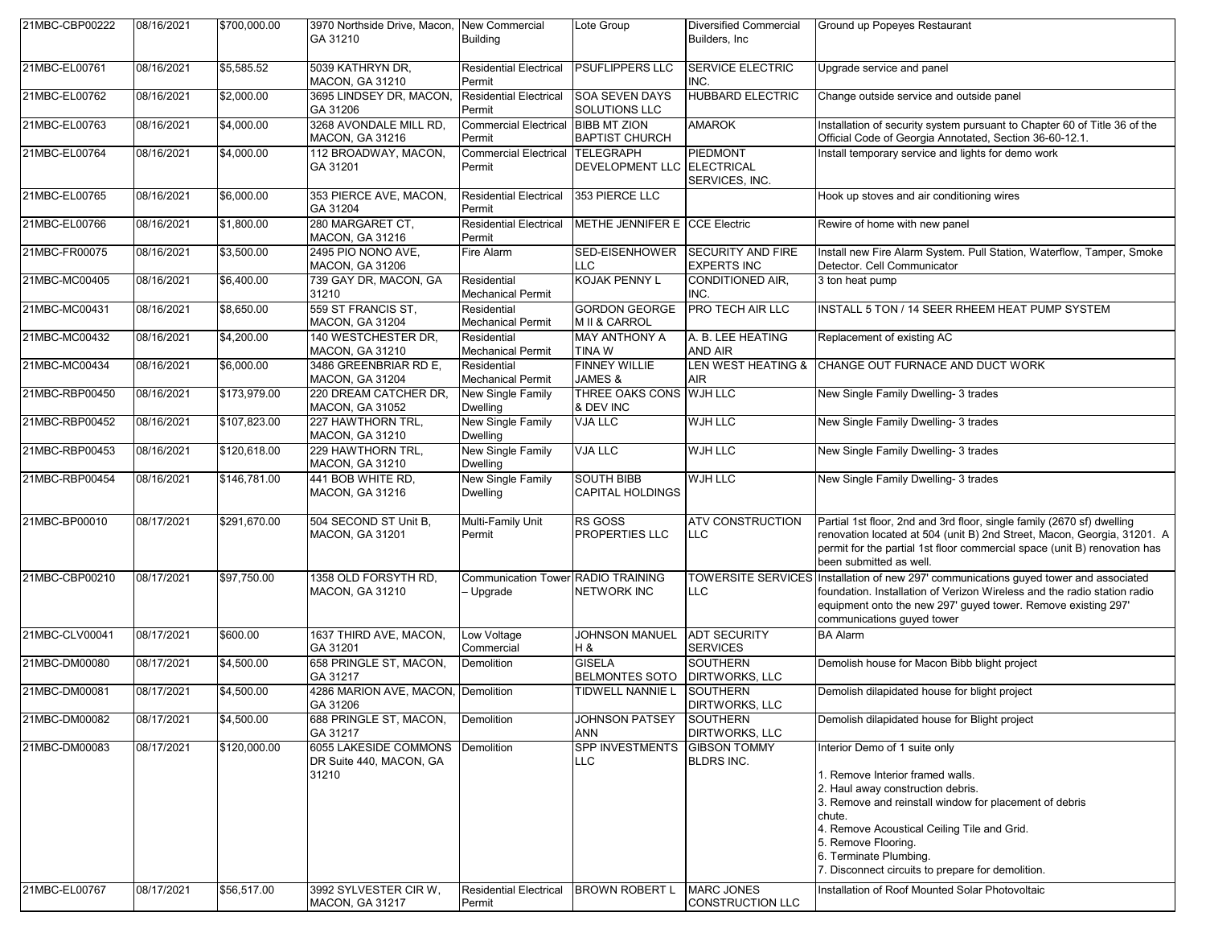| | | | | | | | |
|---|---|---|---|---|---|---|---|
| 21MBC-CBP00222 | 08/16/2021 | $700,000.00 | 3970 Northside Drive, Macon, GA 31210 | New Commercial Building | Lote Group | Diversified Commercial Builders, Inc | Ground up Popeyes Restaurant |
| 21MBC-EL00761 | 08/16/2021 | $5,585.52 | 5039 KATHRYN DR, MACON, GA 31210 | Residential Electrical Permit | PSUFLIPPERS LLC | SERVICE ELECTRIC INC. | Upgrade service and panel |
| 21MBC-EL00762 | 08/16/2021 | $2,000.00 | 3695 LINDSEY DR, MACON, GA 31206 | Residential Electrical Permit | SOA SEVEN DAYS SOLUTIONS LLC | HUBBARD ELECTRIC | Change outside service and outside panel |
| 21MBC-EL00763 | 08/16/2021 | $4,000.00 | 3268 AVONDALE MILL RD, MACON, GA 31216 | Commercial Electrical Permit | BIBB MT ZION BAPTIST CHURCH | AMAROK | Installation of security system pursuant to Chapter 60 of Title 36 of the Official Code of Georgia Annotated, Section 36-60-12.1. |
| 21MBC-EL00764 | 08/16/2021 | $4,000.00 | 112 BROADWAY, MACON, GA 31201 | Commercial Electrical Permit | TELEGRAPH DEVELOPMENT LLC | PIEDMONT ELECTRICAL SERVICES, INC. | Install temporary service and lights for demo work |
| 21MBC-EL00765 | 08/16/2021 | $6,000.00 | 353 PIERCE AVE, MACON, GA 31204 | Residential Electrical Permit | 353 PIERCE LLC | | Hook up stoves and air conditioning wires |
| 21MBC-EL00766 | 08/16/2021 | $1,800.00 | 280 MARGARET CT, MACON, GA 31216 | Residential Electrical Permit | METHE JENNIFER E | CCE Electric | Rewire of home with new panel |
| 21MBC-FR00075 | 08/16/2021 | $3,500.00 | 2495 PIO NONO AVE, MACON, GA 31206 | Fire Alarm | SED-EISENHOWER LLC | SECURITY AND FIRE EXPERTS INC | Install new Fire Alarm System. Pull Station, Waterflow, Tamper, Smoke Detector. Cell Communicator |
| 21MBC-MC00405 | 08/16/2021 | $6,400.00 | 739 GAY DR, MACON, GA 31210 | Residential Mechanical Permit | KOJAK PENNY L | CONDITIONED AIR, INC. | 3 ton heat pump |
| 21MBC-MC00431 | 08/16/2021 | $8,650.00 | 559 ST FRANCIS ST, MACON, GA 31204 | Residential Mechanical Permit | GORDON GEORGE M II & CARROL | PRO TECH AIR LLC | INSTALL 5 TON / 14 SEER RHEEM HEAT PUMP SYSTEM |
| 21MBC-MC00432 | 08/16/2021 | $4,200.00 | 140 WESTCHESTER DR, MACON, GA 31210 | Residential Mechanical Permit | MAY ANTHONY A TINA W | A. B. LEE HEATING AND AIR | Replacement of existing AC |
| 21MBC-MC00434 | 08/16/2021 | $6,000.00 | 3486 GREENBRIAR RD E, MACON, GA 31204 | Residential Mechanical Permit | FINNEY WILLIE JAMES & | LEN WEST HEATING & AIR | CHANGE OUT FURNACE AND DUCT WORK |
| 21MBC-RBP00450 | 08/16/2021 | $173,979.00 | 220 DREAM CATCHER DR, MACON, GA 31052 | New Single Family Dwelling | THREE OAKS CONS & DEV INC | WJH LLC | New Single Family Dwelling- 3 trades |
| 21MBC-RBP00452 | 08/16/2021 | $107,823.00 | 227 HAWTHORN TRL, MACON, GA 31210 | New Single Family Dwelling | VJA LLC | WJH LLC | New Single Family Dwelling- 3 trades |
| 21MBC-RBP00453 | 08/16/2021 | $120,618.00 | 229 HAWTHORN TRL, MACON, GA 31210 | New Single Family Dwelling | VJA LLC | WJH LLC | New Single Family Dwelling- 3 trades |
| 21MBC-RBP00454 | 08/16/2021 | $146,781.00 | 441 BOB WHITE RD, MACON, GA 31216 | New Single Family Dwelling | SOUTH BIBB CAPITAL HOLDINGS | WJH LLC | New Single Family Dwelling- 3 trades |
| 21MBC-BP00010 | 08/17/2021 | $291,670.00 | 504 SECOND ST Unit B, MACON, GA 31201 | Multi-Family Unit Permit | RS GOSS PROPERTIES LLC | ATV CONSTRUCTION LLC | Partial 1st floor, 2nd and 3rd floor, single family (2670 sf) dwelling renovation located at 504 (unit B) 2nd Street, Macon, Georgia, 31201. A permit for the partial 1st floor commercial space (unit B) renovation has been submitted as well. |
| 21MBC-CBP00210 | 08/17/2021 | $97,750.00 | 1358 OLD FORSYTH RD, MACON, GA 31210 | Communication Tower – Upgrade | RADIO TRAINING NETWORK INC | TOWERSITE SERVICES LLC | Installation of new 297' communications guyed tower and associated foundation. Installation of Verizon Wireless and the radio station radio equipment onto the new 297' guyed tower. Remove existing 297' communications guyed tower |
| 21MBC-CLV00041 | 08/17/2021 | $600.00 | 1637 THIRD AVE, MACON, GA 31201 | Low Voltage Commercial | JOHNSON MANUEL H & | ADT SECURITY SERVICES | BA Alarm |
| 21MBC-DM00080 | 08/17/2021 | $4,500.00 | 658 PRINGLE ST, MACON, GA 31217 | Demolition | GISELA BELMONTES SOTO | SOUTHERN DIRTWORKS, LLC | Demolish house for Macon Bibb blight project |
| 21MBC-DM00081 | 08/17/2021 | $4,500.00 | 4286 MARION AVE, MACON, GA 31206 | Demolition | TIDWELL NANNIE L | SOUTHERN DIRTWORKS, LLC | Demolish dilapidated house for blight project |
| 21MBC-DM00082 | 08/17/2021 | $4,500.00 | 688 PRINGLE ST, MACON, GA 31217 | Demolition | JOHNSON PATSEY ANN | SOUTHERN DIRTWORKS, LLC | Demolish dilapidated house for Blight project |
| 21MBC-DM00083 | 08/17/2021 | $120,000.00 | 6055 LAKESIDE COMMONS DR Suite 440, MACON, GA 31210 | Demolition | SPP INVESTMENTS LLC | GIBSON TOMMY BLDRS INC. | Interior Demo of 1 suite only<br><br>1. Remove Interior framed walls.<br>2. Haul away construction debris.<br>3. Remove and reinstall window for placement of debris chute.<br>4. Remove Acoustical Ceiling Tile and Grid.<br>5. Remove Flooring.<br>6. Terminate Plumbing.<br>7. Disconnect circuits to prepare for demolition. |
| 21MBC-EL00767 | 08/17/2021 | $56,517.00 | 3992 SYLVESTER CIR W, MACON, GA 31217 | Residential Electrical Permit | BROWN ROBERT L | MARC JONES CONSTRUCTION LLC | Installation of Roof Mounted Solar Photovoltaic |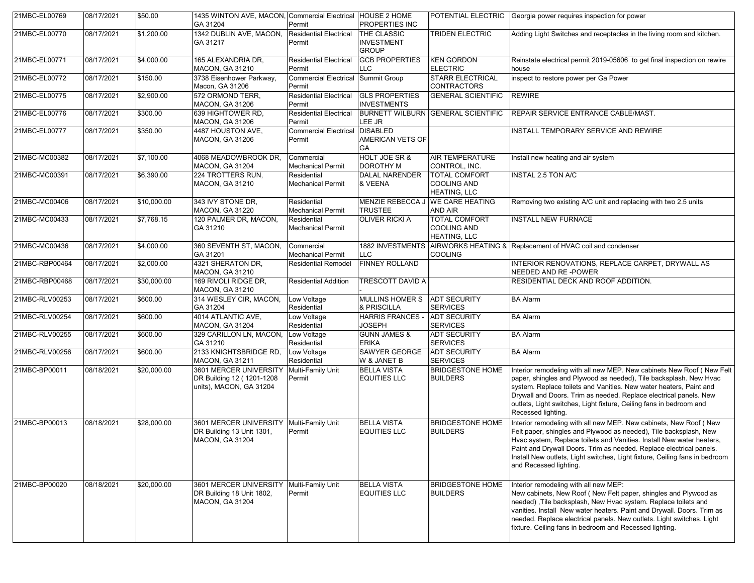| 21MBC-EL00769 | 08/17/2021 | $50.00 | 1435 WINTON AVE, MACON, GA 31204 | Commercial Electrical Permit | HOUSE 2 HOME PROPERTIES INC | POTENTIAL ELECTRIC | Georgia power requires inspection for power |
|---|---|---|---|---|---|---|---|
| 21MBC-EL00770 | 08/17/2021 | $1,200.00 | 1342 DUBLIN AVE, MACON, GA 31217 | Residential Electrical Permit | THE CLASSIC INVESTMENT GROUP | TRIDEN ELECTRIC | Adding Light Switches and receptacles in the living room and kitchen. |
| 21MBC-EL00771 | 08/17/2021 | $4,000.00 | 165 ALEXANDRIA DR, MACON, GA 31210 | Residential Electrical Permit | GCB PROPERTIES LLC | KEN GORDON ELECTRIC | Reinstate electrical permit 2019-05606 to get final inspection on rewire house |
| 21MBC-EL00772 | 08/17/2021 | $150.00 | 3738 Eisenhower Parkway, Macon, GA 31206 | Commercial Electrical Permit | Summit Group | STARR ELECTRICAL CONTRACTORS | inspect to restore power per Ga Power |
| 21MBC-EL00775 | 08/17/2021 | $2,900.00 | 572 ORMOND TERR, MACON, GA 31206 | Residential Electrical Permit | GLS PROPERTIES INVESTMENTS | GENERAL SCIENTIFIC | REWIRE |
| 21MBC-EL00776 | 08/17/2021 | $300.00 | 639 HIGHTOWER RD, MACON, GA 31206 | Residential Electrical Permit | BURNETT WILBURN LEE JR | GENERAL SCIENTIFIC | REPAIR SERVICE ENTRANCE CABLE/MAST. |
| 21MBC-EL00777 | 08/17/2021 | $350.00 | 4487 HOUSTON AVE, MACON, GA 31206 | Commercial Electrical Permit | DISABLED AMERICAN VETS OF GA | | INSTALL TEMPORARY SERVICE AND REWIRE |
| 21MBC-MC00382 | 08/17/2021 | $7,100.00 | 4068 MEADOWBROOK DR, MACON, GA 31204 | Commercial Mechanical Permit | HOLT JOE SR & DOROTHY M | AIR TEMPERATURE CONTROL, INC. | Install new heating and air system |
| 21MBC-MC00391 | 08/17/2021 | $6,390.00 | 224 TROTTERS RUN, MACON, GA 31210 | Residential Mechanical Permit | DALAL NARENDER & VEENA | TOTAL COMFORT COOLING AND HEATING, LLC | INSTAL 2.5 TON A/C |
| 21MBC-MC00406 | 08/17/2021 | $10,000.00 | 343 IVY STONE DR, MACON, GA 31220 | Residential Mechanical Permit | MENZIE REBECCA J TRUSTEE | WE CARE HEATING AND AIR | Removing two existing A/C unit and replacing with two 2.5 units |
| 21MBC-MC00433 | 08/17/2021 | $7,768.15 | 120 PALMER DR, MACON, GA 31210 | Residential Mechanical Permit | OLIVER RICKI A | TOTAL COMFORT COOLING AND HEATING, LLC | INSTALL NEW FURNACE |
| 21MBC-MC00436 | 08/17/2021 | $4,000.00 | 360 SEVENTH ST, MACON, GA 31201 | Commercial Mechanical Permit | 1882 INVESTMENTS LLC | AIRWORKS HEATING & COOLING | Replacement of HVAC coil and condenser |
| 21MBC-RBP00464 | 08/17/2021 | $2,000.00 | 4321 SHERATON DR, MACON, GA 31210 | Residential Remodel | FINNEY ROLLAND | | INTERIOR RENOVATIONS, REPLACE CARPET, DRYWALL AS NEEDED AND RE -POWER |
| 21MBC-RBP00468 | 08/17/2021 | $30,000.00 | 169 RIVOLI RIDGE DR, MACON, GA 31210 | Residential Addition | TRESCOTT DAVID A - | | RESIDENTIAL DECK AND ROOF ADDITION. |
| 21MBC-RLV00253 | 08/17/2021 | $600.00 | 314 WESLEY CIR, MACON, GA 31204 | Low Voltage Residential | MULLINS HOMER S & PRISCILLA | ADT SECURITY SERVICES | BA Alarm |
| 21MBC-RLV00254 | 08/17/2021 | $600.00 | 4014 ATLANTIC AVE, MACON, GA 31204 | Low Voltage Residential | HARRIS FRANCES - JOSEPH | ADT SECURITY SERVICES | BA Alarm |
| 21MBC-RLV00255 | 08/17/2021 | $600.00 | 329 CARILLON LN, MACON, GA 31210 | Low Voltage Residential | GUNN JAMES & ERIKA | ADT SECURITY SERVICES | BA Alarm |
| 21MBC-RLV00256 | 08/17/2021 | $600.00 | 2133 KNIGHTSBRIDGE RD, MACON, GA 31211 | Low Voltage Residential | SAWYER GEORGE W & JANET B | ADT SECURITY SERVICES | BA Alarm |
| 21MBC-BP00011 | 08/18/2021 | $20,000.00 | 3601 MERCER UNIVERSITY DR Building 12 ( 1201-1208 units), MACON, GA 31204 | Multi-Family Unit Permit | BELLA VISTA EQUITIES LLC | BRIDGESTONE HOME BUILDERS | Interior remodeling with all new MEP. New cabinets New Roof ( New Felt paper, shingles and Plywood as needed), Tile backsplash. New Hvac system. Replace toilets and Vanities. New water heaters, Paint and Drywall and Doors. Trim as needed. Replace electrical panels. New outlets, Light switches, Light fixture, Ceiling fans in bedroom and Recessed lighting. |
| 21MBC-BP00013 | 08/18/2021 | $28,000.00 | 3601 MERCER UNIVERSITY DR Building 13 Unit 1301, MACON, GA 31204 | Multi-Family Unit Permit | BELLA VISTA EQUITIES LLC | BRIDGESTONE HOME BUILDERS | Interior remodeling with all new MEP. New cabinets, New Roof ( New Felt paper, shingles and Plywood as needed), Tile backsplash, New Hvac system, Replace toilets and Vanities. Install New water heaters, Paint and Drywall Doors. Trim as needed. Replace electrical panels. Install New outlets, Light switches, Light fixture, Ceiling fans in bedroom and Recessed lighting. |
| 21MBC-BP00020 | 08/18/2021 | $20,000.00 | 3601 MERCER UNIVERSITY DR Building 18 Unit 1802, MACON, GA 31204 | Multi-Family Unit Permit | BELLA VISTA EQUITIES LLC | BRIDGESTONE HOME BUILDERS | Interior remodeling with all new MEP: New cabinets, New Roof ( New Felt paper, shingles and Plywood as needed) ,Tile backsplash, New Hvac system. Replace toilets and vanities. Install New water heaters. Paint and Drywall. Doors. Trim as needed. Replace electrical panels. New outlets. Light switches. Light fixture. Ceiling fans in bedroom and Recessed lighting. |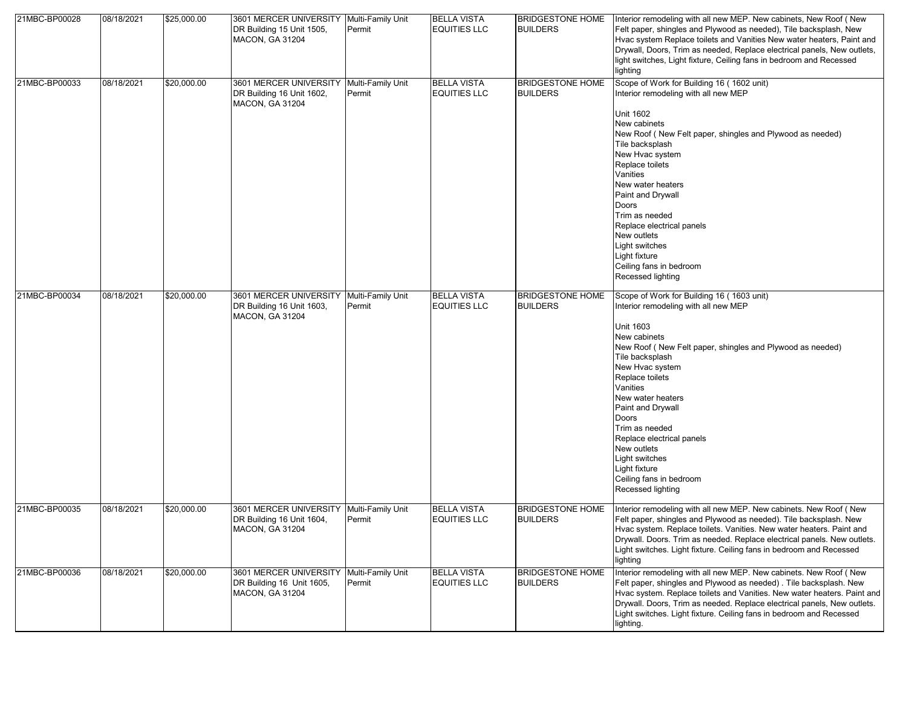| 21MBC-BP00028 | 08/18/2021 | $25,000.00 | 3601 MERCER UNIVERSITY DR Building 15 Unit 1505, MACON, GA 31204 | Multi-Family Unit Permit | BELLA VISTA EQUITIES LLC | BRIDGESTONE HOME BUILDERS | Interior remodeling with all new MEP. New cabinets, New Roof ( New Felt paper, shingles and Plywood as needed), Tile backsplash, New Hvac system Replace toilets and Vanities New water heaters, Paint and Drywall, Doors, Trim as needed, Replace electrical panels, New outlets, light switches, Light fixture, Ceiling fans in bedroom and Recessed lighting |
|---|---|---|---|---|---|---|---|
| 21MBC-BP00033 | 08/18/2021 | $20,000.00 | 3601 MERCER UNIVERSITY DR Building 16 Unit 1602, MACON, GA 31204 | Multi-Family Unit Permit | BELLA VISTA EQUITIES LLC | BRIDGESTONE HOME BUILDERS | Scope of Work for Building 16 ( 1602 unit)<br>Interior remodeling with all new MEP<br><br>Unit 1602<br>New cabinets<br>New Roof ( New Felt paper, shingles and Plywood as needed)<br>Tile backsplash<br>New Hvac system<br>Replace toilets<br>Vanities<br>New water heaters<br>Paint and Drywall<br>Doors<br>Trim as needed<br>Replace electrical panels<br>New outlets<br>Light switches<br>Light fixture<br>Ceiling fans in bedroom<br>Recessed lighting |
| 21MBC-BP00034 | 08/18/2021 | $20,000.00 | 3601 MERCER UNIVERSITY DR Building 16 Unit 1603, MACON, GA 31204 | Multi-Family Unit Permit | BELLA VISTA EQUITIES LLC | BRIDGESTONE HOME BUILDERS | Scope of Work for Building 16 ( 1603 unit)<br>Interior remodeling with all new MEP<br><br>Unit 1603<br>New cabinets<br>New Roof ( New Felt paper, shingles and Plywood as needed)<br>Tile backsplash<br>New Hvac system<br>Replace toilets<br>Vanities<br>New water heaters<br>Paint and Drywall<br>Doors<br>Trim as needed<br>Replace electrical panels<br>New outlets<br>Light switches<br>Light fixture<br>Ceiling fans in bedroom<br>Recessed lighting |
| 21MBC-BP00035 | 08/18/2021 | $20,000.00 | 3601 MERCER UNIVERSITY DR Building 16 Unit 1604, MACON, GA 31204 | Multi-Family Unit Permit | BELLA VISTA EQUITIES LLC | BRIDGESTONE HOME BUILDERS | Interior remodeling with all new MEP. New cabinets. New Roof ( New Felt paper, shingles and Plywood as needed). Tile backsplash. New Hvac system. Replace toilets. Vanities. New water heaters. Paint and Drywall. Doors. Trim as needed. Replace electrical panels. New outlets. Light switches. Light fixture. Ceiling fans in bedroom and Recessed lighting |
| 21MBC-BP00036 | 08/18/2021 | $20,000.00 | 3601 MERCER UNIVERSITY DR Building 16 Unit 1605, MACON, GA 31204 | Multi-Family Unit Permit | BELLA VISTA EQUITIES LLC | BRIDGESTONE HOME BUILDERS | Interior remodeling with all new MEP. New cabinets. New Roof ( New Felt paper, shingles and Plywood as needed) . Tile backsplash. New Hvac system. Replace toilets and Vanities. New water heaters. Paint and Drywall. Doors, Trim as needed. Replace electrical panels, New outlets. Light switches. Light fixture. Ceiling fans in bedroom and Recessed lighting. |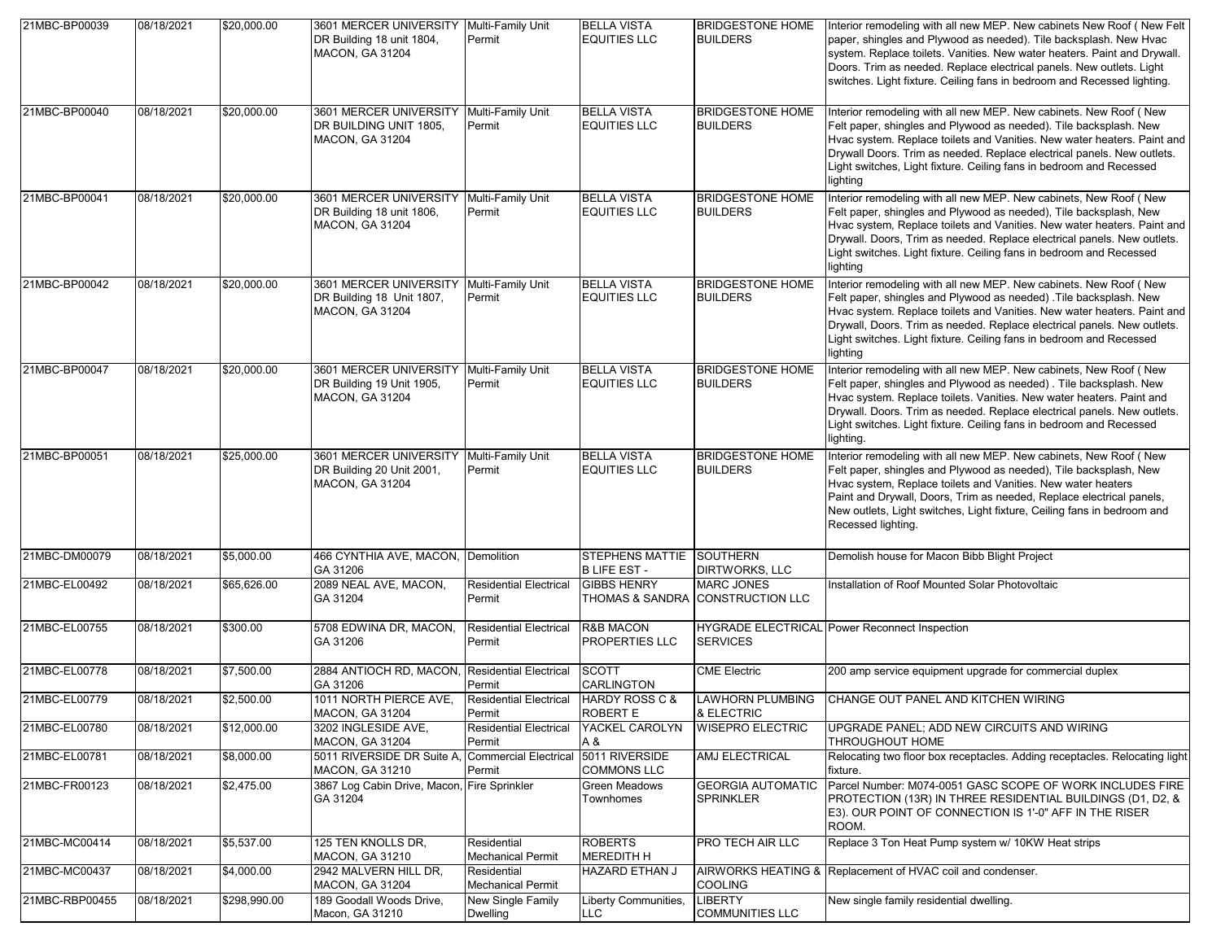| | | | | | | | |
|---|---|---|---|---|---|---|---|
| 21MBC-BP00039 | 08/18/2021 | $20,000.00 | 3601 MERCER UNIVERSITY DR Building 18 unit 1804, MACON, GA 31204 | Multi-Family Unit Permit | BELLA VISTA EQUITIES LLC | BRIDGESTONE HOME BUILDERS | Interior remodeling with all new MEP. New cabinets New Roof ( New Felt paper, shingles and Plywood as needed). Tile backsplash. New Hvac system. Replace toilets. Vanities. New water heaters. Paint and Drywall. Doors. Trim as needed. Replace electrical panels. New outlets. Light switches. Light fixture. Ceiling fans in bedroom and Recessed lighting. |
| 21MBC-BP00040 | 08/18/2021 | $20,000.00 | 3601 MERCER UNIVERSITY DR BUILDING UNIT 1805, MACON, GA 31204 | Multi-Family Unit Permit | BELLA VISTA EQUITIES LLC | BRIDGESTONE HOME BUILDERS | Interior remodeling with all new MEP. New cabinets. New Roof ( New Felt paper, shingles and Plywood as needed). Tile backsplash. New Hvac system. Replace toilets and Vanities. New water heaters. Paint and Drywall Doors. Trim as needed. Replace electrical panels. New outlets. Light switches, Light fixture. Ceiling fans in bedroom and Recessed lighting |
| 21MBC-BP00041 | 08/18/2021 | $20,000.00 | 3601 MERCER UNIVERSITY DR Building 18 unit 1806, MACON, GA 31204 | Multi-Family Unit Permit | BELLA VISTA EQUITIES LLC | BRIDGESTONE HOME BUILDERS | Interior remodeling with all new MEP. New cabinets, New Roof ( New Felt paper, shingles and Plywood as needed), Tile backsplash, New Hvac system, Replace toilets and Vanities. New water heaters. Paint and Drywall. Doors, Trim as needed. Replace electrical panels. New outlets. Light switches. Light fixture. Ceiling fans in bedroom and Recessed lighting |
| 21MBC-BP00042 | 08/18/2021 | $20,000.00 | 3601 MERCER UNIVERSITY DR Building 18 Unit 1807, MACON, GA 31204 | Multi-Family Unit Permit | BELLA VISTA EQUITIES LLC | BRIDGESTONE HOME BUILDERS | Interior remodeling with all new MEP. New cabinets. New Roof ( New Felt paper, shingles and Plywood as needed) .Tile backsplash. New Hvac system. Replace toilets and Vanities. New water heaters. Paint and Drywall, Doors. Trim as needed. Replace electrical panels. New outlets. Light switches. Light fixture. Ceiling fans in bedroom and Recessed lighting |
| 21MBC-BP00047 | 08/18/2021 | $20,000.00 | 3601 MERCER UNIVERSITY DR Building 19 Unit 1905, MACON, GA 31204 | Multi-Family Unit Permit | BELLA VISTA EQUITIES LLC | BRIDGESTONE HOME BUILDERS | Interior remodeling with all new MEP. New cabinets, New Roof ( New Felt paper, shingles and Plywood as needed) . Tile backsplash. New Hvac system. Replace toilets. Vanities. New water heaters. Paint and Drywall. Doors. Trim as needed. Replace electrical panels. New outlets. Light switches. Light fixture. Ceiling fans in bedroom and Recessed lighting. |
| 21MBC-BP00051 | 08/18/2021 | $25,000.00 | 3601 MERCER UNIVERSITY DR Building 20 Unit 2001, MACON, GA 31204 | Multi-Family Unit Permit | BELLA VISTA EQUITIES LLC | BRIDGESTONE HOME BUILDERS | Interior remodeling with all new MEP. New cabinets, New Roof ( New Felt paper, shingles and Plywood as needed), Tile backsplash, New Hvac system, Replace toilets and Vanities. New water heaters Paint and Drywall, Doors, Trim as needed, Replace electrical panels, New outlets, Light switches, Light fixture, Ceiling fans in bedroom and Recessed lighting. |
| 21MBC-DM00079 | 08/18/2021 | $5,000.00 | 466 CYNTHIA AVE, MACON, GA 31206 | Demolition | STEPHENS MATTIE B LIFE EST - | SOUTHERN DIRTWORKS, LLC | Demolish house for Macon Bibb Blight Project |
| 21MBC-EL00492 | 08/18/2021 | $65,626.00 | 2089 NEAL AVE, MACON, GA 31204 | Residential Electrical Permit | GIBBS HENRY THOMAS & SANDRA | MARC JONES CONSTRUCTION LLC | Installation of Roof Mounted Solar Photovoltaic |
| 21MBC-EL00755 | 08/18/2021 | $300.00 | 5708 EDWINA DR, MACON, GA 31206 | Residential Electrical Permit | R&B MACON PROPERTIES LLC | HYGRADE ELECTRICAL SERVICES | Power Reconnect Inspection |
| 21MBC-EL00778 | 08/18/2021 | $7,500.00 | 2884 ANTIOCH RD, MACON, GA 31206 | Residential Electrical Permit | SCOTT CARLINGTON | CME Electric | 200 amp service equipment upgrade for commercial duplex |
| 21MBC-EL00779 | 08/18/2021 | $2,500.00 | 1011 NORTH PIERCE AVE, MACON, GA 31204 | Residential Electrical Permit | HARDY ROSS C & ROBERT E | LAWHORN PLUMBING & ELECTRIC | CHANGE OUT PANEL AND KITCHEN WIRING |
| 21MBC-EL00780 | 08/18/2021 | $12,000.00 | 3202 INGLESIDE AVE, MACON, GA 31204 | Residential Electrical Permit | YACKEL CAROLYN A & | WISEPRO ELECTRIC | UPGRADE PANEL; ADD NEW CIRCUITS AND WIRING THROUGHOUT HOME |
| 21MBC-EL00781 | 08/18/2021 | $8,000.00 | 5011 RIVERSIDE DR Suite A, MACON, GA 31210 | Commercial Electrical Permit | 5011 RIVERSIDE COMMONS LLC | AMJ ELECTRICAL | Relocating two floor box receptacles. Adding receptacles. Relocating light fixture. |
| 21MBC-FR00123 | 08/18/2021 | $2,475.00 | 3867 Log Cabin Drive, Macon, GA 31204 | Fire Sprinkler | Green Meadows Townhomes | GEORGIA AUTOMATIC SPRINKLER | Parcel Number: M074-0051 GASC SCOPE OF WORK INCLUDES FIRE PROTECTION (13R) IN THREE RESIDENTIAL BUILDINGS (D1, D2, & E3). OUR POINT OF CONNECTION IS 1'-0" AFF IN THE RISER ROOM. |
| 21MBC-MC00414 | 08/18/2021 | $5,537.00 | 125 TEN KNOLLS DR, MACON, GA 31210 | Residential Mechanical Permit | ROBERTS MEREDITH H | PRO TECH AIR LLC | Replace 3 Ton Heat Pump system w/ 10KW Heat strips |
| 21MBC-MC00437 | 08/18/2021 | $4,000.00 | 2942 MALVERN HILL DR, MACON, GA 31204 | Residential Mechanical Permit | HAZARD ETHAN J | AIRWORKS HEATING & COOLING | Replacement of HVAC coil and condenser. |
| 21MBC-RBP00455 | 08/18/2021 | $298,990.00 | 189 Goodall Woods Drive, Macon, GA 31210 | New Single Family Dwelling | Liberty Communities, LLC | LIBERTY COMMUNITIES LLC | New single family residential dwelling. |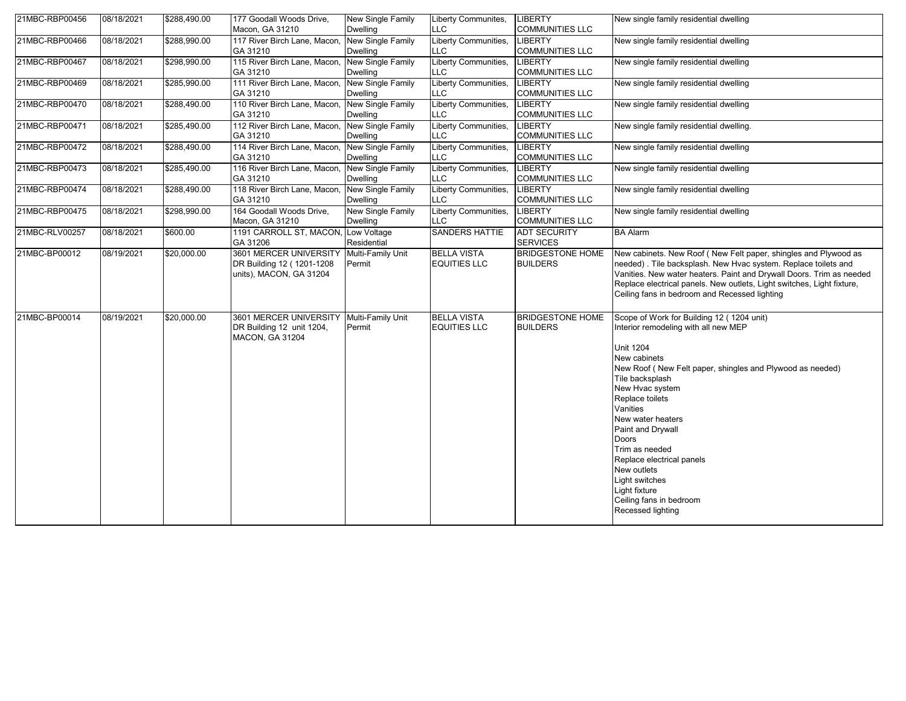| | | | | | | | |
|---|---|---|---|---|---|---|---|
| 21MBC-RBP00456 | 08/18/2021 | $288,490.00 | 177 Goodall Woods Drive, Macon, GA 31210 | New Single Family Dwelling | Liberty Communites, LLC | LIBERTY COMMUNITIES LLC | New single family residential dwelling |
| 21MBC-RBP00466 | 08/18/2021 | $288,990.00 | 117 River Birch Lane, Macon, GA 31210 | New Single Family Dwelling | Liberty Communities, LLC | LIBERTY COMMUNITIES LLC | New single family residential dwelling |
| 21MBC-RBP00467 | 08/18/2021 | $298,990.00 | 115 River Birch Lane, Macon, GA 31210 | New Single Family Dwelling | Liberty Communities, LLC | LIBERTY COMMUNITIES LLC | New single family residential dwelling |
| 21MBC-RBP00469 | 08/18/2021 | $285,990.00 | 111 River Birch Lane, Macon, GA 31210 | New Single Family Dwelling | Liberty Communities, LLC | LIBERTY COMMUNITIES LLC | New single family residential dwelling |
| 21MBC-RBP00470 | 08/18/2021 | $288,490.00 | 110 River Birch Lane, Macon, GA 31210 | New Single Family Dwelling | Liberty Communities, LLC | LIBERTY COMMUNITIES LLC | New single family residential dwelling |
| 21MBC-RBP00471 | 08/18/2021 | $285,490.00 | 112 River Birch Lane, Macon, GA 31210 | New Single Family Dwelling | Liberty Communities, LLC | LIBERTY COMMUNITIES LLC | New single family residential dwelling. |
| 21MBC-RBP00472 | 08/18/2021 | $288,490.00 | 114 River Birch Lane, Macon, GA 31210 | New Single Family Dwelling | Liberty Communities, LLC | LIBERTY COMMUNITIES LLC | New single family residential dwelling |
| 21MBC-RBP00473 | 08/18/2021 | $285,490.00 | 116 River Birch Lane, Macon, GA 31210 | New Single Family Dwelling | Liberty Communities, LLC | LIBERTY COMMUNITIES LLC | New single family residential dwelling |
| 21MBC-RBP00474 | 08/18/2021 | $288,490.00 | 118 River Birch Lane, Macon, GA 31210 | New Single Family Dwelling | Liberty Communities, LLC | LIBERTY COMMUNITIES LLC | New single family residential dwelling |
| 21MBC-RBP00475 | 08/18/2021 | $298,990.00 | 164 Goodall Woods Drive, Macon, GA 31210 | New Single Family Dwelling | Liberty Communities, LLC | LIBERTY COMMUNITIES LLC | New single family residential dwelling |
| 21MBC-RLV00257 | 08/18/2021 | $600.00 | 1191 CARROLL ST, MACON, GA 31206 | Low Voltage Residential | SANDERS HATTIE | ADT SECURITY SERVICES | BA Alarm |
| 21MBC-BP00012 | 08/19/2021 | $20,000.00 | 3601 MERCER UNIVERSITY DR Building 12 ( 1201-1208 units), MACON, GA 31204 | Multi-Family Unit Permit | BELLA VISTA EQUITIES LLC | BRIDGESTONE HOME BUILDERS | New cabinets. New Roof ( New Felt paper, shingles and Plywood as needed) . Tile backsplash. New Hvac system. Replace toilets and Vanities. New water heaters. Paint and Drywall Doors. Trim as needed Replace electrical panels. New outlets, Light switches, Light fixture, Ceiling fans in bedroom and Recessed lighting |
| 21MBC-BP00014 | 08/19/2021 | $20,000.00 | 3601 MERCER UNIVERSITY DR Building 12 unit 1204, MACON, GA 31204 | Multi-Family Unit Permit | BELLA VISTA EQUITIES LLC | BRIDGESTONE HOME BUILDERS | Scope of Work for Building 12 ( 1204 unit)<br>Interior remodeling with all new MEP<br><br>Unit 1204<br>New cabinets<br>New Roof ( New Felt paper, shingles and Plywood as needed)<br>Tile backsplash<br>New Hvac system<br>Replace toilets<br>Vanities<br>New water heaters<br>Paint and Drywall<br>Doors<br>Trim as needed<br>Replace electrical panels<br>New outlets<br>Light switches<br>Light fixture<br>Ceiling fans in bedroom<br>Recessed lighting |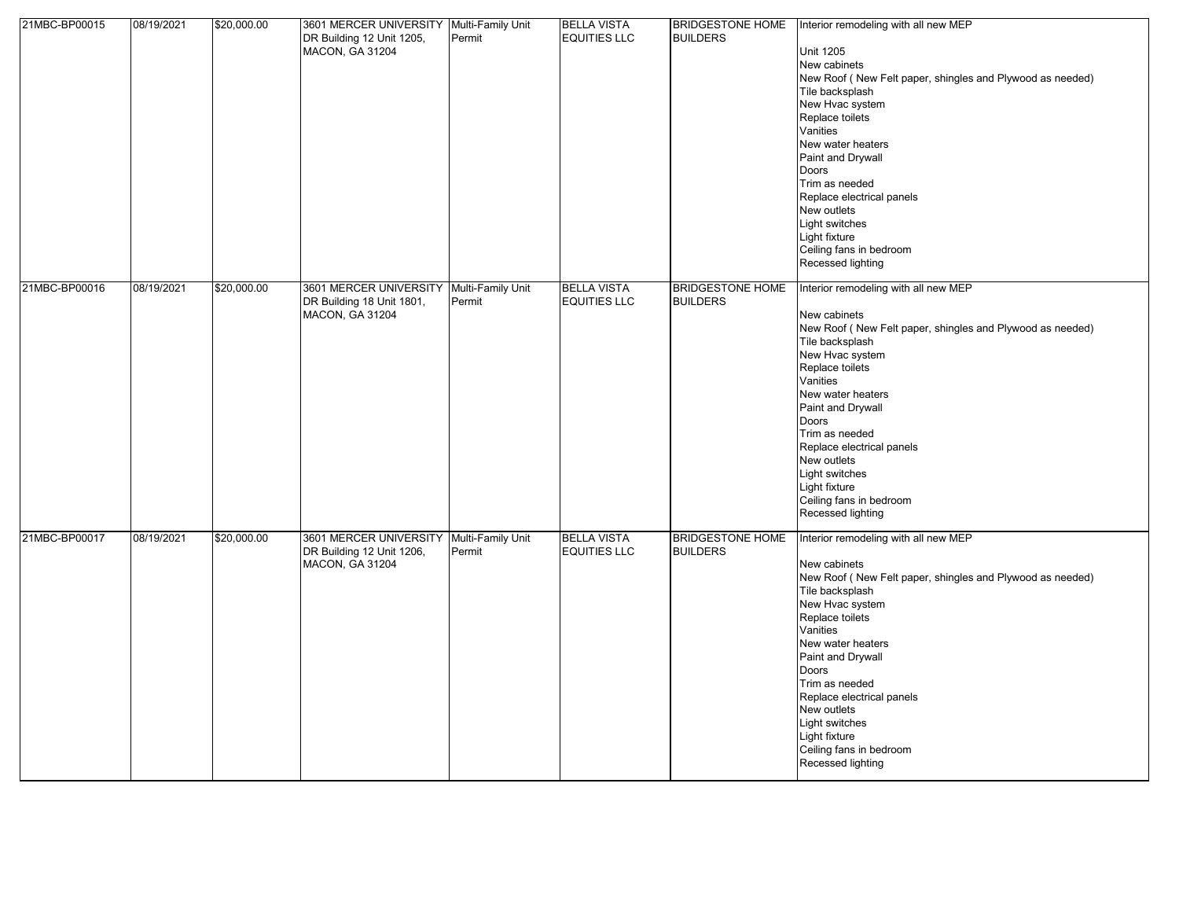| 21MBC-BP00015 | 08/19/2021 | $20,000.00 | 3601 MERCER UNIVERSITY DR Building 12 Unit 1205, MACON, GA 31204 | Multi-Family Unit Permit | BELLA VISTA EQUITIES LLC | BRIDGESTONE HOME BUILDERS | Interior remodeling with all new MEP<br><br>Unit 1205<br>New cabinets<br>New Roof ( New Felt paper, shingles and Plywood as needed)<br>Tile backsplash<br>New Hvac system<br>Replace toilets<br>Vanities<br>New water heaters<br>Paint and Drywall<br>Doors<br>Trim as needed<br>Replace electrical panels<br>New outlets<br>Light switches<br>Light fixture<br>Ceiling fans in bedroom<br>Recessed lighting |
|---|---|---|---|---|---|---|---|
| 21MBC-BP00016 | 08/19/2021 | $20,000.00 | 3601 MERCER UNIVERSITY DR Building 18 Unit 1801, MACON, GA 31204 | Multi-Family Unit Permit | BELLA VISTA EQUITIES LLC | BRIDGESTONE HOME BUILDERS | Interior remodeling with all new MEP<br><br>New cabinets<br>New Roof ( New Felt paper, shingles and Plywood as needed)<br>Tile backsplash<br>New Hvac system<br>Replace toilets<br>Vanities<br>New water heaters<br>Paint and Drywall<br>Doors<br>Trim as needed<br>Replace electrical panels<br>New outlets<br>Light switches<br>Light fixture<br>Ceiling fans in bedroom<br>Recessed lighting |
| 21MBC-BP00017 | 08/19/2021 | $20,000.00 | 3601 MERCER UNIVERSITY DR Building 12 Unit 1206, MACON, GA 31204 | Multi-Family Unit Permit | BELLA VISTA EQUITIES LLC | BRIDGESTONE HOME BUILDERS | Interior remodeling with all new MEP<br><br>New cabinets<br>New Roof ( New Felt paper, shingles and Plywood as needed)<br>Tile backsplash<br>New Hvac system<br>Replace toilets<br>Vanities<br>New water heaters<br>Paint and Drywall<br>Doors<br>Trim as needed<br>Replace electrical panels<br>New outlets<br>Light switches<br>Light fixture<br>Ceiling fans in bedroom<br>Recessed lighting |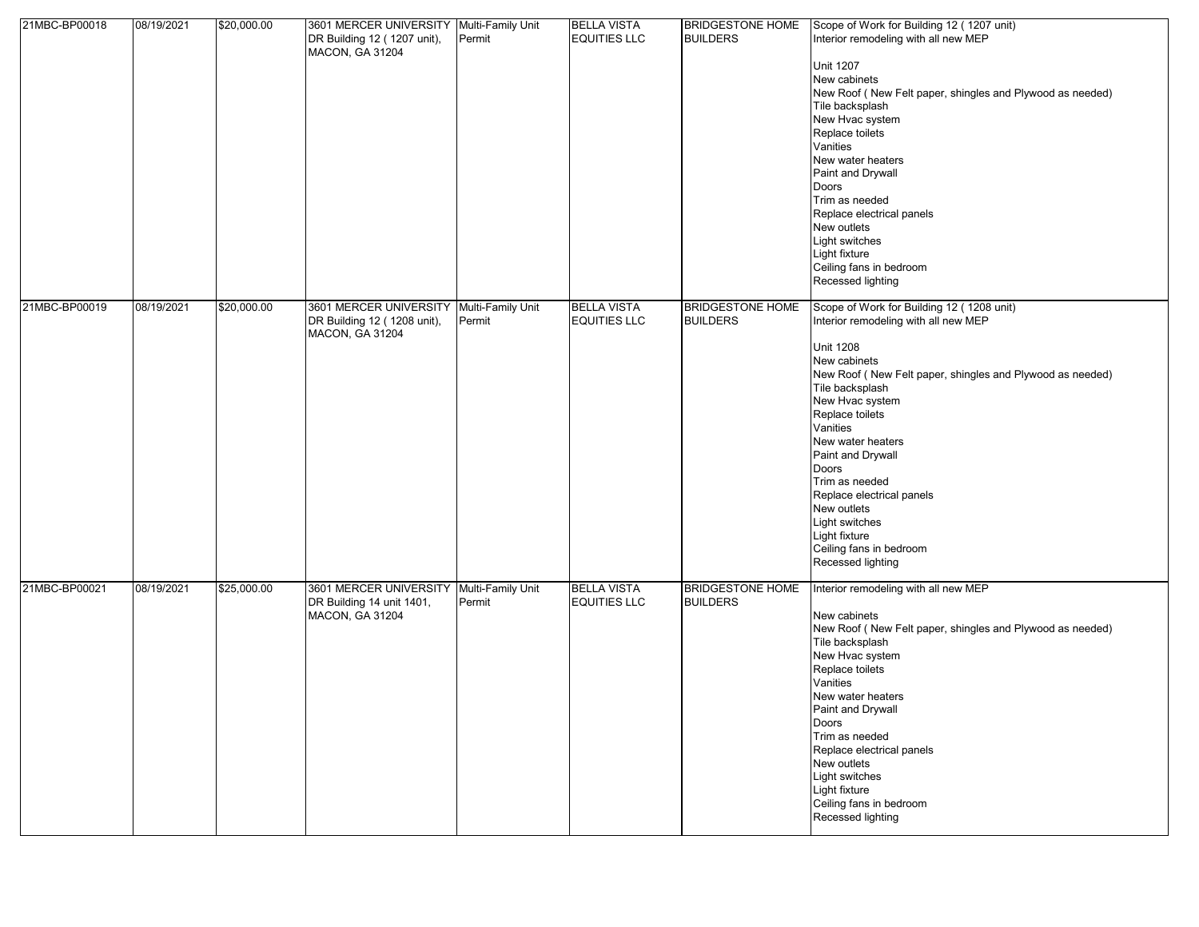| | | | | | | | |
|---|---|---|---|---|---|---|---|
| 21MBC-BP00018 | 08/19/2021 | $20,000.00 | 3601 MERCER UNIVERSITY DR Building 12 ( 1207 unit), MACON, GA 31204 | Multi-Family Unit Permit | BELLA VISTA EQUITIES LLC | BRIDGESTONE HOME BUILDERS | Scope of Work for Building 12 ( 1207 unit)<br>Interior remodeling with all new MEP<br><br>Unit 1207<br>New cabinets<br>New Roof ( New Felt paper, shingles and Plywood as needed)<br>Tile backsplash<br>New Hvac system<br>Replace toilets<br>Vanities<br>New water heaters<br>Paint and Drywall<br>Doors<br>Trim as needed<br>Replace electrical panels<br>New outlets<br>Light switches<br>Light fixture<br>Ceiling fans in bedroom<br>Recessed lighting |
| 21MBC-BP00019 | 08/19/2021 | $20,000.00 | 3601 MERCER UNIVERSITY DR Building 12 ( 1208 unit), MACON, GA 31204 | Multi-Family Unit Permit | BELLA VISTA EQUITIES LLC | BRIDGESTONE HOME BUILDERS | Scope of Work for Building 12 ( 1208 unit)<br>Interior remodeling with all new MEP<br><br>Unit 1208<br>New cabinets<br>New Roof ( New Felt paper, shingles and Plywood as needed)<br>Tile backsplash<br>New Hvac system<br>Replace toilets<br>Vanities<br>New water heaters<br>Paint and Drywall<br>Doors<br>Trim as needed<br>Replace electrical panels<br>New outlets<br>Light switches<br>Light fixture<br>Ceiling fans in bedroom<br>Recessed lighting |
| 21MBC-BP00021 | 08/19/2021 | $25,000.00 | 3601 MERCER UNIVERSITY DR Building 14 unit 1401, MACON, GA 31204 | Multi-Family Unit Permit | BELLA VISTA EQUITIES LLC | BRIDGESTONE HOME BUILDERS | Interior remodeling with all new MEP<br><br>New cabinets<br>New Roof ( New Felt paper, shingles and Plywood as needed)<br>Tile backsplash<br>New Hvac system<br>Replace toilets<br>Vanities<br>New water heaters<br>Paint and Drywall<br>Doors<br>Trim as needed<br>Replace electrical panels<br>New outlets<br>Light switches<br>Light fixture<br>Ceiling fans in bedroom<br>Recessed lighting |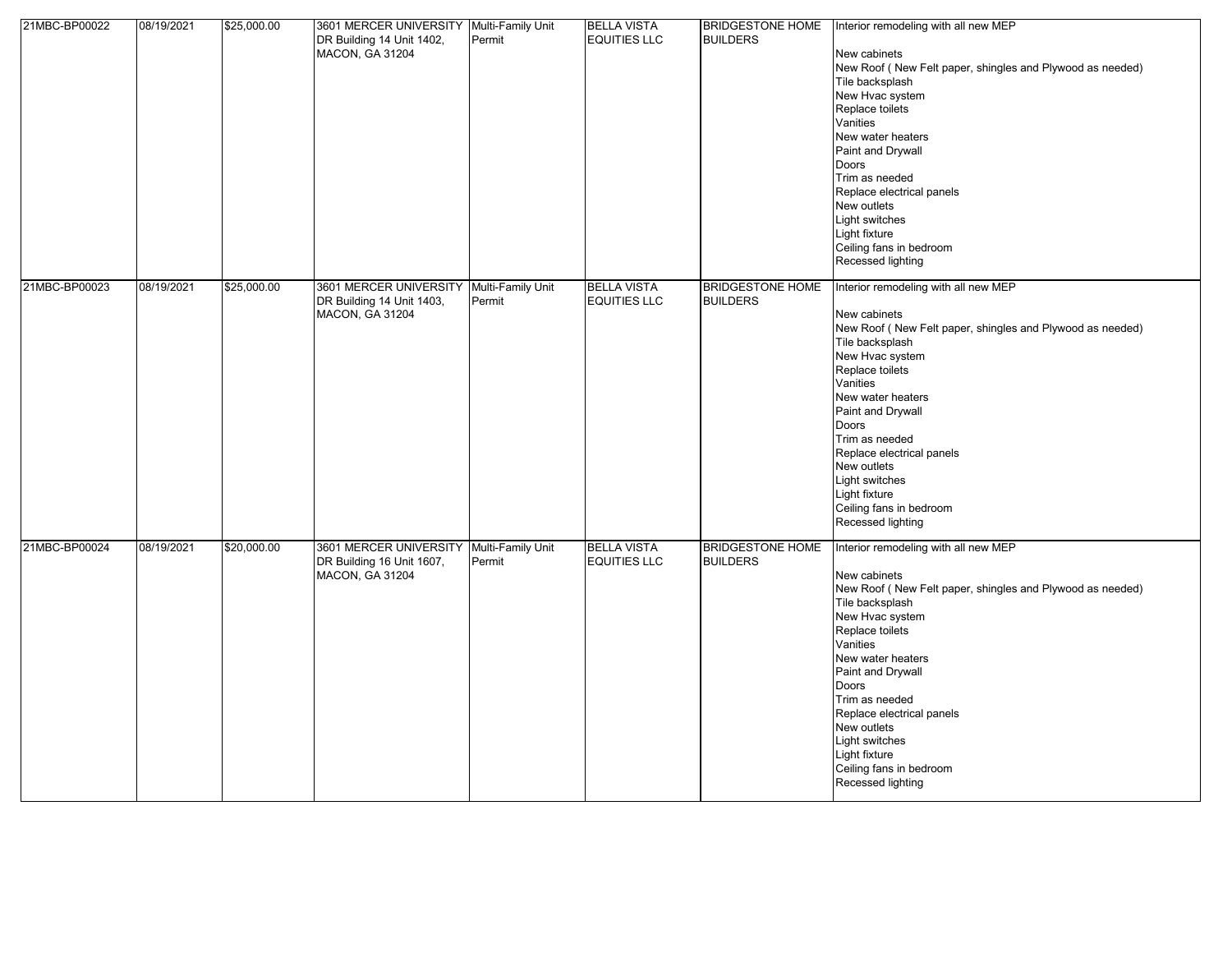| | | | | | | | |
|---|---|---|---|---|---|---|---|
| 21MBC-BP00022 | 08/19/2021 | $25,000.00 | 3601 MERCER UNIVERSITY DR Building 14 Unit 1402, MACON, GA 31204 | Multi-Family Unit Permit | BELLA VISTA EQUITIES LLC | BRIDGESTONE HOME BUILDERS | Interior remodeling with all new MEP<br><br>New cabinets<br>New Roof ( New Felt paper, shingles and Plywood as needed)<br>Tile backsplash<br>New Hvac system<br>Replace toilets<br>Vanities<br>New water heaters<br>Paint and Drywall<br>Doors<br>Trim as needed<br>Replace electrical panels<br>New outlets<br>Light switches<br>Light fixture<br>Ceiling fans in bedroom<br>Recessed lighting |
| 21MBC-BP00023 | 08/19/2021 | $25,000.00 | 3601 MERCER UNIVERSITY DR Building 14 Unit 1403, MACON, GA 31204 | Multi-Family Unit Permit | BELLA VISTA EQUITIES LLC | BRIDGESTONE HOME BUILDERS | Interior remodeling with all new MEP<br><br>New cabinets<br>New Roof ( New Felt paper, shingles and Plywood as needed)<br>Tile backsplash<br>New Hvac system<br>Replace toilets<br>Vanities<br>New water heaters<br>Paint and Drywall<br>Doors<br>Trim as needed<br>Replace electrical panels<br>New outlets<br>Light switches<br>Light fixture<br>Ceiling fans in bedroom<br>Recessed lighting |
| 21MBC-BP00024 | 08/19/2021 | $20,000.00 | 3601 MERCER UNIVERSITY DR Building 16 Unit 1607, MACON, GA 31204 | Multi-Family Unit Permit | BELLA VISTA EQUITIES LLC | BRIDGESTONE HOME BUILDERS | Interior remodeling with all new MEP<br><br>New cabinets<br>New Roof ( New Felt paper, shingles and Plywood as needed)<br>Tile backsplash<br>New Hvac system<br>Replace toilets<br>Vanities<br>New water heaters<br>Paint and Drywall<br>Doors<br>Trim as needed<br>Replace electrical panels<br>New outlets<br>Light switches<br>Light fixture<br>Ceiling fans in bedroom<br>Recessed lighting |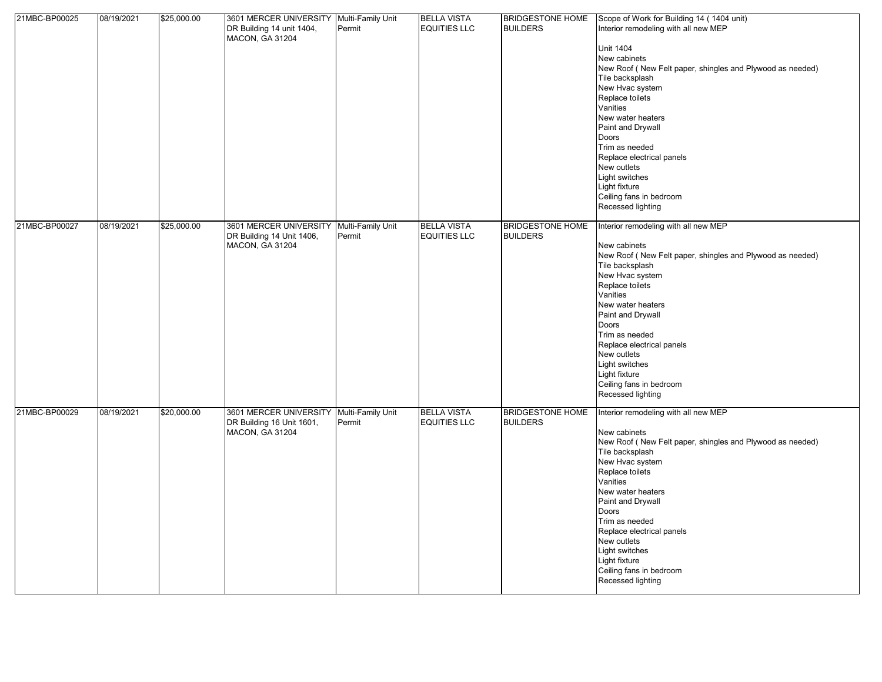| 21MBC-BP00025 | 08/19/2021 | $25,000.00 | 3601 MERCER UNIVERSITY DR Building 14 unit 1404, MACON, GA 31204 | Multi-Family Unit Permit | BELLA VISTA EQUITIES LLC | BRIDGESTONE HOME BUILDERS | Scope of Work for Building 14 ( 1404 unit)<br>Interior remodeling with all new MEP<br><br>Unit 1404<br>New cabinets<br>New Roof ( New Felt paper, shingles and Plywood as needed)<br>Tile backsplash<br>New Hvac system<br>Replace toilets<br>Vanities<br>New water heaters<br>Paint and Drywall<br>Doors<br>Trim as needed<br>Replace electrical panels<br>New outlets<br>Light switches<br>Light fixture<br>Ceiling fans in bedroom<br>Recessed lighting |
|---|---|---|---|---|---|---|---|
| 21MBC-BP00027 | 08/19/2021 | $25,000.00 | 3601 MERCER UNIVERSITY DR Building 14 Unit 1406, MACON, GA 31204 | Multi-Family Unit Permit | BELLA VISTA EQUITIES LLC | BRIDGESTONE HOME BUILDERS | Interior remodeling with all new MEP<br><br>New cabinets<br>New Roof ( New Felt paper, shingles and Plywood as needed)<br>Tile backsplash<br>New Hvac system<br>Replace toilets<br>Vanities<br>New water heaters<br>Paint and Drywall<br>Doors<br>Trim as needed<br>Replace electrical panels<br>New outlets<br>Light switches<br>Light fixture<br>Ceiling fans in bedroom<br>Recessed lighting |
| 21MBC-BP00029 | 08/19/2021 | $20,000.00 | 3601 MERCER UNIVERSITY DR Building 16 Unit 1601, MACON, GA 31204 | Multi-Family Unit Permit | BELLA VISTA EQUITIES LLC | BRIDGESTONE HOME BUILDERS | Interior remodeling with all new MEP<br><br>New cabinets<br>New Roof ( New Felt paper, shingles and Plywood as needed)<br>Tile backsplash<br>New Hvac system<br>Replace toilets<br>Vanities<br>New water heaters<br>Paint and Drywall<br>Doors<br>Trim as needed<br>Replace electrical panels<br>New outlets<br>Light switches<br>Light fixture<br>Ceiling fans in bedroom<br>Recessed lighting |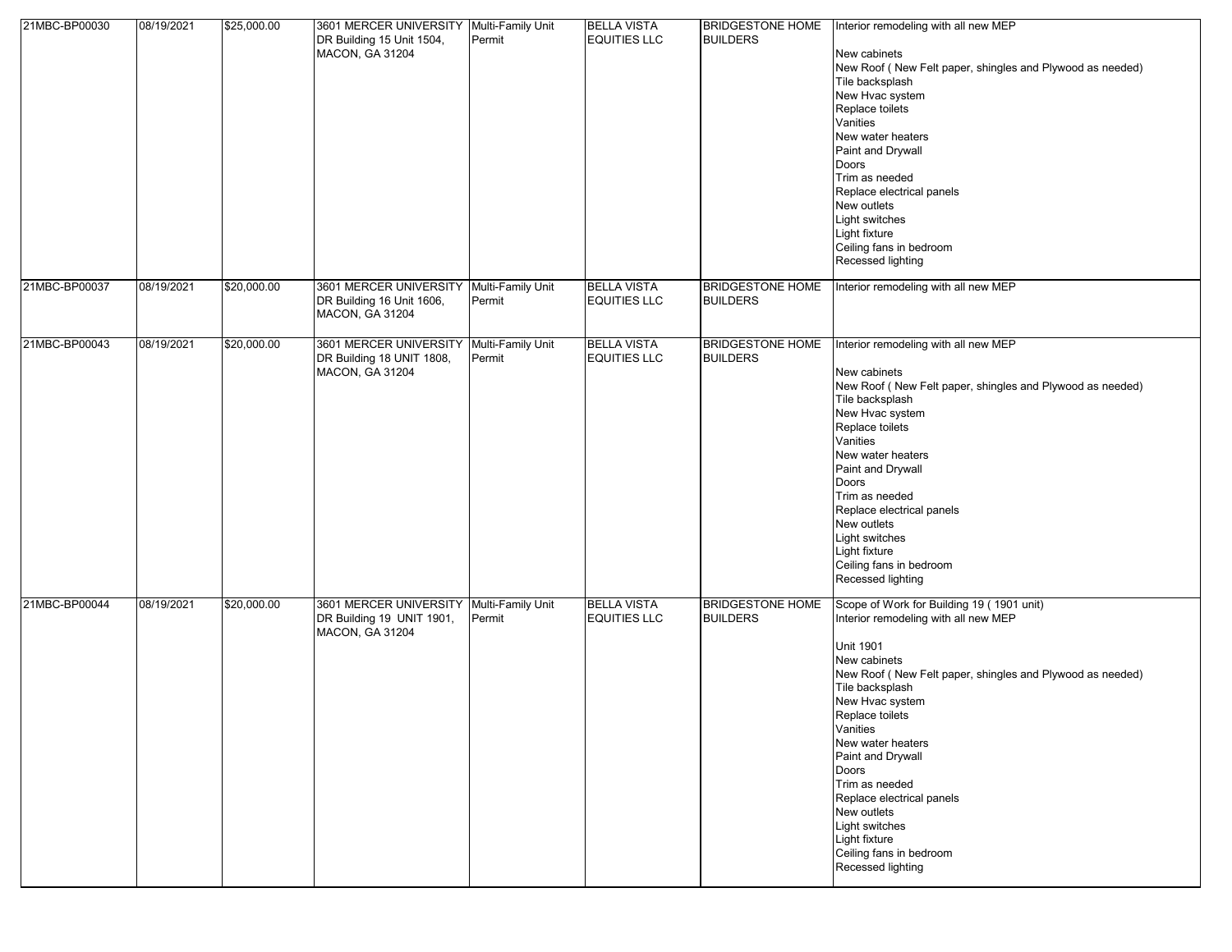| 21MBC-BP00030 | 08/19/2021 | $25,000.00 | 3601 MERCER UNIVERSITY DR Building 15 Unit 1504, MACON, GA 31204 | Multi-Family Unit Permit | BELLA VISTA EQUITIES LLC | BRIDGESTONE HOME BUILDERS | Interior remodeling with all new MEP<br><br>New cabinets<br>New Roof ( New Felt paper, shingles and Plywood as needed)<br>Tile backsplash<br>New Hvac system<br>Replace toilets<br>Vanities<br>New water heaters<br>Paint and Drywall<br>Doors<br>Trim as needed<br>Replace electrical panels<br>New outlets<br>Light switches<br>Light fixture<br>Ceiling fans in bedroom<br>Recessed lighting |
|---|---|---|---|---|---|---|---|
| 21MBC-BP00037 | 08/19/2021 | $20,000.00 | 3601 MERCER UNIVERSITY DR Building 16 Unit 1606, MACON, GA 31204 | Multi-Family Unit Permit | BELLA VISTA EQUITIES LLC | BRIDGESTONE HOME BUILDERS | Interior remodeling with all new MEP |
| 21MBC-BP00043 | 08/19/2021 | $20,000.00 | 3601 MERCER UNIVERSITY DR Building 18 UNIT 1808, MACON, GA 31204 | Multi-Family Unit Permit | BELLA VISTA EQUITIES LLC | BRIDGESTONE HOME BUILDERS | Interior remodeling with all new MEP<br><br>New cabinets<br>New Roof ( New Felt paper, shingles and Plywood as needed)<br>Tile backsplash<br>New Hvac system<br>Replace toilets<br>Vanities<br>New water heaters<br>Paint and Drywall<br>Doors<br>Trim as needed<br>Replace electrical panels<br>New outlets<br>Light switches<br>Light fixture<br>Ceiling fans in bedroom<br>Recessed lighting |
| 21MBC-BP00044 | 08/19/2021 | $20,000.00 | 3601 MERCER UNIVERSITY DR Building 19 UNIT 1901, MACON, GA 31204 | Multi-Family Unit Permit | BELLA VISTA EQUITIES LLC | BRIDGESTONE HOME BUILDERS | Scope of Work for Building 19 ( 1901 unit)<br>Interior remodeling with all new MEP<br><br>Unit 1901<br>New cabinets<br>New Roof ( New Felt paper, shingles and Plywood as needed)<br>Tile backsplash<br>New Hvac system<br>Replace toilets<br>Vanities<br>New water heaters<br>Paint and Drywall<br>Doors<br>Trim as needed<br>Replace electrical panels<br>New outlets<br>Light switches<br>Light fixture<br>Ceiling fans in bedroom<br>Recessed lighting |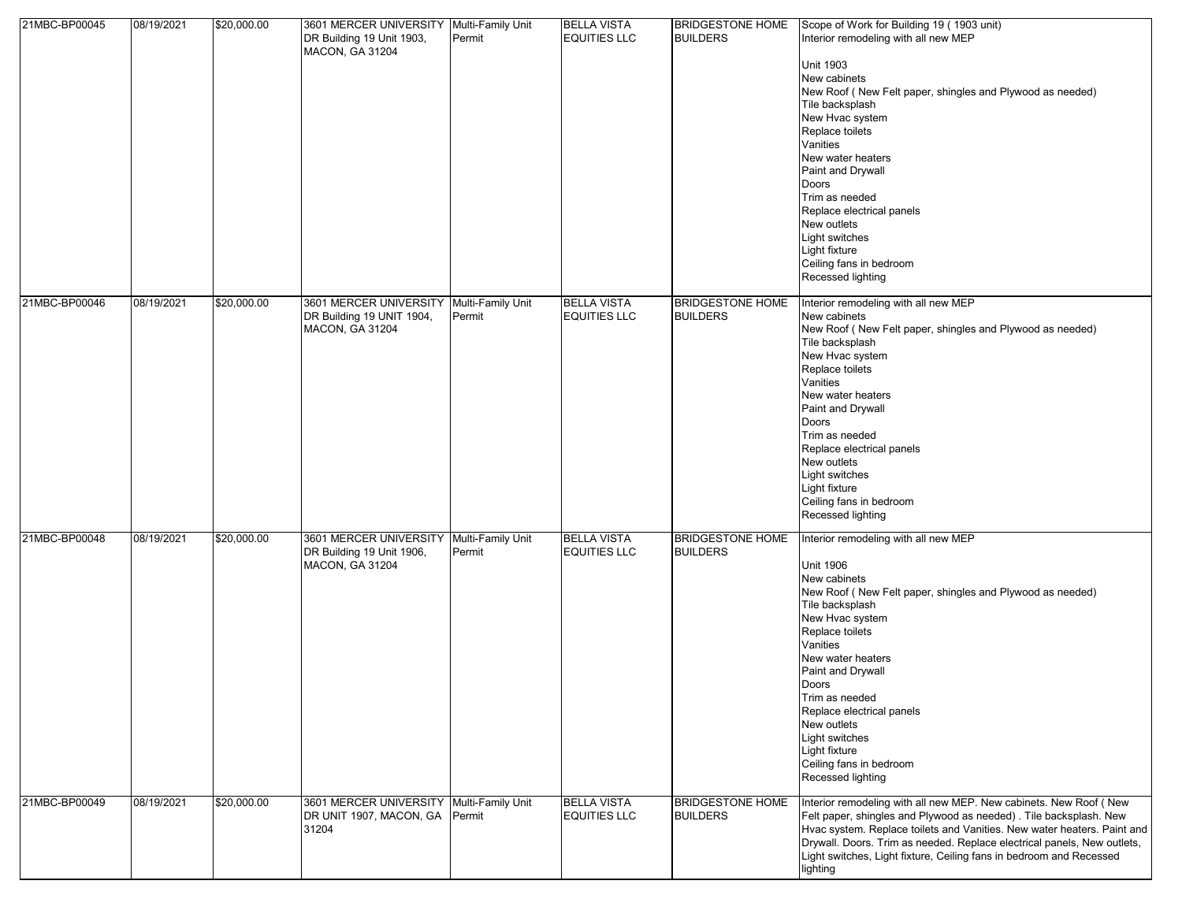| | | | | | | | | |
|---|---|---|---|---|---|---|---|---|
| 21MBC-BP00045 | 08/19/2021 | $20,000.00 | 3601 MERCER UNIVERSITY DR Building 19 Unit 1903, MACON, GA 31204 | Multi-Family Unit Permit | BELLA VISTA EQUITIES LLC | BRIDGESTONE HOME BUILDERS | Scope of Work for Building 19 ( 1903 unit)<br>Interior remodeling with all new MEP<br><br>Unit 1903<br>New cabinets<br>New Roof ( New Felt paper, shingles and Plywood as needed)<br>Tile backsplash<br>New Hvac system<br>Replace toilets<br>Vanities<br>New water heaters<br>Paint and Drywall<br>Doors<br>Trim as needed<br>Replace electrical panels<br>New outlets<br>Light switches<br>Light fixture<br>Ceiling fans in bedroom<br>Recessed lighting |
| 21MBC-BP00046 | 08/19/2021 | $20,000.00 | 3601 MERCER UNIVERSITY DR Building 19 UNIT 1904, MACON, GA 31204 | Multi-Family Unit Permit | BELLA VISTA EQUITIES LLC | BRIDGESTONE HOME BUILDERS | Interior remodeling with all new MEP<br>New cabinets<br>New Roof ( New Felt paper, shingles and Plywood as needed)<br>Tile backsplash<br>New Hvac system<br>Replace toilets<br>Vanities<br>New water heaters<br>Paint and Drywall<br>Doors<br>Trim as needed<br>Replace electrical panels<br>New outlets<br>Light switches<br>Light fixture<br>Ceiling fans in bedroom<br>Recessed lighting |
| 21MBC-BP00048 | 08/19/2021 | $20,000.00 | 3601 MERCER UNIVERSITY DR Building 19 Unit 1906, MACON, GA 31204 | Multi-Family Unit Permit | BELLA VISTA EQUITIES LLC | BRIDGESTONE HOME BUILDERS | Interior remodeling with all new MEP<br><br>Unit 1906<br>New cabinets<br>New Roof ( New Felt paper, shingles and Plywood as needed)<br>Tile backsplash<br>New Hvac system<br>Replace toilets<br>Vanities<br>New water heaters<br>Paint and Drywall<br>Doors<br>Trim as needed<br>Replace electrical panels<br>New outlets<br>Light switches<br>Light fixture<br>Ceiling fans in bedroom<br>Recessed lighting |
| 21MBC-BP00049 | 08/19/2021 | $20,000.00 | 3601 MERCER UNIVERSITY DR UNIT 1907, MACON, GA 31204 | Multi-Family Unit Permit | BELLA VISTA EQUITIES LLC | BRIDGESTONE HOME BUILDERS | Interior remodeling with all new MEP. New cabinets. New Roof ( New Felt paper, shingles and Plywood as needed) . Tile backsplash. New Hvac system. Replace toilets and Vanities. New water heaters. Paint and Drywall. Doors. Trim as needed. Replace electrical panels, New outlets, Light switches, Light fixture, Ceiling fans in bedroom and Recessed lighting |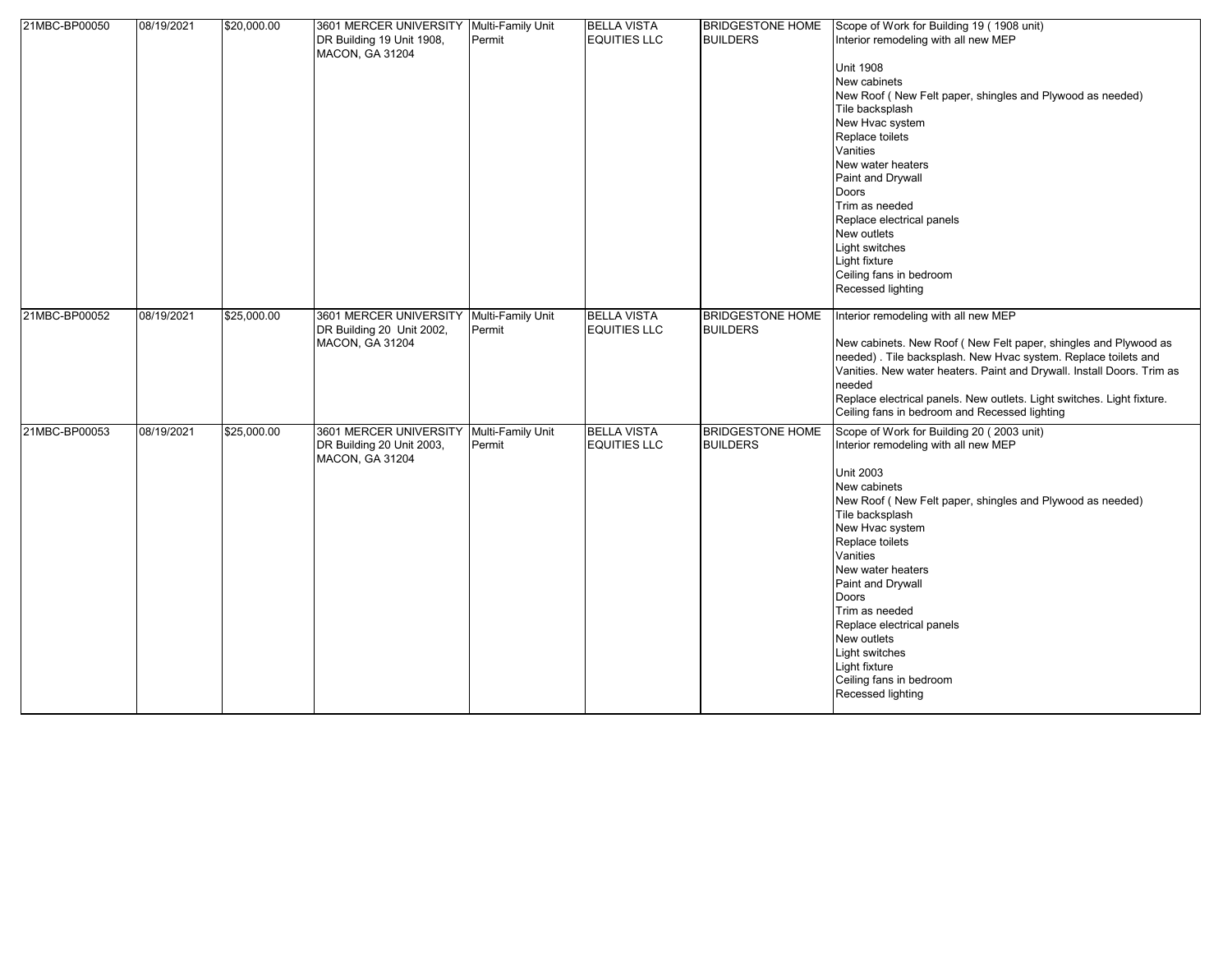| 21MBC-BP00050 | 08/19/2021 | $20,000.00 | 3601 MERCER UNIVERSITY DR Building 19 Unit 1908, MACON, GA 31204 | Multi-Family Unit Permit | BELLA VISTA EQUITIES LLC | BRIDGESTONE HOME BUILDERS | Scope of Work for Building 19 ( 1908 unit)<br>Interior remodeling with all new MEP<br><br>Unit 1908<br>New cabinets<br>New Roof ( New Felt paper, shingles and Plywood as needed)<br>Tile backsplash<br>New Hvac system<br>Replace toilets<br>Vanities<br>New water heaters<br>Paint and Drywall<br>Doors<br>Trim as needed<br>Replace electrical panels<br>New outlets<br>Light switches<br>Light fixture<br>Ceiling fans in bedroom<br>Recessed lighting |
|---|---|---|---|---|---|---|---|
| 21MBC-BP00052 | 08/19/2021 | $25,000.00 | 3601 MERCER UNIVERSITY DR Building 20 Unit 2002, MACON, GA 31204 | Multi-Family Unit Permit | BELLA VISTA EQUITIES LLC | BRIDGESTONE HOME BUILDERS | Interior remodeling with all new MEP<br><br>New cabinets. New Roof ( New Felt paper, shingles and Plywood as needed) . Tile backsplash. New Hvac system. Replace toilets and Vanities. New water heaters. Paint and Drywall. Install Doors. Trim as needed<br>Replace electrical panels. New outlets. Light switches. Light fixture. Ceiling fans in bedroom and Recessed lighting |
| 21MBC-BP00053 | 08/19/2021 | $25,000.00 | 3601 MERCER UNIVERSITY DR Building 20 Unit 2003, MACON, GA 31204 | Multi-Family Unit Permit | BELLA VISTA EQUITIES LLC | BRIDGESTONE HOME BUILDERS | Scope of Work for Building 20 ( 2003 unit)<br>Interior remodeling with all new MEP<br><br>Unit 2003<br>New cabinets<br>New Roof ( New Felt paper, shingles and Plywood as needed)<br>Tile backsplash<br>New Hvac system<br>Replace toilets<br>Vanities<br>New water heaters<br>Paint and Drywall<br>Doors<br>Trim as needed<br>Replace electrical panels<br>New outlets<br>Light switches<br>Light fixture<br>Ceiling fans in bedroom<br>Recessed lighting |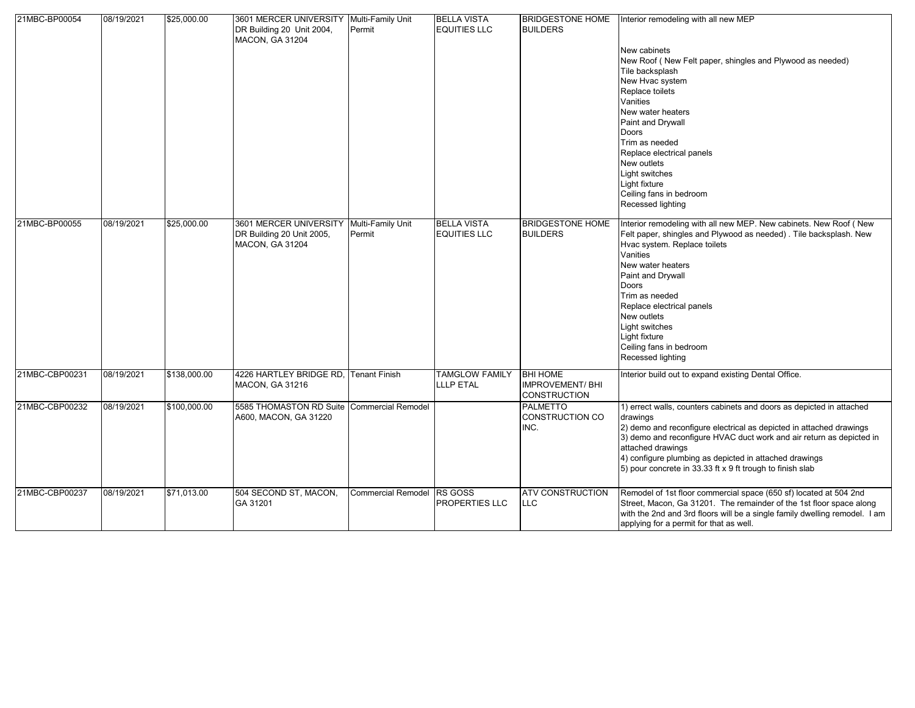| | | | | | | | |
|---|---|---|---|---|---|---|---|
| 21MBC-BP00054 | 08/19/2021 | $25,000.00 | 3601 MERCER UNIVERSITY DR Building 20 Unit 2004, MACON, GA 31204 | Multi-Family Unit Permit | BELLA VISTA EQUITIES LLC | BRIDGESTONE HOME BUILDERS | Interior remodeling with all new MEP<br><br>New cabinets<br>New Roof ( New Felt paper, shingles and Plywood as needed)<br>Tile backsplash<br>New Hvac system<br>Replace toilets<br>Vanities<br>New water heaters<br>Paint and Drywall<br>Doors<br>Trim as needed<br>Replace electrical panels<br>New outlets<br>Light switches<br>Light fixture<br>Ceiling fans in bedroom<br>Recessed lighting |
| 21MBC-BP00055 | 08/19/2021 | $25,000.00 | 3601 MERCER UNIVERSITY DR Building 20 Unit 2005, MACON, GA 31204 | Multi-Family Unit Permit | BELLA VISTA EQUITIES LLC | BRIDGESTONE HOME BUILDERS | Interior remodeling with all new MEP. New cabinets. New Roof ( New Felt paper, shingles and Plywood as needed) . Tile backsplash. New Hvac system. Replace toilets<br>Vanities<br>New water heaters<br>Paint and Drywall<br>Doors<br>Trim as needed<br>Replace electrical panels<br>New outlets<br>Light switches<br>Light fixture<br>Ceiling fans in bedroom<br>Recessed lighting |
| 21MBC-CBP00231 | 08/19/2021 | $138,000.00 | 4226 HARTLEY BRIDGE RD, MACON, GA 31216 | Tenant Finish | TAMGLOW FAMILY LLLP ETAL | BHI HOME IMPROVEMENT/ BHI CONSTRUCTION | Interior build out to expand existing Dental Office. |
| 21MBC-CBP00232 | 08/19/2021 | $100,000.00 | 5585 THOMASTON RD Suite A600, MACON, GA 31220 | Commercial Remodel | | PALMETTO CONSTRUCTION CO INC. | 1) errect walls, counters cabinets and doors as depicted in attached drawings<br>2) demo and reconfigure electrical as depicted in attached drawings<br>3) demo and reconfigure HVAC duct work and air return as depicted in attached drawings<br>4) configure plumbing as depicted in attached drawings<br>5) pour concrete in 33.33 ft x 9 ft trough to finish slab |
| 21MBC-CBP00237 | 08/19/2021 | $71,013.00 | 504 SECOND ST, MACON, GA 31201 | Commercial Remodel | RS GOSS PROPERTIES LLC | ATV CONSTRUCTION LLC | Remodel of 1st floor commercial space (650 sf) located at 504 2nd Street, Macon, Ga 31201. The remainder of the 1st floor space along with the 2nd and 3rd floors will be a single family dwelling remodel. I am applying for a permit for that as well. |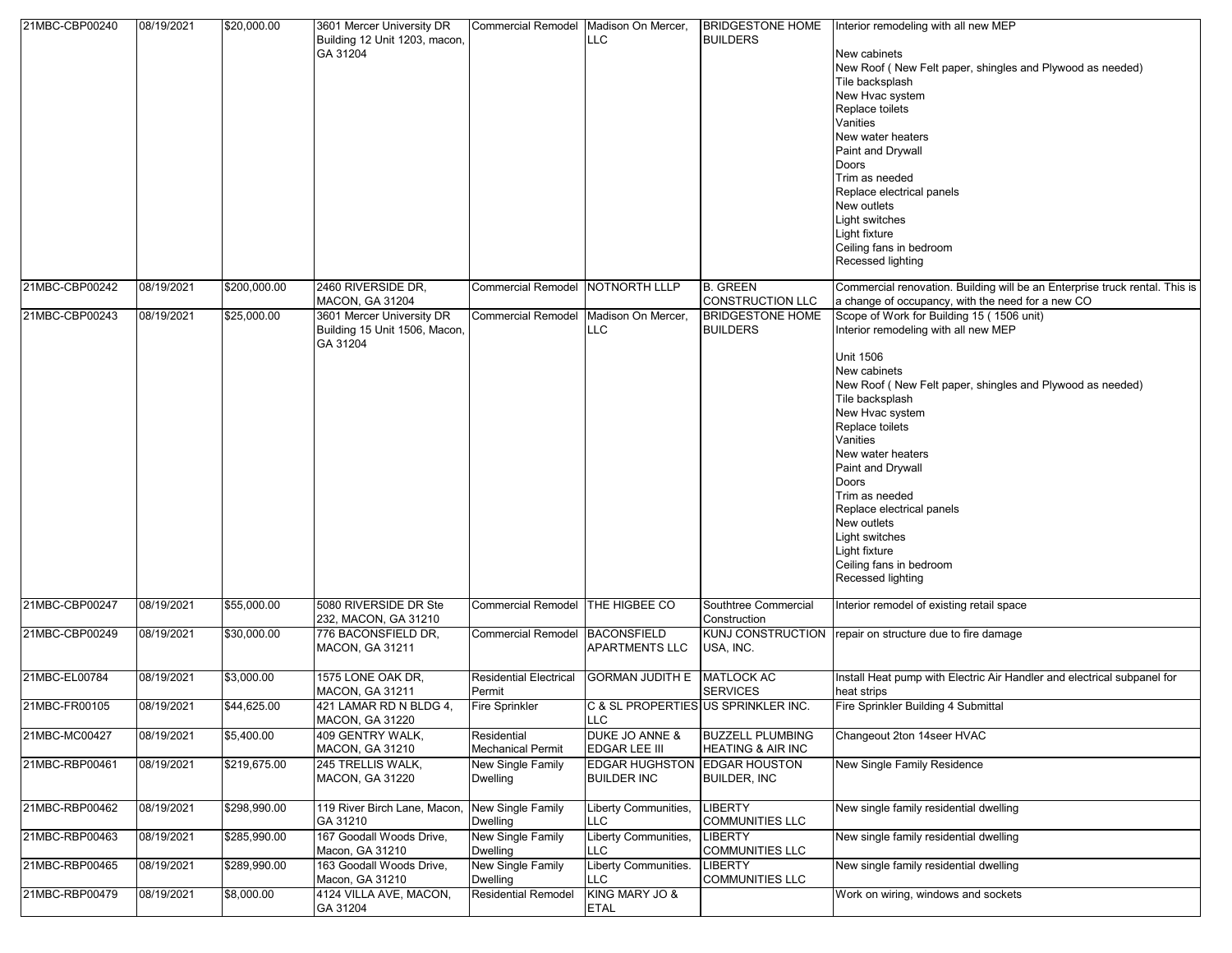| 21MBC-CBP00240 | 08/19/2021 | $20,000.00 | 3601 Mercer University DR Building 12 Unit 1203, macon, GA 31204 | Commercial Remodel | Madison On Mercer, LLC | BRIDGESTONE HOME BUILDERS | Interior remodeling with all new MEP<br><br>New cabinets<br>New Roof ( New Felt paper, shingles and Plywood as needed)<br>Tile backsplash<br>New Hvac system<br>Replace toilets<br>Vanities<br>New water heaters<br>Paint and Drywall<br>Doors<br>Trim as needed<br>Replace electrical panels<br>New outlets<br>Light switches<br>Light fixture<br>Ceiling fans in bedroom<br>Recessed lighting |
|---|---|---|---|---|---|---|---|
| 21MBC-CBP00242 | 08/19/2021 | $200,000.00 | 2460 RIVERSIDE DR, MACON, GA 31204 | Commercial Remodel | NOTNORTH LLLP | B. GREEN CONSTRUCTION LLC | Commercial renovation. Building will be an Enterprise truck rental. This is a change of occupancy, with the need for a new CO |
| 21MBC-CBP00243 | 08/19/2021 | $25,000.00 | 3601 Mercer University DR Building 15 Unit 1506, Macon, GA 31204 | Commercial Remodel | Madison On Mercer, LLC | BRIDGESTONE HOME BUILDERS | Scope of Work for Building 15 ( 1506 unit)<br>Interior remodeling with all new MEP<br><br>Unit 1506<br>New cabinets<br>New Roof ( New Felt paper, shingles and Plywood as needed)<br>Tile backsplash<br>New Hvac system<br>Replace toilets<br>Vanities<br>New water heaters<br>Paint and Drywall<br>Doors<br>Trim as needed<br>Replace electrical panels<br>New outlets<br>Light switches<br>Light fixture<br>Ceiling fans in bedroom<br>Recessed lighting |
| 21MBC-CBP00247 | 08/19/2021 | $55,000.00 | 5080 RIVERSIDE DR Ste 232, MACON, GA 31210 | Commercial Remodel | THE HIGBEE CO | Southtree Commercial Construction | Interior remodel of existing retail space |
| 21MBC-CBP00249 | 08/19/2021 | $30,000.00 | 776 BACONSFIELD DR, MACON, GA 31211 | Commercial Remodel | BACONSFIELD APARTMENTS LLC | KUNJ CONSTRUCTION USA, INC. | repair on structure due to fire damage |
| 21MBC-EL00784 | 08/19/2021 | $3,000.00 | 1575 LONE OAK DR, MACON, GA 31211 | Residential Electrical Permit | GORMAN JUDITH E | MATLOCK AC SERVICES | Install Heat pump with Electric Air Handler and electrical subpanel for heat strips |
| 21MBC-FR00105 | 08/19/2021 | $44,625.00 | 421 LAMAR RD N BLDG 4, MACON, GA 31220 | Fire Sprinkler | C & SL PROPERTIES LLC | US SPRINKLER INC. | Fire Sprinkler Building 4 Submittal |
| 21MBC-MC00427 | 08/19/2021 | $5,400.00 | 409 GENTRY WALK, MACON, GA 31210 | Residential Mechanical Permit | DUKE JO ANNE & EDGAR LEE III | BUZZELL PLUMBING HEATING & AIR INC | Changeout 2ton 14seer HVAC |
| 21MBC-RBP00461 | 08/19/2021 | $219,675.00 | 245 TRELLIS WALK, MACON, GA 31220 | New Single Family Dwelling | EDGAR HUGHSTON BUILDER INC | EDGAR HOUSTON BUILDER, INC | New Single Family Residence |
| 21MBC-RBP00462 | 08/19/2021 | $298,990.00 | 119 River Birch Lane, Macon, GA 31210 | New Single Family Dwelling | Liberty Communities, LLC | LIBERTY COMMUNITIES LLC | New single family residential dwelling |
| 21MBC-RBP00463 | 08/19/2021 | $285,990.00 | 167 Goodall Woods Drive, Macon, GA 31210 | New Single Family Dwelling | Liberty Communities, LLC | LIBERTY COMMUNITIES LLC | New single family residential dwelling |
| 21MBC-RBP00465 | 08/19/2021 | $289,990.00 | 163 Goodall Woods Drive, Macon, GA 31210 | New Single Family Dwelling | Liberty Communities. LLC | LIBERTY COMMUNITIES LLC | New single family residential dwelling |
| 21MBC-RBP00479 | 08/19/2021 | $8,000.00 | 4124 VILLA AVE, MACON, GA 31204 | Residential Remodel | KING MARY JO & ETAL | | Work on wiring, windows and sockets |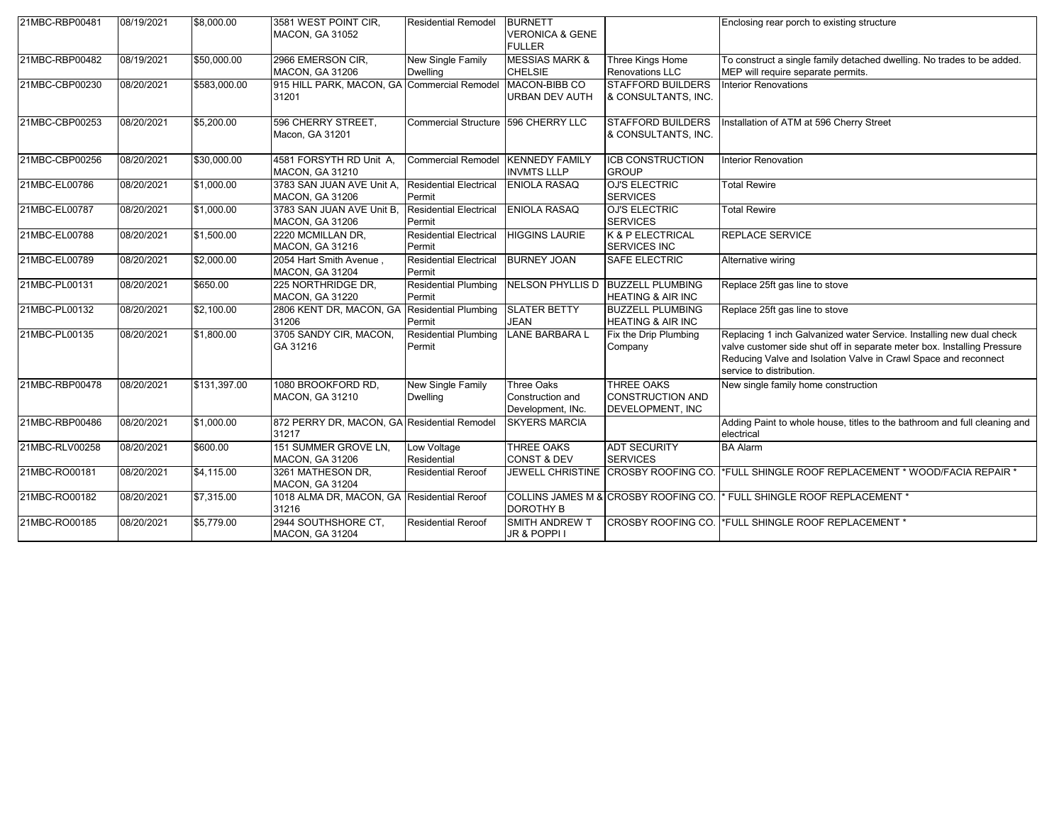| | | | | | | | |
|---|---|---|---|---|---|---|---|
| 21MBC-RBP00481 | 08/19/2021 | $8,000.00 | 3581 WEST POINT CIR, MACON, GA 31052 | Residential Remodel | BURNETT VERONICA & GENE FULLER | | Enclosing rear porch to existing structure |
| 21MBC-RBP00482 | 08/19/2021 | $50,000.00 | 2966 EMERSON CIR, MACON, GA 31206 | New Single Family Dwelling | MESSIAS MARK & CHELSIE | Three Kings Home Renovations LLC | To construct a single family detached dwelling. No trades to be added. MEP will require separate permits. |
| 21MBC-CBP00230 | 08/20/2021 | $583,000.00 | 915 HILL PARK, MACON, GA 31201 | Commercial Remodel | MACON-BIBB CO URBAN DEV AUTH | STAFFORD BUILDERS & CONSULTANTS, INC. | Interior Renovations |
| 21MBC-CBP00253 | 08/20/2021 | $5,200.00 | 596 CHERRY STREET, Macon, GA 31201 | Commercial Structure | 596 CHERRY LLC | STAFFORD BUILDERS & CONSULTANTS, INC. | Installation of ATM at 596 Cherry Street |
| 21MBC-CBP00256 | 08/20/2021 | $30,000.00 | 4581 FORSYTH RD Unit A, MACON, GA 31210 | Commercial Remodel | KENNEDY FAMILY INVMTS LLLP | ICB CONSTRUCTION GROUP | Interior Renovation |
| 21MBC-EL00786 | 08/20/2021 | $1,000.00 | 3783 SAN JUAN AVE Unit A, MACON, GA 31206 | Residential Electrical Permit | ENIOLA RASAQ | OJ'S ELECTRIC SERVICES | Total Rewire |
| 21MBC-EL00787 | 08/20/2021 | $1,000.00 | 3783 SAN JUAN AVE Unit B, MACON, GA 31206 | Residential Electrical Permit | ENIOLA RASAQ | OJ'S ELECTRIC SERVICES | Total Rewire |
| 21MBC-EL00788 | 08/20/2021 | $1,500.00 | 2220 MCMILLAN DR, MACON, GA 31216 | Residential Electrical Permit | HIGGINS LAURIE | K & P ELECTRICAL SERVICES INC | REPLACE SERVICE |
| 21MBC-EL00789 | 08/20/2021 | $2,000.00 | 2054 Hart Smith Avenue , MACON, GA 31204 | Residential Electrical Permit | BURNEY JOAN | SAFE ELECTRIC | Alternative wiring |
| 21MBC-PL00131 | 08/20/2021 | $650.00 | 225 NORTHRIDGE DR, MACON, GA 31220 | Residential Plumbing Permit | NELSON PHYLLIS D | BUZZELL PLUMBING HEATING & AIR INC | Replace 25ft gas line to stove |
| 21MBC-PL00132 | 08/20/2021 | $2,100.00 | 2806 KENT DR, MACON, GA 31206 | Residential Plumbing Permit | SLATER BETTY JEAN | BUZZELL PLUMBING HEATING & AIR INC | Replace 25ft gas line to stove |
| 21MBC-PL00135 | 08/20/2021 | $1,800.00 | 3705 SANDY CIR, MACON, GA 31216 | Residential Plumbing Permit | LANE BARBARA L | Fix the Drip Plumbing Company | Replacing 1 inch Galvanized water Service. Installing new dual check valve customer side shut off in separate meter box. Installing Pressure Reducing Valve and Isolation Valve in Crawl Space and reconnect service to distribution. |
| 21MBC-RBP00478 | 08/20/2021 | $131,397.00 | 1080 BROOKFORD RD, MACON, GA 31210 | New Single Family Dwelling | Three Oaks Construction and Development, INc. | THREE OAKS CONSTRUCTION AND DEVELOPMENT, INC | New single family home construction |
| 21MBC-RBP00486 | 08/20/2021 | $1,000.00 | 872 PERRY DR, MACON, GA 31217 | Residential Remodel | SKYERS MARCIA | | Adding Paint to whole house, titles to the bathroom and full cleaning and electrical |
| 21MBC-RLV00258 | 08/20/2021 | $600.00 | 151 SUMMER GROVE LN, MACON, GA 31206 | Low Voltage Residential | THREE OAKS CONST & DEV | ADT SECURITY SERVICES | BA Alarm |
| 21MBC-RO00181 | 08/20/2021 | $4,115.00 | 3261 MATHESON DR, MACON, GA 31204 | Residential Reroof | JEWELL CHRISTINE | CROSBY ROOFING CO. | *FULL SHINGLE ROOF REPLACEMENT * WOOD/FACIA REPAIR * |
| 21MBC-RO00182 | 08/20/2021 | $7,315.00 | 1018 ALMA DR, MACON, GA 31216 | Residential Reroof | COLLINS JAMES M & DOROTHY B | CROSBY ROOFING CO. | * FULL SHINGLE ROOF REPLACEMENT * |
| 21MBC-RO00185 | 08/20/2021 | $5,779.00 | 2944 SOUTHSHORE CT, MACON, GA 31204 | Residential Reroof | SMITH ANDREW T JR & POPPI I | CROSBY ROOFING CO. | *FULL SHINGLE ROOF REPLACEMENT * |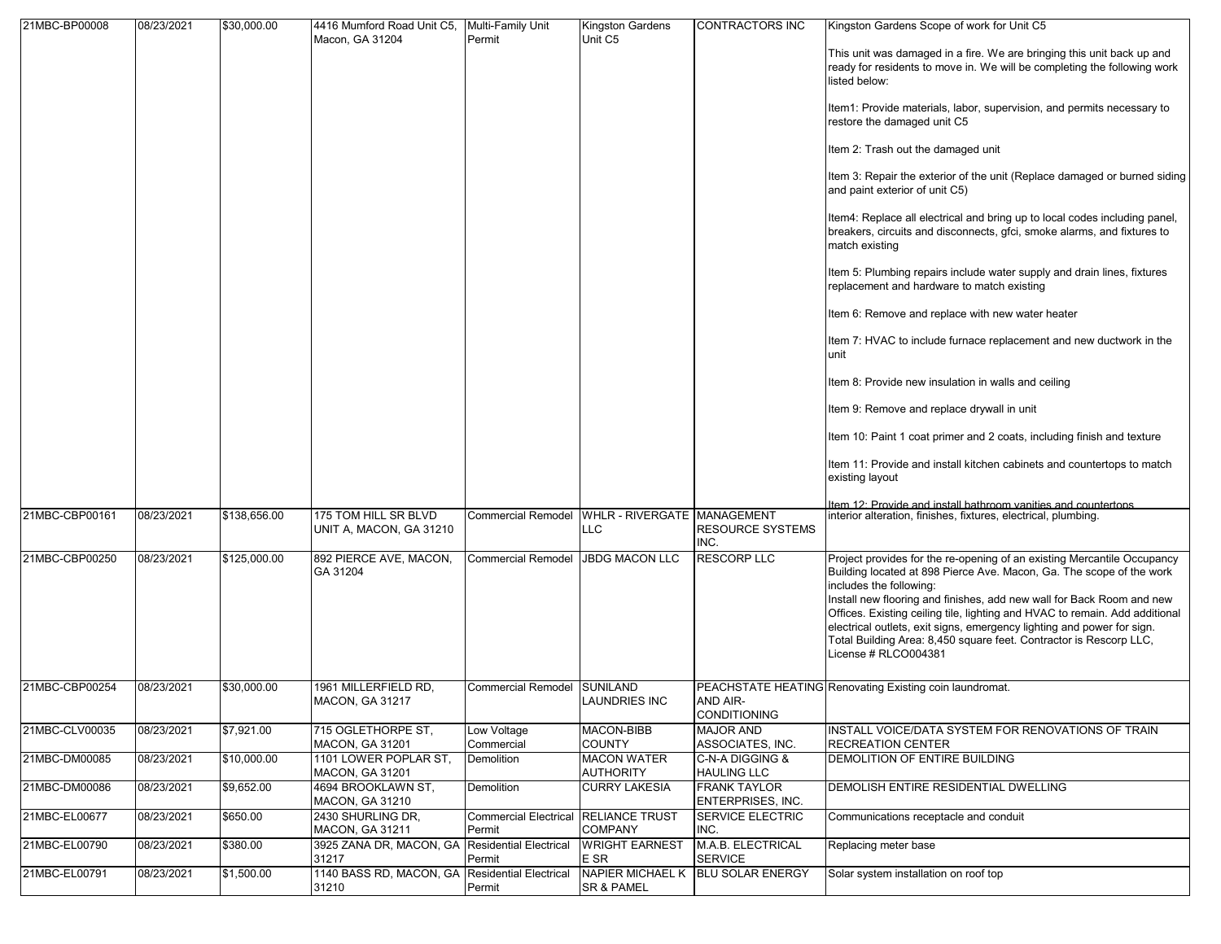| | | | | | | | | |
|---|---|---|---|---|---|---|---|---|
| 21MBC-BP00008 | 08/23/2021 | $30,000.00 | 4416 Mumford Road Unit C5, Macon, GA 31204 | Multi-Family Unit Permit | Kingston Gardens Unit C5 | CONTRACTORS INC | Kingston Gardens Scope of work for Unit C5<br><br>This unit was damaged in a fire. We are bringing this unit back up and ready for residents to move in. We will be completing the following work listed below:<br><br>Item1: Provide materials, labor, supervision, and permits necessary to restore the damaged unit C5<br><br>Item 2: Trash out the damaged unit<br><br>Item 3: Repair the exterior of the unit (Replace damaged or burned siding and paint exterior of unit C5)<br><br>Item4: Replace all electrical and bring up to local codes including panel, breakers, circuits and disconnects, gfci, smoke alarms, and fixtures to match existing<br><br>Item 5: Plumbing repairs include water supply and drain lines, fixtures replacement and hardware to match existing<br><br>Item 6: Remove and replace with new water heater<br><br>Item 7: HVAC to include furnace replacement and new ductwork in the unit<br><br>Item 8: Provide new insulation in walls and ceiling<br><br>Item 9: Remove and replace drywall in unit<br><br>Item 10: Paint 1 coat primer and 2 coats, including finish and texture<br><br>Item 11: Provide and install kitchen cabinets and countertops to match existing layout<br><br>Item 12: Provide and install bathroom vanities and countertops |
| 21MBC-CBP00161 | 08/23/2021 | $138,656.00 | 175 TOM HILL SR BLVD UNIT A, MACON, GA 31210 | Commercial Remodel | WHLR - RIVERGATE LLC | MANAGEMENT RESOURCE SYSTEMS INC. | interior alteration, finishes, fixtures, electrical, plumbing. |
| 21MBC-CBP00250 | 08/23/2021 | $125,000.00 | 892 PIERCE AVE, MACON, GA 31204 | Commercial Remodel | JBDG MACON LLC | RESCORP LLC | Project provides for the re-opening of an existing Mercantile Occupancy Building located at 898 Pierce Ave. Macon, Ga. The scope of the work includes the following:<br>Install new flooring and finishes, add new wall for Back Room and new Offices. Existing ceiling tile, lighting and HVAC to remain. Add additional electrical outlets, exit signs, emergency lighting and power for sign. Total Building Area: 8,450 square feet. Contractor is Rescorp LLC, License # RLCO004381 |
| 21MBC-CBP00254 | 08/23/2021 | $30,000.00 | 1961 MILLERFIELD RD, MACON, GA 31217 | Commercial Remodel | SUNILAND LAUNDRIES INC | PEACHSTATE HEATING AND AIR-CONDITIONING | Renovating Existing coin laundromat. |
| 21MBC-CLV00035 | 08/23/2021 | $7,921.00 | 715 OGLETHORPE ST, MACON, GA 31201 | Low Voltage Commercial | MACON-BIBB COUNTY | MAJOR AND ASSOCIATES, INC. | INSTALL VOICE/DATA SYSTEM FOR RENOVATIONS OF TRAIN RECREATION CENTER |
| 21MBC-DM00085 | 08/23/2021 | $10,000.00 | 1101 LOWER POPLAR ST, MACON, GA 31201 | Demolition | MACON WATER AUTHORITY | C-N-A DIGGING & HAULING LLC | DEMOLITION OF ENTIRE BUILDING |
| 21MBC-DM00086 | 08/23/2021 | $9,652.00 | 4694 BROOKLAWN ST, MACON, GA 31210 | Demolition | CURRY LAKESIA | FRANK TAYLOR ENTERPRISES, INC. | DEMOLISH ENTIRE RESIDENTIAL DWELLING |
| 21MBC-EL00677 | 08/23/2021 | $650.00 | 2430 SHURLING DR, MACON, GA 31211 | Commercial Electrical Permit | RELIANCE TRUST COMPANY | SERVICE ELECTRIC INC. | Communications receptacle and conduit |
| 21MBC-EL00790 | 08/23/2021 | $380.00 | 3925 ZANA DR, MACON, GA 31217 | Residential Electrical Permit | WRIGHT EARNEST E SR | M.A.B. ELECTRICAL SERVICE | Replacing meter base |
| 21MBC-EL00791 | 08/23/2021 | $1,500.00 | 1140 BASS RD, MACON, GA 31210 | Residential Electrical Permit | NAPIER MICHAEL K SR & PAMEL | BLU SOLAR ENERGY | Solar system installation on roof top |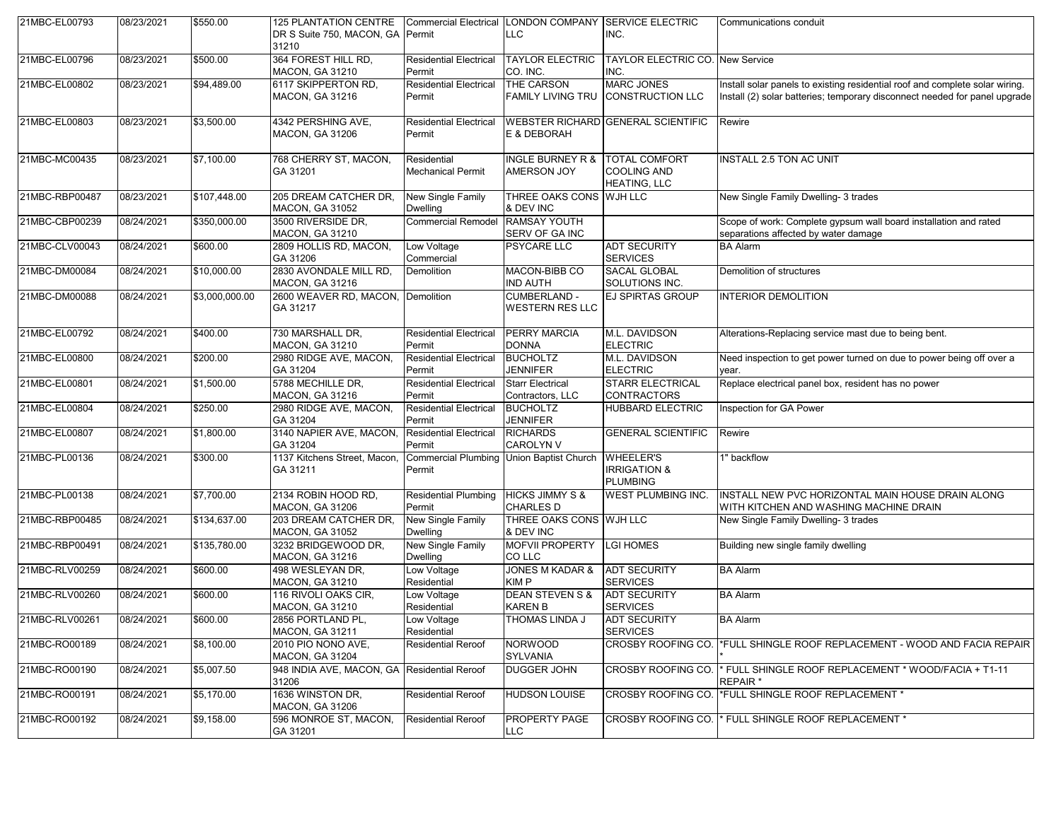| 21MBC-EL00793 | 08/23/2021 | $550.00 | 125 PLANTATION CENTRE DR S Suite 750, MACON, GA 31210 | Commercial Electrical Permit | LONDON COMPANY LLC | SERVICE ELECTRIC INC. | Communications conduit |
|---|---|---|---|---|---|---|---|
| 21MBC-EL00796 | 08/23/2021 | $500.00 | 364 FOREST HILL RD, MACON, GA 31210 | Residential Electrical Permit | TAYLOR ELECTRIC CO. INC. | TAYLOR ELECTRIC CO. INC. | New Service |
| 21MBC-EL00802 | 08/23/2021 | $94,489.00 | 6117 SKIPPERTON RD, MACON, GA 31216 | Residential Electrical Permit | THE CARSON FAMILY LIVING TRU | MARC JONES CONSTRUCTION LLC | Install solar panels to existing residential roof and complete solar wiring. Install (2) solar batteries; temporary disconnect needed for panel upgrade |
| 21MBC-EL00803 | 08/23/2021 | $3,500.00 | 4342 PERSHING AVE, MACON, GA 31206 | Residential Electrical Permit | WEBSTER RICHARD E & DEBORAH | GENERAL SCIENTIFIC | Rewire |
| 21MBC-MC00435 | 08/23/2021 | $7,100.00 | 768 CHERRY ST, MACON, GA 31201 | Residential Mechanical Permit | INGLE BURNEY R & AMERSON JOY | TOTAL COMFORT COOLING AND HEATING, LLC | INSTALL 2.5 TON AC UNIT |
| 21MBC-RBP00487 | 08/23/2021 | $107,448.00 | 205 DREAM CATCHER DR, MACON, GA 31052 | New Single Family Dwelling | THREE OAKS CONS & DEV INC | WJH LLC | New Single Family Dwelling- 3 trades |
| 21MBC-CBP00239 | 08/24/2021 | $350,000.00 | 3500 RIVERSIDE DR, MACON, GA 31210 | Commercial Remodel | RAMSAY YOUTH SERV OF GA INC | | Scope of work: Complete gypsum wall board installation and rated separations affected by water damage |
| 21MBC-CLV00043 | 08/24/2021 | $600.00 | 2809 HOLLIS RD, MACON, GA 31206 | Low Voltage Commercial | PSYCARE LLC | ADT SECURITY SERVICES | BA Alarm |
| 21MBC-DM00084 | 08/24/2021 | $10,000.00 | 2830 AVONDALE MILL RD, MACON, GA 31216 | Demolition | MACON-BIBB CO IND AUTH | SACAL GLOBAL SOLUTIONS INC. | Demolition of structures |
| 21MBC-DM00088 | 08/24/2021 | $3,000,000.00 | 2600 WEAVER RD, MACON, GA 31217 | Demolition | CUMBERLAND - WESTERN RES LLC | EJ SPIRTAS GROUP | INTERIOR DEMOLITION |
| 21MBC-EL00792 | 08/24/2021 | $400.00 | 730 MARSHALL DR, MACON, GA 31210 | Residential Electrical Permit | PERRY MARCIA DONNA | M.L. DAVIDSON ELECTRIC | Alterations-Replacing service mast due to being bent. |
| 21MBC-EL00800 | 08/24/2021 | $200.00 | 2980 RIDGE AVE, MACON, GA 31204 | Residential Electrical Permit | BUCHOLTZ JENNIFER | M.L. DAVIDSON ELECTRIC | Need inspection to get power turned on due to power being off over a year. |
| 21MBC-EL00801 | 08/24/2021 | $1,500.00 | 5788 MECHILLE DR, MACON, GA 31216 | Residential Electrical Permit | Starr Electrical Contractors, LLC | STARR ELECTRICAL CONTRACTORS | Replace electrical panel box, resident has no power |
| 21MBC-EL00804 | 08/24/2021 | $250.00 | 2980 RIDGE AVE, MACON, GA 31204 | Residential Electrical Permit | BUCHOLTZ JENNIFER | HUBBARD ELECTRIC | Inspection for GA Power |
| 21MBC-EL00807 | 08/24/2021 | $1,800.00 | 3140 NAPIER AVE, MACON, GA 31204 | Residential Electrical Permit | RICHARDS CAROLYN V | GENERAL SCIENTIFIC | Rewire |
| 21MBC-PL00136 | 08/24/2021 | $300.00 | 1137 Kitchens Street, Macon, GA 31211 | Commercial Plumbing Permit | Union Baptist Church | WHEELER'S IRRIGATION & PLUMBING | 1" backflow |
| 21MBC-PL00138 | 08/24/2021 | $7,700.00 | 2134 ROBIN HOOD RD, MACON, GA 31206 | Residential Plumbing Permit | HICKS JIMMY S & CHARLES D | WEST PLUMBING INC. | INSTALL NEW PVC HORIZONTAL MAIN HOUSE DRAIN ALONG WITH KITCHEN AND WASHING MACHINE DRAIN |
| 21MBC-RBP00485 | 08/24/2021 | $134,637.00 | 203 DREAM CATCHER DR, MACON, GA 31052 | New Single Family Dwelling | THREE OAKS CONS & DEV INC | WJH LLC | New Single Family Dwelling- 3 trades |
| 21MBC-RBP00491 | 08/24/2021 | $135,780.00 | 3232 BRIDGEWOOD DR, MACON, GA 31216 | New Single Family Dwelling | MOFVII PROPERTY CO LLC | LGI HOMES | Building new single family dwelling |
| 21MBC-RLV00259 | 08/24/2021 | $600.00 | 498 WESLEYAN DR, MACON, GA 31210 | Low Voltage Residential | JONES M KADAR & KIM P | ADT SECURITY SERVICES | BA Alarm |
| 21MBC-RLV00260 | 08/24/2021 | $600.00 | 116 RIVOLI OAKS CIR, MACON, GA 31210 | Low Voltage Residential | DEAN STEVEN S & KAREN B | ADT SECURITY SERVICES | BA Alarm |
| 21MBC-RLV00261 | 08/24/2021 | $600.00 | 2856 PORTLAND PL, MACON, GA 31211 | Low Voltage Residential | THOMAS LINDA J | ADT SECURITY SERVICES | BA Alarm |
| 21MBC-RO00189 | 08/24/2021 | $8,100.00 | 2010 PIO NONO AVE, MACON, GA 31204 | Residential Reroof | NORWOOD SYLVANIA | CROSBY ROOFING CO. | *FULL SHINGLE ROOF REPLACEMENT - WOOD AND FACIA REPAIR * |
| 21MBC-RO00190 | 08/24/2021 | $5,007.50 | 948 INDIA AVE, MACON, GA 31206 | Residential Reroof | DUGGER JOHN | CROSBY ROOFING CO. | * FULL SHINGLE ROOF REPLACEMENT * WOOD/FACIA + T1-11 REPAIR * |
| 21MBC-RO00191 | 08/24/2021 | $5,170.00 | 1636 WINSTON DR, MACON, GA 31206 | Residential Reroof | HUDSON LOUISE | CROSBY ROOFING CO. | *FULL SHINGLE ROOF REPLACEMENT * |
| 21MBC-RO00192 | 08/24/2021 | $9,158.00 | 596 MONROE ST, MACON, GA 31201 | Residential Reroof | PROPERTY PAGE LLC | CROSBY ROOFING CO. | * FULL SHINGLE ROOF REPLACEMENT * |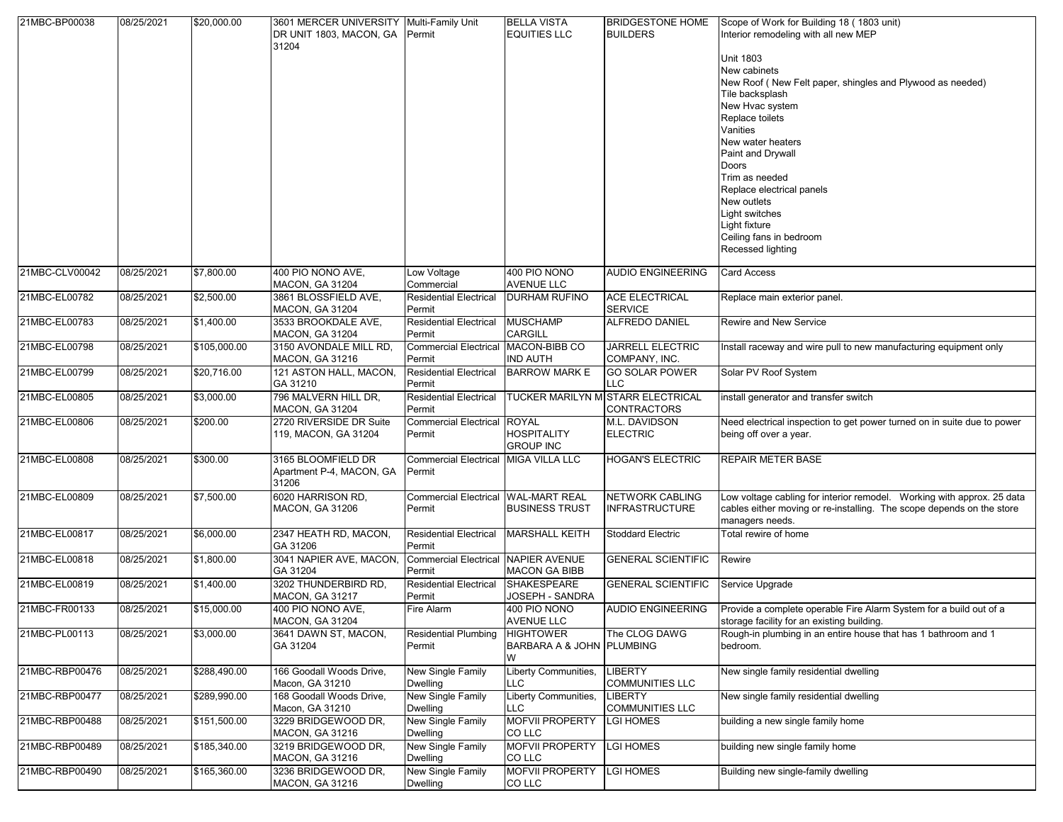| | | | | | | | |
|---|---|---|---|---|---|---|---|
| 21MBC-BP00038 | 08/25/2021 | $20,000.00 | 3601 MERCER UNIVERSITY DR UNIT 1803, MACON, GA 31204 | Multi-Family Unit Permit | BELLA VISTA EQUITIES LLC | BRIDGESTONE HOME BUILDERS | Scope of Work for Building 18 ( 1803 unit)<br>Interior remodeling with all new MEP<br><br>Unit 1803<br>New cabinets<br>New Roof ( New Felt paper, shingles and Plywood as needed)<br>Tile backsplash<br>New Hvac system<br>Replace toilets<br>Vanities<br>New water heaters<br>Paint and Drywall<br>Doors<br>Trim as needed<br>Replace electrical panels<br>New outlets<br>Light switches<br>Light fixture<br>Ceiling fans in bedroom<br>Recessed lighting |
| 21MBC-CLV00042 | 08/25/2021 | $7,800.00 | 400 PIO NONO AVE, MACON, GA 31204 | Low Voltage Commercial | 400 PIO NONO AVENUE LLC | AUDIO ENGINEERING | Card Access |
| 21MBC-EL00782 | 08/25/2021 | $2,500.00 | 3861 BLOSSFIELD AVE, MACON, GA 31204 | Residential Electrical Permit | DURHAM RUFINO | ACE ELECTRICAL SERVICE | Replace main exterior panel. |
| 21MBC-EL00783 | 08/25/2021 | $1,400.00 | 3533 BROOKDALE AVE, MACON, GA 31204 | Residential Electrical Permit | MUSCHAMP CARGILL | ALFREDO DANIEL | Rewire and New Service |
| 21MBC-EL00798 | 08/25/2021 | $105,000.00 | 3150 AVONDALE MILL RD, MACON, GA 31216 | Commercial Electrical Permit | MACON-BIBB CO IND AUTH | JARRELL ELECTRIC COMPANY, INC. | Install raceway and wire pull to new manufacturing equipment only |
| 21MBC-EL00799 | 08/25/2021 | $20,716.00 | 121 ASTON HALL, MACON, GA 31210 | Residential Electrical Permit | BARROW MARK E | GO SOLAR POWER LLC | Solar PV Roof System |
| 21MBC-EL00805 | 08/25/2021 | $3,000.00 | 796 MALVERN HILL DR, MACON, GA 31204 | Residential Electrical Permit | TUCKER MARILYN M | STARR ELECTRICAL CONTRACTORS | install generator and transfer switch |
| 21MBC-EL00806 | 08/25/2021 | $200.00 | 2720 RIVERSIDE DR Suite 119, MACON, GA 31204 | Commercial Electrical Permit | ROYAL HOSPITALITY GROUP INC | M.L. DAVIDSON ELECTRIC | Need electrical inspection to get power turned on in suite due to power being off over a year. |
| 21MBC-EL00808 | 08/25/2021 | $300.00 | 3165 BLOOMFIELD DR Apartment P-4, MACON, GA 31206 | Commercial Electrical Permit | MIGA VILLA LLC | HOGAN'S ELECTRIC | REPAIR METER BASE |
| 21MBC-EL00809 | 08/25/2021 | $7,500.00 | 6020 HARRISON RD, MACON, GA 31206 | Commercial Electrical Permit | WAL-MART REAL BUSINESS TRUST | NETWORK CABLING INFRASTRUCTURE | Low voltage cabling for interior remodel. Working with approx. 25 data cables either moving or re-installing. The scope depends on the store managers needs. |
| 21MBC-EL00817 | 08/25/2021 | $6,000.00 | 2347 HEATH RD, MACON, GA 31206 | Residential Electrical Permit | MARSHALL KEITH | Stoddard Electric | Total rewire of home |
| 21MBC-EL00818 | 08/25/2021 | $1,800.00 | 3041 NAPIER AVE, MACON, GA 31204 | Commercial Electrical Permit | NAPIER AVENUE MACON GA BIBB | GENERAL SCIENTIFIC | Rewire |
| 21MBC-EL00819 | 08/25/2021 | $1,400.00 | 3202 THUNDERBIRD RD, MACON, GA 31217 | Residential Electrical Permit | SHAKESPEARE JOSEPH - SANDRA | GENERAL SCIENTIFIC | Service Upgrade |
| 21MBC-FR00133 | 08/25/2021 | $15,000.00 | 400 PIO NONO AVE, MACON, GA 31204 | Fire Alarm | 400 PIO NONO AVENUE LLC | AUDIO ENGINEERING | Provide a complete operable Fire Alarm System for a build out of a storage facility for an existing building. |
| 21MBC-PL00113 | 08/25/2021 | $3,000.00 | 3641 DAWN ST, MACON, GA 31204 | Residential Plumbing Permit | HIGHTOWER BARBARA A & JOHN W | The CLOG DAWG PLUMBING | Rough-in plumbing in an entire house that has 1 bathroom and 1 bedroom. |
| 21MBC-RBP00476 | 08/25/2021 | $288,490.00 | 166 Goodall Woods Drive, Macon, GA 31210 | New Single Family Dwelling | Liberty Communities, LLC | LIBERTY COMMUNITIES LLC | New single family residential dwelling |
| 21MBC-RBP00477 | 08/25/2021 | $289,990.00 | 168 Goodall Woods Drive, Macon, GA 31210 | New Single Family Dwelling | Liberty Communities, LLC | LIBERTY COMMUNITIES LLC | New single family residential dwelling |
| 21MBC-RBP00488 | 08/25/2021 | $151,500.00 | 3229 BRIDGEWOOD DR, MACON, GA 31216 | New Single Family Dwelling | MOFVII PROPERTY CO LLC | LGI HOMES | building a new single family home |
| 21MBC-RBP00489 | 08/25/2021 | $185,340.00 | 3219 BRIDGEWOOD DR, MACON, GA 31216 | New Single Family Dwelling | MOFVII PROPERTY CO LLC | LGI HOMES | building new single family home |
| 21MBC-RBP00490 | 08/25/2021 | $165,360.00 | 3236 BRIDGEWOOD DR, MACON, GA 31216 | New Single Family Dwelling | MOFVII PROPERTY CO LLC | LGI HOMES | Building new single-family dwelling |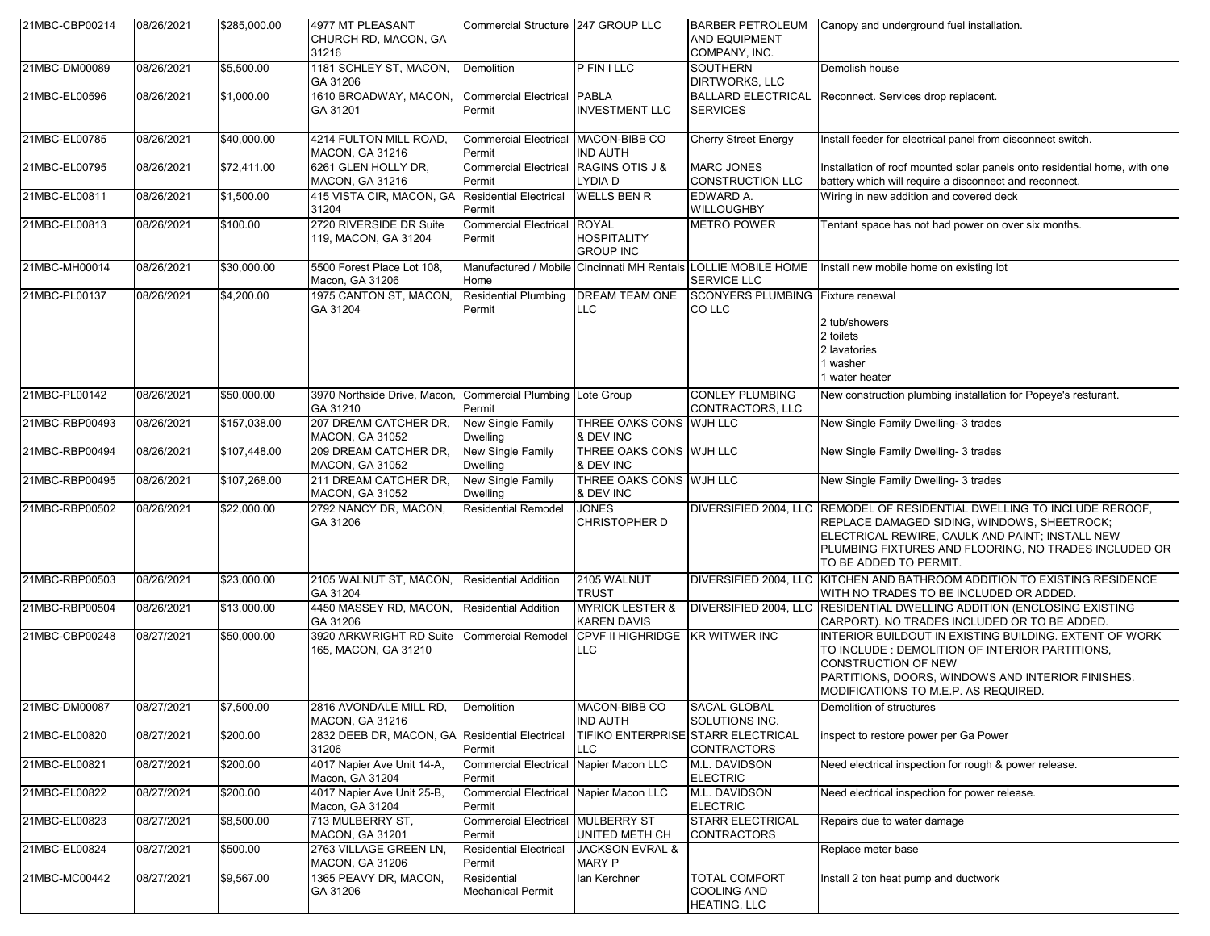| 21MBC-CBP00214 | 08/26/2021 | $285,000.00 | 4977 MT PLEASANT CHURCH RD, MACON, GA 31216 | Commercial Structure | 247 GROUP LLC | BARBER PETROLEUM AND EQUIPMENT COMPANY, INC. | Canopy and underground fuel installation. |
|---|---|---|---|---|---|---|---|
| 21MBC-DM00089 | 08/26/2021 | $5,500.00 | 1181 SCHLEY ST, MACON, GA 31206 | Demolition | P FIN I LLC | SOUTHERN DIRTWORKS, LLC | Demolish house |
| 21MBC-EL00596 | 08/26/2021 | $1,000.00 | 1610 BROADWAY, MACON, GA 31201 | Commercial Electrical Permit | PABLA INVESTMENT LLC | BALLARD ELECTRICAL SERVICES | Reconnect. Services drop replacent. |
| 21MBC-EL00785 | 08/26/2021 | $40,000.00 | 4214 FULTON MILL ROAD, MACON, GA 31216 | Commercial Electrical Permit | MACON-BIBB CO IND AUTH | Cherry Street Energy | Install feeder for electrical panel from disconnect switch. |
| 21MBC-EL00795 | 08/26/2021 | $72,411.00 | 6261 GLEN HOLLY DR, MACON, GA 31216 | Commercial Electrical Permit | RAGINS OTIS J & LYDIA D | MARC JONES CONSTRUCTION LLC | Installation of roof mounted solar panels onto residential home, with one battery which will require a disconnect and reconnect. |
| 21MBC-EL00811 | 08/26/2021 | $1,500.00 | 415 VISTA CIR, MACON, GA 31204 | Residential Electrical Permit | WELLS BEN R | EDWARD A. WILLOUGHBY | Wiring in new addition and covered deck |
| 21MBC-EL00813 | 08/26/2021 | $100.00 | 2720 RIVERSIDE DR Suite 119, MACON, GA 31204 | Commercial Electrical Permit | ROYAL HOSPITALITY GROUP INC | METRO POWER | Tentant space has not had power on over six months. |
| 21MBC-MH00014 | 08/26/2021 | $30,000.00 | 5500 Forest Place Lot 108, Macon, GA 31206 | Manufactured / Mobile Home | Cincinnati MH Rentals | LOLLIE MOBILE HOME SERVICE LLC | Install new mobile home on existing lot |
| 21MBC-PL00137 | 08/26/2021 | $4,200.00 | 1975 CANTON ST, MACON, GA 31204 | Residential Plumbing Permit | DREAM TEAM ONE LLC | SCONYERS PLUMBING CO LLC | Fixture renewal<br><br>2 tub/showers<br>2 toilets<br>2 lavatories<br>1 washer<br>1 water heater |
| 21MBC-PL00142 | 08/26/2021 | $50,000.00 | 3970 Northside Drive, Macon, GA 31210 | Commercial Plumbing Permit | Lote Group | CONLEY PLUMBING CONTRACTORS, LLC | New construction plumbing installation for Popeye's resturant. |
| 21MBC-RBP00493 | 08/26/2021 | $157,038.00 | 207 DREAM CATCHER DR, MACON, GA 31052 | New Single Family Dwelling | THREE OAKS CONS & DEV INC | WJH LLC | New Single Family Dwelling- 3 trades |
| 21MBC-RBP00494 | 08/26/2021 | $107,448.00 | 209 DREAM CATCHER DR, MACON, GA 31052 | New Single Family Dwelling | THREE OAKS CONS & DEV INC | WJH LLC | New Single Family Dwelling- 3 trades |
| 21MBC-RBP00495 | 08/26/2021 | $107,268.00 | 211 DREAM CATCHER DR, MACON, GA 31052 | New Single Family Dwelling | THREE OAKS CONS & DEV INC | WJH LLC | New Single Family Dwelling- 3 trades |
| 21MBC-RBP00502 | 08/26/2021 | $22,000.00 | 2792 NANCY DR, MACON, GA 31206 | Residential Remodel | JONES CHRISTOPHER D | DIVERSIFIED 2004, LLC | REMODEL OF RESIDENTIAL DWELLING TO INCLUDE REROOF, REPLACE DAMAGED SIDING, WINDOWS, SHEETROCK; ELECTRICAL REWIRE, CAULK AND PAINT; INSTALL NEW PLUMBING FIXTURES AND FLOORING, NO TRADES INCLUDED OR TO BE ADDED TO PERMIT. |
| 21MBC-RBP00503 | 08/26/2021 | $23,000.00 | 2105 WALNUT ST, MACON, GA 31204 | Residential Addition | 2105 WALNUT TRUST | DIVERSIFIED 2004, LLC | KITCHEN AND BATHROOM ADDITION TO EXISTING RESIDENCE WITH NO TRADES TO BE INCLUDED OR ADDED. |
| 21MBC-RBP00504 | 08/26/2021 | $13,000.00 | 4450 MASSEY RD, MACON, GA 31206 | Residential Addition | MYRICK LESTER & KAREN DAVIS | DIVERSIFIED 2004, LLC | RESIDENTIAL DWELLING ADDITION (ENCLOSING EXISTING CARPORT). NO TRADES INCLUDED OR TO BE ADDED. |
| 21MBC-CBP00248 | 08/27/2021 | $50,000.00 | 3920 ARKWRIGHT RD Suite 165, MACON, GA 31210 | Commercial Remodel | CPVF II HIGHRIDGE LLC | KR WITWER INC | INTERIOR BUILDOUT IN EXISTING BUILDING. EXTENT OF WORK TO INCLUDE : DEMOLITION OF INTERIOR PARTITIONS, CONSTRUCTION OF NEW PARTITIONS, DOORS, WINDOWS AND INTERIOR FINISHES. MODIFICATIONS TO M.E.P. AS REQUIRED. |
| 21MBC-DM00087 | 08/27/2021 | $7,500.00 | 2816 AVONDALE MILL RD, MACON, GA 31216 | Demolition | MACON-BIBB CO IND AUTH | SACAL GLOBAL SOLUTIONS INC. | Demolition of structures |
| 21MBC-EL00820 | 08/27/2021 | $200.00 | 2832 DEEB DR, MACON, GA 31206 | Residential Electrical Permit | TIFIKO ENTERPRISE LLC | STARR ELECTRICAL CONTRACTORS | inspect to restore power per Ga Power |
| 21MBC-EL00821 | 08/27/2021 | $200.00 | 4017 Napier Ave Unit 14-A, Macon, GA 31204 | Commercial Electrical Permit | Napier Macon LLC | M.L. DAVIDSON ELECTRIC | Need electrical inspection for rough & power release. |
| 21MBC-EL00822 | 08/27/2021 | $200.00 | 4017 Napier Ave Unit 25-B, Macon, GA 31204 | Commercial Electrical Permit | Napier Macon LLC | M.L. DAVIDSON ELECTRIC | Need electrical inspection for power release. |
| 21MBC-EL00823 | 08/27/2021 | $8,500.00 | 713 MULBERRY ST, MACON, GA 31201 | Commercial Electrical Permit | MULBERRY ST UNITED METH CH | STARR ELECTRICAL CONTRACTORS | Repairs due to water damage |
| 21MBC-EL00824 | 08/27/2021 | $500.00 | 2763 VILLAGE GREEN LN, MACON, GA 31206 | Residential Electrical Permit | JACKSON EVRAL & MARY P | | Replace meter base |
| 21MBC-MC00442 | 08/27/2021 | $9,567.00 | 1365 PEAVY DR, MACON, GA 31206 | Residential Mechanical Permit | Ian Kerchner | TOTAL COMFORT COOLING AND HEATING, LLC | Install 2 ton heat pump and ductwork |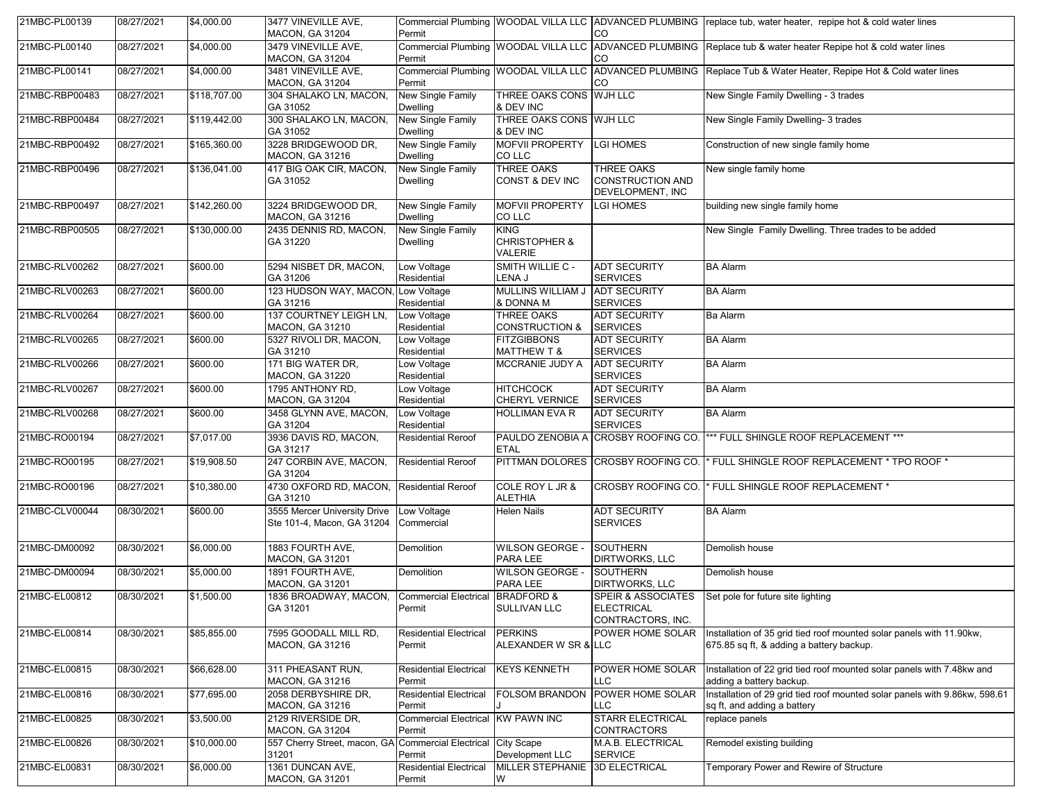| | | | | | | | |
|---|---|---|---|---|---|---|---|
| 21MBC-PL00139 | 08/27/2021 | $4,000.00 | 3477 VINEVILLE AVE, MACON, GA 31204 | Commercial Plumbing Permit | WOODAL VILLA LLC | ADVANCED PLUMBING CO | replace tub, water heater, repipe hot & cold water lines |
| 21MBC-PL00140 | 08/27/2021 | $4,000.00 | 3479 VINEVILLE AVE, MACON, GA 31204 | Commercial Plumbing Permit | WOODAL VILLA LLC | ADVANCED PLUMBING CO | Replace tub & water heater Repipe hot & cold water lines |
| 21MBC-PL00141 | 08/27/2021 | $4,000.00 | 3481 VINEVILLE AVE, MACON, GA 31204 | Commercial Plumbing Permit | WOODAL VILLA LLC | ADVANCED PLUMBING CO | Replace Tub & Water Heater, Repipe Hot & Cold water lines |
| 21MBC-RBP00483 | 08/27/2021 | $118,707.00 | 304 SHALAKO LN, MACON, GA 31052 | New Single Family Dwelling | THREE OAKS CONS & DEV INC | WJH LLC | New Single Family Dwelling - 3 trades |
| 21MBC-RBP00484 | 08/27/2021 | $119,442.00 | 300 SHALAKO LN, MACON, GA 31052 | New Single Family Dwelling | THREE OAKS CONS & DEV INC | WJH LLC | New Single Family Dwelling- 3 trades |
| 21MBC-RBP00492 | 08/27/2021 | $165,360.00 | 3228 BRIDGEWOOD DR, MACON, GA 31216 | New Single Family Dwelling | MOFVII PROPERTY CO LLC | LGI HOMES | Construction of new single family home |
| 21MBC-RBP00496 | 08/27/2021 | $136,041.00 | 417 BIG OAK CIR, MACON, GA 31052 | New Single Family Dwelling | THREE OAKS CONST & DEV INC | THREE OAKS CONSTRUCTION AND DEVELOPMENT, INC | New single family home |
| 21MBC-RBP00497 | 08/27/2021 | $142,260.00 | 3224 BRIDGEWOOD DR, MACON, GA 31216 | New Single Family Dwelling | MOFVII PROPERTY CO LLC | LGI HOMES | building new single family home |
| 21MBC-RBP00505 | 08/27/2021 | $130,000.00 | 2435 DENNIS RD, MACON, GA 31220 | New Single Family Dwelling | KING CHRISTOPHER & VALERIE | | New Single Family Dwelling. Three trades to be added |
| 21MBC-RLV00262 | 08/27/2021 | $600.00 | 5294 NISBET DR, MACON, GA 31206 | Low Voltage Residential | SMITH WILLIE C - LENA J | ADT SECURITY SERVICES | BA Alarm |
| 21MBC-RLV00263 | 08/27/2021 | $600.00 | 123 HUDSON WAY, MACON, GA 31216 | Low Voltage Residential | MULLINS WILLIAM J & DONNA M | ADT SECURITY SERVICES | BA Alarm |
| 21MBC-RLV00264 | 08/27/2021 | $600.00 | 137 COURTNEY LEIGH LN, MACON, GA 31210 | Low Voltage Residential | THREE OAKS CONSTRUCTION & | ADT SECURITY SERVICES | Ba Alarm |
| 21MBC-RLV00265 | 08/27/2021 | $600.00 | 5327 RIVOLI DR, MACON, GA 31210 | Low Voltage Residential | FITZGIBBONS MATTHEW T & | ADT SECURITY SERVICES | BA Alarm |
| 21MBC-RLV00266 | 08/27/2021 | $600.00 | 171 BIG WATER DR, MACON, GA 31220 | Low Voltage Residential | MCCRANIE JUDY A | ADT SECURITY SERVICES | BA Alarm |
| 21MBC-RLV00267 | 08/27/2021 | $600.00 | 1795 ANTHONY RD, MACON, GA 31204 | Low Voltage Residential | HITCHCOCK CHERYL VERNICE | ADT SECURITY SERVICES | BA Alarm |
| 21MBC-RLV00268 | 08/27/2021 | $600.00 | 3458 GLYNN AVE, MACON, GA 31204 | Low Voltage Residential | HOLLIMAN EVA R | ADT SECURITY SERVICES | BA Alarm |
| 21MBC-RO00194 | 08/27/2021 | $7,017.00 | 3936 DAVIS RD, MACON, GA 31217 | Residential Reroof | PAULDO ZENOBIA A ETAL | CROSBY ROOFING CO. | *** FULL SHINGLE ROOF REPLACEMENT *** |
| 21MBC-RO00195 | 08/27/2021 | $19,908.50 | 247 CORBIN AVE, MACON, GA 31204 | Residential Reroof | PITTMAN DOLORES | CROSBY ROOFING CO. | * FULL SHINGLE ROOF REPLACEMENT * TPO ROOF * |
| 21MBC-RO00196 | 08/27/2021 | $10,380.00 | 4730 OXFORD RD, MACON, GA 31210 | Residential Reroof | COLE ROY L JR & ALETHIA | CROSBY ROOFING CO. | * FULL SHINGLE ROOF REPLACEMENT * |
| 21MBC-CLV00044 | 08/30/2021 | $600.00 | 3555 Mercer University Drive Ste 101-4, Macon, GA 31204 | Low Voltage Commercial | Helen Nails | ADT SECURITY SERVICES | BA Alarm |
| 21MBC-DM00092 | 08/30/2021 | $6,000.00 | 1883 FOURTH AVE, MACON, GA 31201 | Demolition | WILSON GEORGE - PARA LEE | SOUTHERN DIRTWORKS, LLC | Demolish house |
| 21MBC-DM00094 | 08/30/2021 | $5,000.00 | 1891 FOURTH AVE, MACON, GA 31201 | Demolition | WILSON GEORGE - PARA LEE | SOUTHERN DIRTWORKS, LLC | Demolish house |
| 21MBC-EL00812 | 08/30/2021 | $1,500.00 | 1836 BROADWAY, MACON, GA 31201 | Commercial Electrical Permit | BRADFORD & SULLIVAN LLC | SPEIR & ASSOCIATES ELECTRICAL CONTRACTORS, INC. | Set pole for future site lighting |
| 21MBC-EL00814 | 08/30/2021 | $85,855.00 | 7595 GOODALL MILL RD, MACON, GA 31216 | Residential Electrical Permit | PERKINS ALEXANDER W SR & | POWER HOME SOLAR LLC | Installation of 35 grid tied roof mounted solar panels with 11.90kw, 675.85 sq ft, & adding a battery backup. |
| 21MBC-EL00815 | 08/30/2021 | $66,628.00 | 311 PHEASANT RUN, MACON, GA 31216 | Residential Electrical Permit | KEYS KENNETH | POWER HOME SOLAR LLC | Installation of 22 grid tied roof mounted solar panels with 7.48kw and adding a battery backup. |
| 21MBC-EL00816 | 08/30/2021 | $77,695.00 | 2058 DERBYSHIRE DR, MACON, GA 31216 | Residential Electrical Permit | FOLSOM BRANDON J | POWER HOME SOLAR LLC | Installation of 29 grid tied roof mounted solar panels with 9.86kw, 598.61 sq ft, and adding a battery |
| 21MBC-EL00825 | 08/30/2021 | $3,500.00 | 2129 RIVERSIDE DR, MACON, GA 31204 | Commercial Electrical Permit | KW PAWN INC | STARR ELECTRICAL CONTRACTORS | replace panels |
| 21MBC-EL00826 | 08/30/2021 | $10,000.00 | 557 Cherry Street, macon, GA 31201 | Commercial Electrical Permit | City Scape Development LLC | M.A.B. ELECTRICAL SERVICE | Remodel existing building |
| 21MBC-EL00831 | 08/30/2021 | $6,000.00 | 1361 DUNCAN AVE, MACON, GA 31201 | Residential Electrical Permit | MILLER STEPHANIE W | 3D ELECTRICAL | Temporary Power and Rewire of Structure |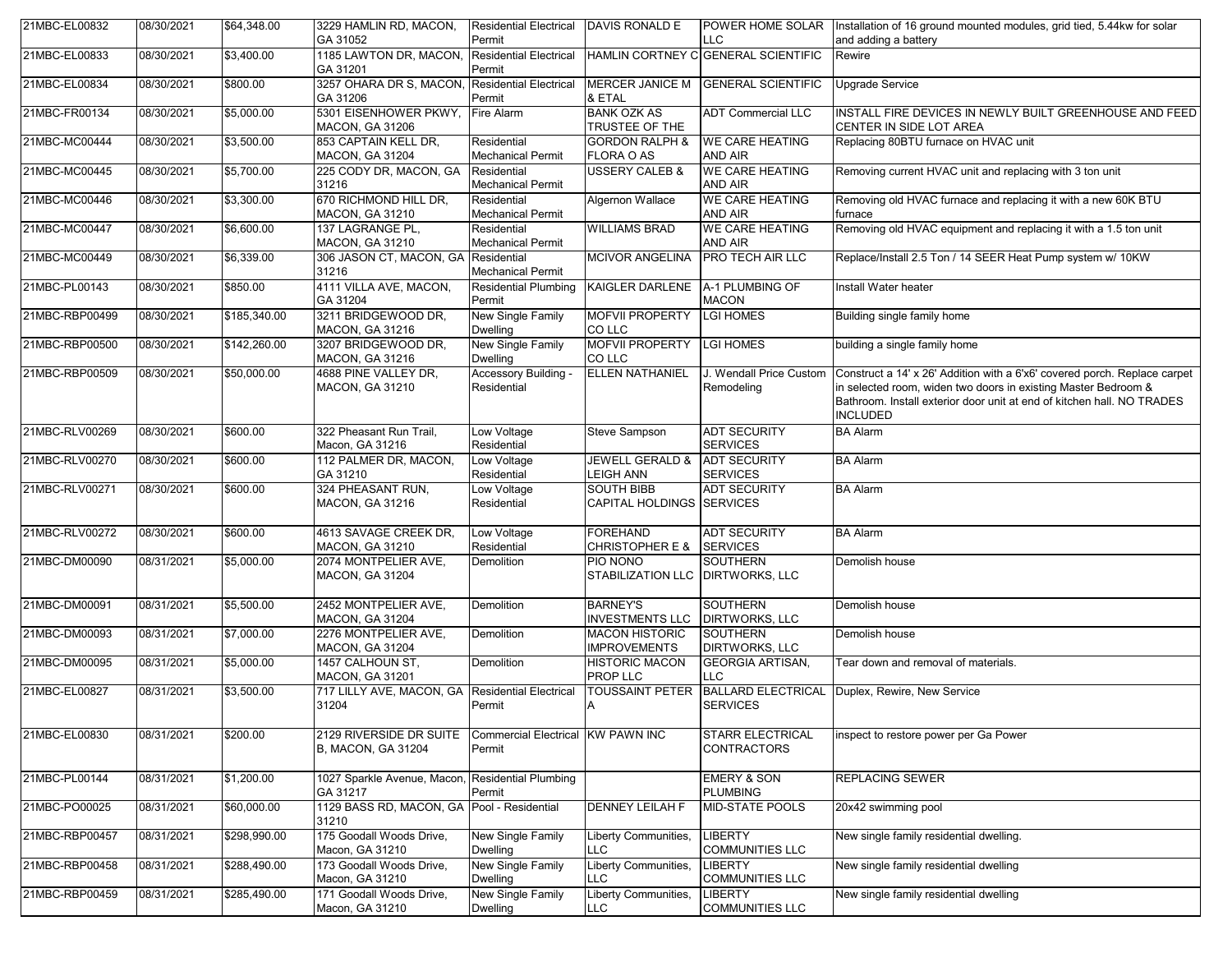| 21MBC-EL00832 | 08/30/2021 | $64,348.00 | 3229 HAMLIN RD, MACON, GA 31052 | Residential Electrical Permit | DAVIS RONALD E | POWER HOME SOLAR LLC | Installation of 16 ground mounted modules, grid tied, 5.44kw for solar and adding a battery |
|---|---|---|---|---|---|---|---|
| 21MBC-EL00833 | 08/30/2021 | $3,400.00 | 1185 LAWTON DR, MACON, GA 31201 | Residential Electrical Permit | HAMLIN CORTNEY C | GENERAL SCIENTIFIC | Rewire |
| 21MBC-EL00834 | 08/30/2021 | $800.00 | 3257 OHARA DR S, MACON, GA 31206 | Residential Electrical Permit | MERCER JANICE M & ETAL | GENERAL SCIENTIFIC | Upgrade Service |
| 21MBC-FR00134 | 08/30/2021 | $5,000.00 | 5301 EISENHOWER PKWY, MACON, GA 31206 | Fire Alarm | BANK OZK AS TRUSTEE OF THE | ADT Commercial LLC | INSTALL FIRE DEVICES IN NEWLY BUILT GREENHOUSE AND FEED CENTER IN SIDE LOT AREA |
| 21MBC-MC00444 | 08/30/2021 | $3,500.00 | 853 CAPTAIN KELL DR, MACON, GA 31204 | Residential Mechanical Permit | GORDON RALPH & FLORA O AS | WE CARE HEATING AND AIR | Replacing 80BTU furnace on HVAC unit |
| 21MBC-MC00445 | 08/30/2021 | $5,700.00 | 225 CODY DR, MACON, GA 31216 | Residential Mechanical Permit | USSERY CALEB & | WE CARE HEATING AND AIR | Removing current HVAC unit and replacing with 3 ton unit |
| 21MBC-MC00446 | 08/30/2021 | $3,300.00 | 670 RICHMOND HILL DR, MACON, GA 31210 | Residential Mechanical Permit | Algernon Wallace | WE CARE HEATING AND AIR | Removing old HVAC furnace and replacing it with a new 60K BTU furnace |
| 21MBC-MC00447 | 08/30/2021 | $6,600.00 | 137 LAGRANGE PL, MACON, GA 31210 | Residential Mechanical Permit | WILLIAMS BRAD | WE CARE HEATING AND AIR | Removing old HVAC equipment and replacing it with a 1.5 ton unit |
| 21MBC-MC00449 | 08/30/2021 | $6,339.00 | 306 JASON CT, MACON, GA 31216 | Residential Mechanical Permit | MCIVOR ANGELINA | PRO TECH AIR LLC | Replace/Install 2.5 Ton / 14 SEER Heat Pump system w/ 10KW |
| 21MBC-PL00143 | 08/30/2021 | $850.00 | 4111 VILLA AVE, MACON, GA 31204 | Residential Plumbing Permit | KAIGLER DARLENE | A-1 PLUMBING OF MACON | Install Water heater |
| 21MBC-RBP00499 | 08/30/2021 | $185,340.00 | 3211 BRIDGEWOOD DR, MACON, GA 31216 | New Single Family Dwelling | MOFVII PROPERTY CO LLC | LGI HOMES | Building single family home |
| 21MBC-RBP00500 | 08/30/2021 | $142,260.00 | 3207 BRIDGEWOOD DR, MACON, GA 31216 | New Single Family Dwelling | MOFVII PROPERTY CO LLC | LGI HOMES | building a single family home |
| 21MBC-RBP00509 | 08/30/2021 | $50,000.00 | 4688 PINE VALLEY DR, MACON, GA 31210 | Accessory Building - Residential | ELLEN NATHANIEL | J. Wendall Price Custom Remodeling | Construct a 14' x 26' Addition with a 6'x6' covered porch. Replace carpet in selected room, widen two doors in existing Master Bedroom & Bathroom. Install exterior door unit at end of kitchen hall. NO TRADES INCLUDED |
| 21MBC-RLV00269 | 08/30/2021 | $600.00 | 322 Pheasant Run Trail, Macon, GA 31216 | Low Voltage Residential | Steve Sampson | ADT SECURITY SERVICES | BA Alarm |
| 21MBC-RLV00270 | 08/30/2021 | $600.00 | 112 PALMER DR, MACON, GA 31210 | Low Voltage Residential | JEWELL GERALD & LEIGH ANN | ADT SECURITY SERVICES | BA Alarm |
| 21MBC-RLV00271 | 08/30/2021 | $600.00 | 324 PHEASANT RUN, MACON, GA 31216 | Low Voltage Residential | SOUTH BIBB CAPITAL HOLDINGS | ADT SECURITY SERVICES | BA Alarm |
| 21MBC-RLV00272 | 08/30/2021 | $600.00 | 4613 SAVAGE CREEK DR, MACON, GA 31210 | Low Voltage Residential | FOREHAND CHRISTOPHER E & | ADT SECURITY SERVICES | BA Alarm |
| 21MBC-DM00090 | 08/31/2021 | $5,000.00 | 2074 MONTPELIER AVE, MACON, GA 31204 | Demolition | PIO NONO STABILIZATION LLC | SOUTHERN DIRTWORKS, LLC | Demolish house |
| 21MBC-DM00091 | 08/31/2021 | $5,500.00 | 2452 MONTPELIER AVE, MACON, GA 31204 | Demolition | BARNEY'S INVESTMENTS LLC | SOUTHERN DIRTWORKS, LLC | Demolish house |
| 21MBC-DM00093 | 08/31/2021 | $7,000.00 | 2276 MONTPELIER AVE, MACON, GA 31204 | Demolition | MACON HISTORIC IMPROVEMENTS | SOUTHERN DIRTWORKS, LLC | Demolish house |
| 21MBC-DM00095 | 08/31/2021 | $5,000.00 | 1457 CALHOUN ST, MACON, GA 31201 | Demolition | HISTORIC MACON PROP LLC | GEORGIA ARTISAN, LLC | Tear down and removal of materials. |
| 21MBC-EL00827 | 08/31/2021 | $3,500.00 | 717 LILLY AVE, MACON, GA 31204 | Residential Electrical Permit | TOUSSAINT PETER A | BALLARD ELECTRICAL SERVICES | Duplex, Rewire, New Service |
| 21MBC-EL00830 | 08/31/2021 | $200.00 | 2129 RIVERSIDE DR SUITE B, MACON, GA 31204 | Commercial Electrical Permit | KW PAWN INC | STARR ELECTRICAL CONTRACTORS | inspect to restore power per Ga Power |
| 21MBC-PL00144 | 08/31/2021 | $1,200.00 | 1027 Sparkle Avenue, Macon, GA 31217 | Residential Plumbing Permit | | EMERY & SON PLUMBING | REPLACING SEWER |
| 21MBC-PO00025 | 08/31/2021 | $60,000.00 | 1129 BASS RD, MACON, GA 31210 | Pool - Residential | DENNEY LEILAH F | MID-STATE POOLS | 20x42 swimming pool |
| 21MBC-RBP00457 | 08/31/2021 | $298,990.00 | 175 Goodall Woods Drive, Macon, GA 31210 | New Single Family Dwelling | Liberty Communities, LLC | LIBERTY COMMUNITIES LLC | New single family residential dwelling. |
| 21MBC-RBP00458 | 08/31/2021 | $288,490.00 | 173 Goodall Woods Drive, Macon, GA 31210 | New Single Family Dwelling | Liberty Communities, LLC | LIBERTY COMMUNITIES LLC | New single family residential dwelling |
| 21MBC-RBP00459 | 08/31/2021 | $285,490.00 | 171 Goodall Woods Drive, Macon, GA 31210 | New Single Family Dwelling | Liberty Communities, LLC | LIBERTY COMMUNITIES LLC | New single family residential dwelling |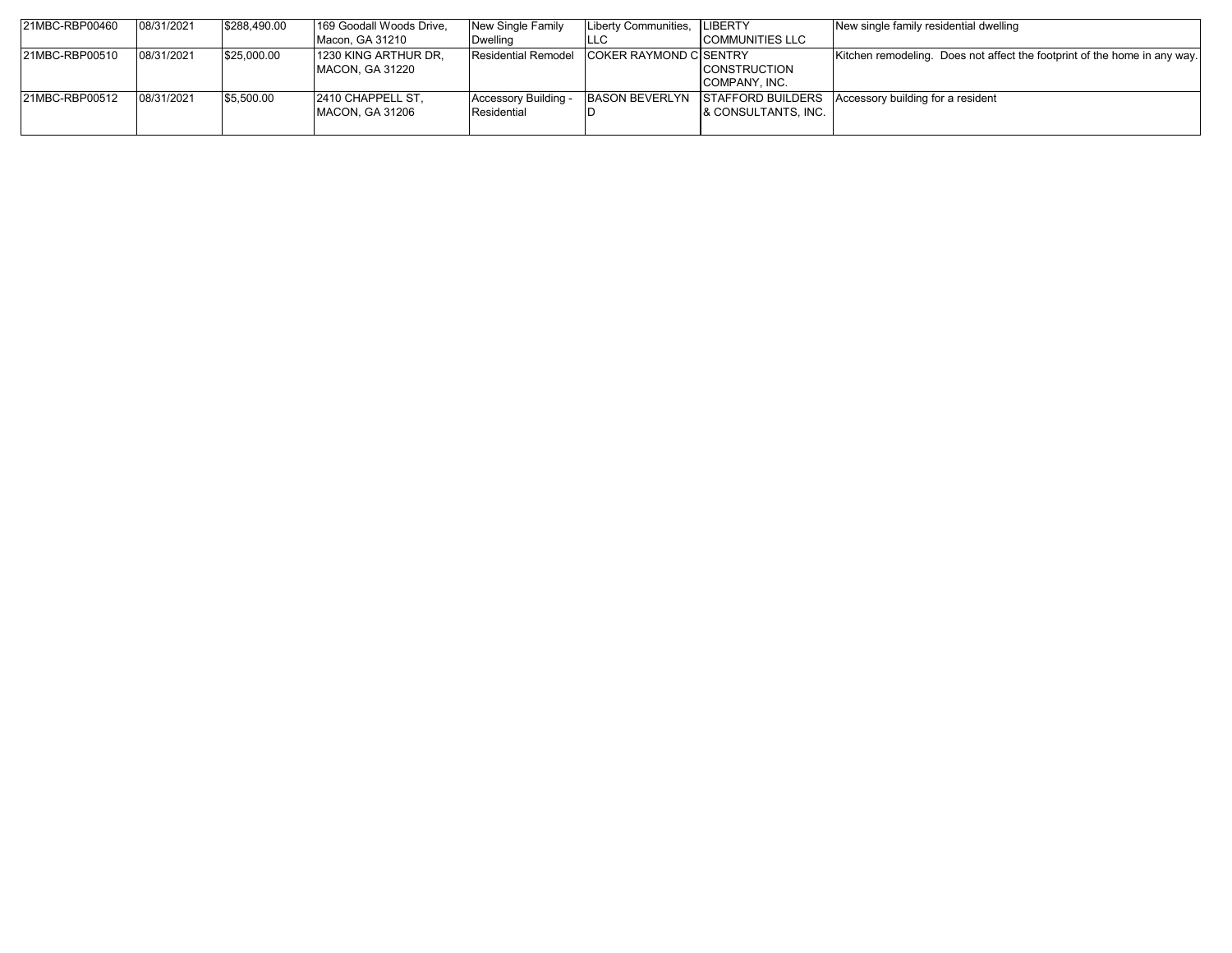| | | | | | | | |
|---|---|---|---|---|---|---|---|
| 21MBC-RBP00460 | 08/31/2021 | $288,490.00 | 169 Goodall Woods Drive, Macon, GA 31210 | New Single Family Dwelling | Liberty Communities, LLC | LIBERTY COMMUNITIES LLC | New single family residential dwelling |
| 21MBC-RBP00510 | 08/31/2021 | $25,000.00 | 1230 KING ARTHUR DR, MACON, GA 31220 | Residential Remodel | COKER RAYMOND C | SENTRY CONSTRUCTION COMPANY, INC. | Kitchen remodeling. Does not affect the footprint of the home in any way. |
| 21MBC-RBP00512 | 08/31/2021 | $5,500.00 | 2410 CHAPPELL ST, MACON, GA 31206 | Accessory Building - Residential | BASON BEVERLYN D | STAFFORD BUILDERS & CONSULTANTS, INC. | Accessory building for a resident |